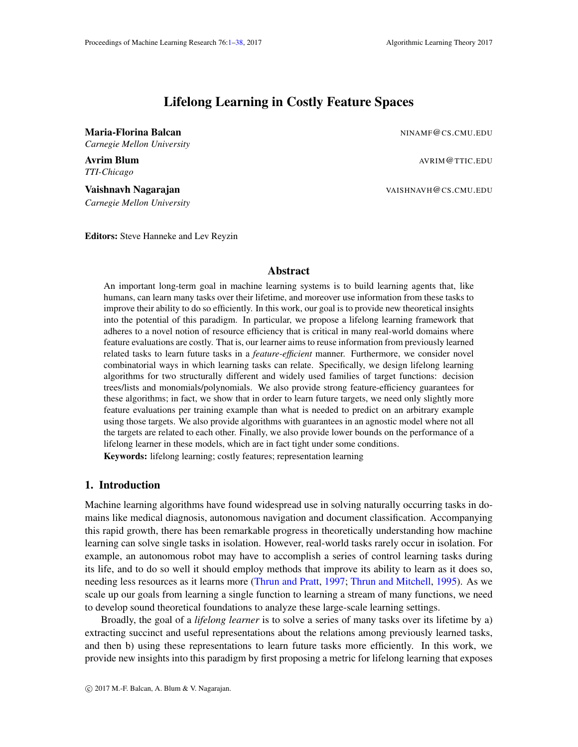# Lifelong Learning in Costly Feature Spaces

**Maria-Florina Balcan** NINAMF@CS.CMU.EDU
*Carnegie Mellon University*

**Avrim Blum** AVRIM@TTIC.EDU
*TTI-Chicago*

**Vaishnavh Nagarajan** VAISHNAVH@CS.CMU.EDU
*Carnegie Mellon University*

**Editors:** Steve Hanneke and Lev Reyzin

## Abstract

An important long-term goal in machine learning systems is to build learning agents that, like humans, can learn many tasks over their lifetime, and moreover use information from these tasks to improve their ability to do so efficiently. In this work, our goal is to provide new theoretical insights into the potential of this paradigm. In particular, we propose a lifelong learning framework that adheres to a novel notion of resource efficiency that is critical in many real-world domains where feature evaluations are costly. That is, our learner aims to reuse information from previously learned related tasks to learn future tasks in a *feature-efficient* manner. Furthermore, we consider novel combinatorial ways in which learning tasks can relate. Specifically, we design lifelong learning algorithms for two structurally different and widely used families of target functions: decision trees/lists and monomials/polynomials. We also provide strong feature-efficiency guarantees for these algorithms; in fact, we show that in order to learn future targets, we need only slightly more feature evaluations per training example than what is needed to predict on an arbitrary example using those targets. We also provide algorithms with guarantees in an agnostic model where not all the targets are related to each other. Finally, we also provide lower bounds on the performance of a lifelong learner in these models, which are in fact tight under some conditions.

**Keywords:** lifelong learning; costly features; representation learning

## 1. Introduction

Machine learning algorithms have found widespread use in solving naturally occurring tasks in domains like medical diagnosis, autonomous navigation and document classification. Accompanying this rapid growth, there has been remarkable progress in theoretically understanding how machine learning can solve single tasks in isolation. However, real-world tasks rarely occur in isolation. For example, an autonomous robot may have to accomplish a series of control learning tasks during its life, and to do so well it should employ methods that improve its ability to learn as it does so, needing less resources as it learns more (Thrun and Pratt, 1997; Thrun and Mitchell, 1995). As we scale up our goals from learning a single function to learning a stream of many functions, we need to develop sound theoretical foundations to analyze these large-scale learning settings.

Broadly, the goal of a *lifelong learner* is to solve a series of many tasks over its lifetime by a) extracting succinct and useful representations about the relations among previously learned tasks, and then b) using these representations to learn future tasks more efficiently. In this work, we provide new insights into this paradigm by first proposing a metric for lifelong learning that exposes

© 2017 M.-F. Balcan, A. Blum & V. Nagarajan.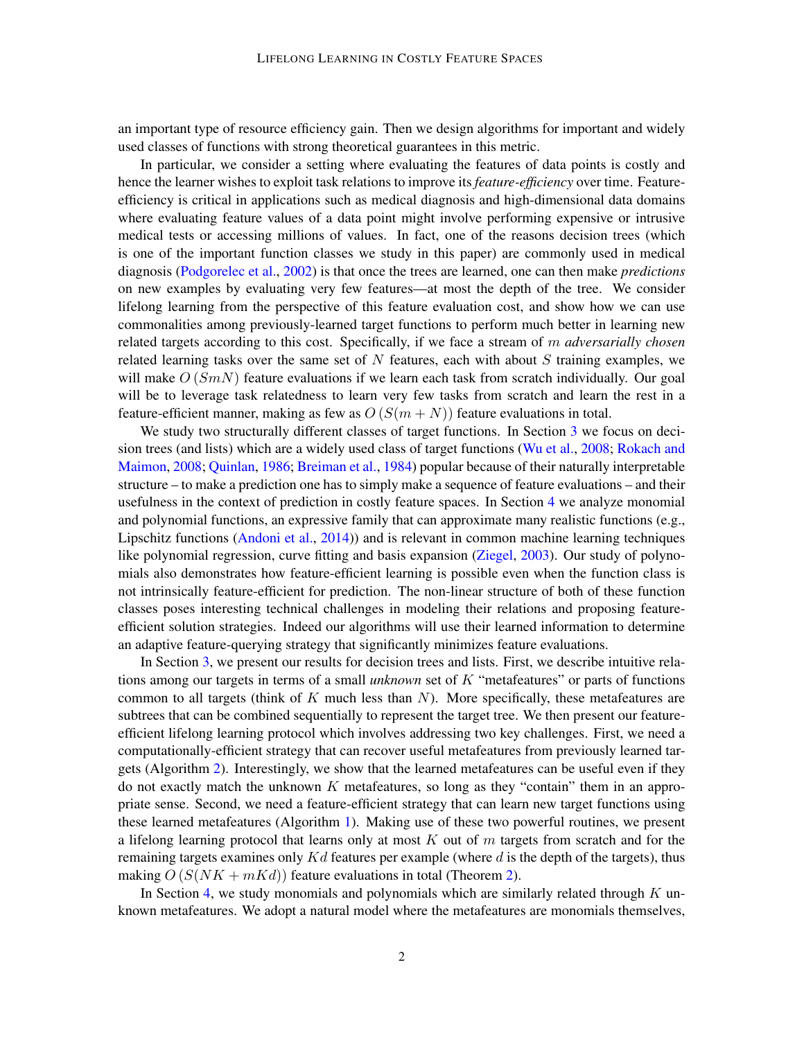an important type of resource efficiency gain. Then we design algorithms for important and widely used classes of functions with strong theoretical guarantees in this metric.

In particular, we consider a setting where evaluating the features of data points is costly and hence the learner wishes to exploit task relations to improve its *feature-efficiency* over time. Feature-efficiency is critical in applications such as medical diagnosis and high-dimensional data domains where evaluating feature values of a data point might involve performing expensive or intrusive medical tests or accessing millions of values. In fact, one of the reasons decision trees (which is one of the important function classes we study in this paper) are commonly used in medical diagnosis (Podgorelec et al., 2002) is that once the trees are learned, one can then make *predictions* on new examples by evaluating very few features—at most the depth of the tree. We consider lifelong learning from the perspective of this feature evaluation cost, and show how we can use commonalities among previously-learned target functions to perform much better in learning new related targets according to this cost. Specifically, if we face a stream of $m$ *adversarially chosen* related learning tasks over the same set of $N$ features, each with about $S$ training examples, we will make $O(SmN)$ feature evaluations if we learn each task from scratch individually. Our goal will be to leverage task relatedness to learn very few tasks from scratch and learn the rest in a feature-efficient manner, making as few as $O(S(m+N))$ feature evaluations in total.

We study two structurally different classes of target functions. In Section 3 we focus on decision trees (and lists) which are a widely used class of target functions (Wu et al., 2008; Rokach and Maimon, 2008; Quinlan, 1986; Breiman et al., 1984) popular because of their naturally interpretable structure – to make a prediction one has to simply make a sequence of feature evaluations – and their usefulness in the context of prediction in costly feature spaces. In Section 4 we analyze monomial and polynomial functions, an expressive family that can approximate many realistic functions (e.g., Lipschitz functions (Andoni et al., 2014)) and is relevant in common machine learning techniques like polynomial regression, curve fitting and basis expansion (Ziegel, 2003). Our study of polynomials also demonstrates how feature-efficient learning is possible even when the function class is not intrinsically feature-efficient for prediction. The non-linear structure of both of these function classes poses interesting technical challenges in modeling their relations and proposing feature-efficient solution strategies. Indeed our algorithms will use their learned information to determine an adaptive feature-querying strategy that significantly minimizes feature evaluations.

In Section 3, we present our results for decision trees and lists. First, we describe intuitive relations among our targets in terms of a small *unknown* set of $K$ "metafeatures" or parts of functions common to all targets (think of $K$ much less than $N$). More specifically, these metafeatures are subtrees that can be combined sequentially to represent the target tree. We then present our feature-efficient lifelong learning protocol which involves addressing two key challenges. First, we need a computationally-efficient strategy that can recover useful metafeatures from previously learned targets (Algorithm 2). Interestingly, we show that the learned metafeatures can be useful even if they do not exactly match the unknown $K$ metafeatures, so long as they "contain" them in an appropriate sense. Second, we need a feature-efficient strategy that can learn new target functions using these learned metafeatures (Algorithm 1). Making use of these two powerful routines, we present a lifelong learning protocol that learns only at most $K$ out of $m$ targets from scratch and for the remaining targets examines only $Kd$ features per example (where $d$ is the depth of the targets), thus making $O(S(NK+mKd))$ feature evaluations in total (Theorem 2).

In Section 4, we study monomials and polynomials which are similarly related through $K$ unknown metafeatures. We adopt a natural model where the metafeatures are monomials themselves,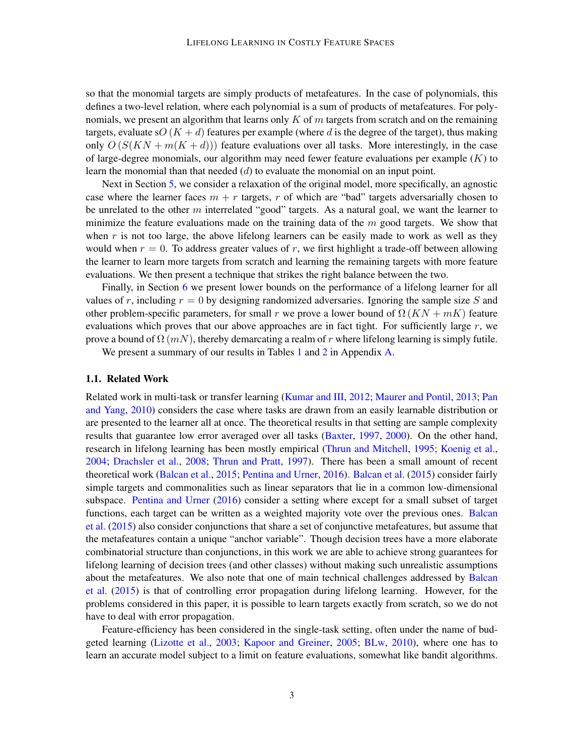so that the monomial targets are simply products of metafeatures. In the case of polynomials, this defines a two-level relation, where each polynomial is a sum of products of metafeatures. For polynomials, we present an algorithm that learns only $K$ of $m$ targets from scratch and on the remaining targets, evaluate s$O(K+d)$ features per example (where $d$ is the degree of the target), thus making only $O(S(KN + m(K+d)))$ feature evaluations over all tasks. More interestingly, in the case of large-degree monomials, our algorithm may need fewer feature evaluations per example ($K$) to learn the monomial than that needed ($d$) to evaluate the monomial on an input point.

Next in Section 5, we consider a relaxation of the original model, more specifically, an agnostic case where the learner faces $m + r$ targets, $r$ of which are "bad" targets adversarially chosen to be unrelated to the other $m$ interrelated "good" targets. As a natural goal, we want the learner to minimize the feature evaluations made on the training data of the $m$ good targets. We show that when $r$ is not too large, the above lifelong learners can be easily made to work as well as they would when $r = 0$. To address greater values of $r$, we first highlight a trade-off between allowing the learner to learn more targets from scratch and learning the remaining targets with more feature evaluations. We then present a technique that strikes the right balance between the two.

Finally, in Section 6 we present lower bounds on the performance of a lifelong learner for all values of $r$, including $r = 0$ by designing randomized adversaries. Ignoring the sample size $S$ and other problem-specific parameters, for small $r$ we prove a lower bound of $\Omega(KN + mK)$ feature evaluations which proves that our above approaches are in fact tight. For sufficiently large $r$, we prove a bound of $\Omega(mN)$, thereby demarcating a realm of $r$ where lifelong learning is simply futile.

We present a summary of our results in Tables 1 and 2 in Appendix A.

### 1.1. Related Work

Related work in multi-task or transfer learning (Kumar and III, 2012; Maurer and Pontil, 2013; Pan and Yang, 2010) considers the case where tasks are drawn from an easily learnable distribution or are presented to the learner all at once. The theoretical results in that setting are sample complexity results that guarantee low error averaged over all tasks (Baxter, 1997, 2000). On the other hand, research in lifelong learning has been mostly empirical (Thrun and Mitchell, 1995; Koenig et al., 2004; Drachsler et al., 2008; Thrun and Pratt, 1997). There has been a small amount of recent theoretical work (Balcan et al., 2015; Pentina and Urner, 2016). Balcan et al. (2015) consider fairly simple targets and commonalities such as linear separators that lie in a common low-dimensional subspace. Pentina and Urner (2016) consider a setting where except for a small subset of target functions, each target can be written as a weighted majority vote over the previous ones. Balcan et al. (2015) also consider conjunctions that share a set of conjunctive metafeatures, but assume that the metafeatures contain a unique "anchor variable". Though decision trees have a more elaborate combinatorial structure than conjunctions, in this work we are able to achieve strong guarantees for lifelong learning of decision trees (and other classes) without making such unrealistic assumptions about the metafeatures. We also note that one of main technical challenges addressed by Balcan et al. (2015) is that of controlling error propagation during lifelong learning. However, for the problems considered in this paper, it is possible to learn targets exactly from scratch, so we do not have to deal with error propagation.

Feature-efficiency has been considered in the single-task setting, often under the name of budgeted learning (Lizotte et al., 2003; Kapoor and Greiner, 2005; BLw, 2010), where one has to learn an accurate model subject to a limit on feature evaluations, somewhat like bandit algorithms.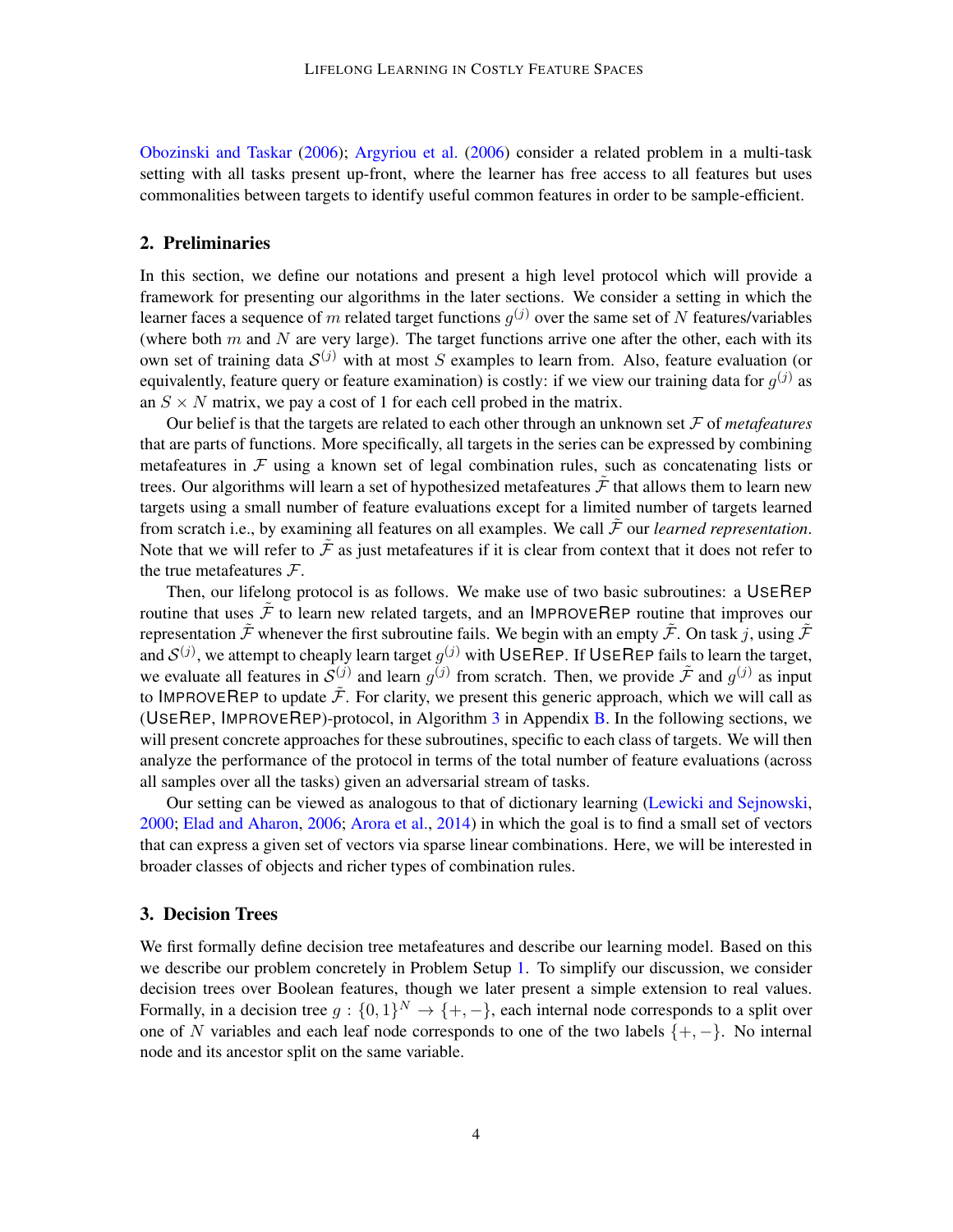Obozinski and Taskar (2006); Argyriou et al. (2006) consider a related problem in a multi-task setting with all tasks present up-front, where the learner has free access to all features but uses commonalities between targets to identify useful common features in order to be sample-efficient.

## 2. Preliminaries

In this section, we define our notations and present a high level protocol which will provide a framework for presenting our algorithms in the later sections. We consider a setting in which the learner faces a sequence of $m$ related target functions $g^{(j)}$ over the same set of $N$ features/variables (where both $m$ and $N$ are very large). The target functions arrive one after the other, each with its own set of training data $\mathcal{S}^{(j)}$ with at most $S$ examples to learn from. Also, feature evaluation (or equivalently, feature query or feature examination) is costly: if we view our training data for $g^{(j)}$ as an $S \times N$ matrix, we pay a cost of 1 for each cell probed in the matrix.

Our belief is that the targets are related to each other through an unknown set $\mathcal{F}$ of *metafeatures* that are parts of functions. More specifically, all targets in the series can be expressed by combining metafeatures in $\mathcal{F}$ using a known set of legal combination rules, such as concatenating lists or trees. Our algorithms will learn a set of hypothesized metafeatures $\tilde{\mathcal{F}}$ that allows them to learn new targets using a small number of feature evaluations except for a limited number of targets learned from scratch i.e., by examining all features on all examples. We call $\tilde{\mathcal{F}}$ our *learned representation*. Note that we will refer to $\tilde{\mathcal{F}}$ as just metafeatures if it is clear from context that it does not refer to the true metafeatures $\mathcal{F}$.

Then, our lifelong protocol is as follows. We make use of two basic subroutines: a USEREP routine that uses $\tilde{\mathcal{F}}$ to learn new related targets, and an IMPROVEREP routine that improves our representation $\tilde{\mathcal{F}}$ whenever the first subroutine fails. We begin with an empty $\tilde{\mathcal{F}}$. On task $j$, using $\tilde{\mathcal{F}}$ and $\mathcal{S}^{(j)}$, we attempt to cheaply learn target $g^{(j)}$ with USEREP. If USEREP fails to learn the target, we evaluate all features in $\mathcal{S}^{(j)}$ and learn $g^{(j)}$ from scratch. Then, we provide $\tilde{\mathcal{F}}$ and $g^{(j)}$ as input to IMPROVEREP to update $\tilde{\mathcal{F}}$. For clarity, we present this generic approach, which we will call as (USEREP, IMPROVEREP)-protocol, in Algorithm 3 in Appendix B. In the following sections, we will present concrete approaches for these subroutines, specific to each class of targets. We will then analyze the performance of the protocol in terms of the total number of feature evaluations (across all samples over all the tasks) given an adversarial stream of tasks.

Our setting can be viewed as analogous to that of dictionary learning (Lewicki and Sejnowski, 2000; Elad and Aharon, 2006; Arora et al., 2014) in which the goal is to find a small set of vectors that can express a given set of vectors via sparse linear combinations. Here, we will be interested in broader classes of objects and richer types of combination rules.

## 3. Decision Trees

We first formally define decision tree metafeatures and describe our learning model. Based on this we describe our problem concretely in Problem Setup 1. To simplify our discussion, we consider decision trees over Boolean features, though we later present a simple extension to real values. Formally, in a decision tree $g : \{0, 1\}^N \to \{+, -\}$, each internal node corresponds to a split over one of $N$ variables and each leaf node corresponds to one of the two labels $\{+, -\}$. No internal node and its ancestor split on the same variable.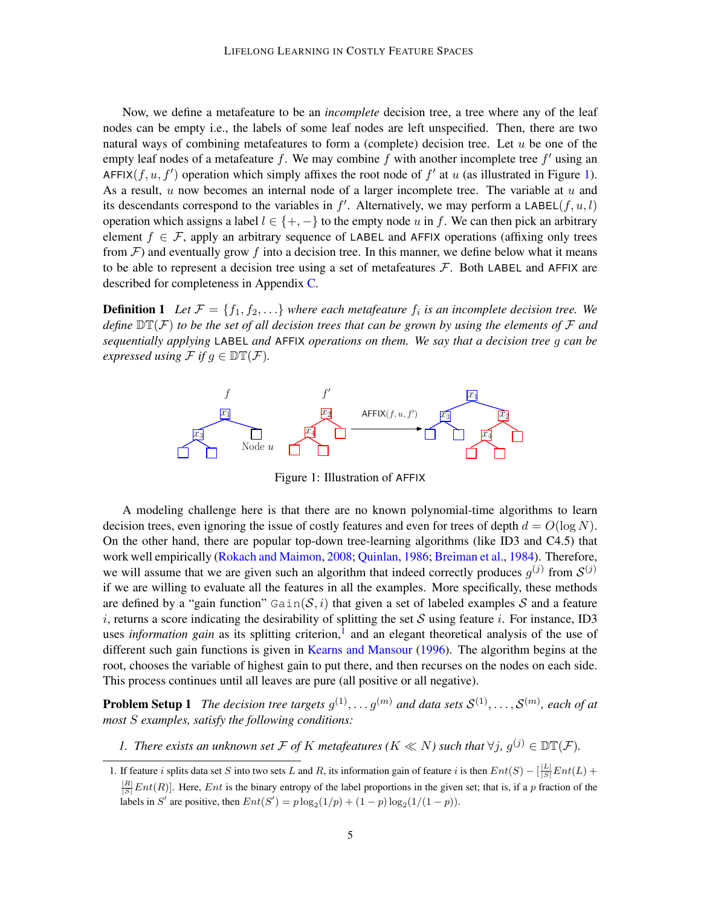Now, we define a metafeature to be an *incomplete* decision tree, a tree where any of the leaf nodes can be empty i.e., the labels of some leaf nodes are left unspecified. Then, there are two natural ways of combining metafeatures to form a (complete) decision tree. Let $u$ be one of the empty leaf nodes of a metafeature $f$. We may combine $f$ with another incomplete tree $f'$ using an $\mathsf{AFFIX}(f, u, f')$ operation which simply affixes the root node of $f'$ at $u$ (as illustrated in Figure 1). As a result, $u$ now becomes an internal node of a larger incomplete tree. The variable at $u$ and its descendants correspond to the variables in $f'$. Alternatively, we may perform a $\mathsf{LABEL}(f, u, l)$ operation which assigns a label $l \in \{+, -\}$ to the empty node $u$ in $f$. We can then pick an arbitrary element $f \in \mathcal{F}$, apply an arbitrary sequence of LABEL and AFFIX operations (affixing only trees from $\mathcal{F}$) and eventually grow $f$ into a decision tree. In this manner, we define below what it means to be able to represent a decision tree using a set of metafeatures $\mathcal{F}$. Both LABEL and AFFIX are described for completeness in Appendix C.

**Definition 1** *Let $\mathcal{F} = \{f_1, f_2, \ldots\}$ where each metafeature $f_i$ is an incomplete decision tree. We define $\mathbb{DT}(\mathcal{F})$ to be the set of all decision trees that can be grown by using the elements of $\mathcal{F}$ and sequentially applying LABEL and AFFIX operations on them. We say that a decision tree $g$ can be expressed using $\mathcal{F}$ if $g \in \mathbb{DT}(\mathcal{F})$.*

$f$

$f'$

$x_1$

$x_3$

Node $u$

$x_2$

$x_4$

$\mathsf{AFFIX}(f, u, f')$

$x_1$

$x_3$

$x_2$

$x_4$

Figure 1: Illustration of AFFIX

A modeling challenge here is that there are no known polynomial-time algorithms to learn decision trees, even ignoring the issue of costly features and even for trees of depth $d = O(\log N)$. On the other hand, there are popular top-down tree-learning algorithms (like ID3 and C4.5) that work well empirically (Rokach and Maimon, 2008; Quinlan, 1986; Breiman et al., 1984). Therefore, we will assume that we are given such an algorithm that indeed correctly produces $g^{(j)}$ from $\mathcal{S}^{(j)}$ if we are willing to evaluate all the features in all the examples. More specifically, these methods are defined by a "gain function" $\mathtt{Gain}(\mathcal{S}, i)$ that given a set of labeled examples $\mathcal{S}$ and a feature $i$, returns a score indicating the desirability of splitting the set $\mathcal{S}$ using feature $i$. For instance, ID3 uses *information gain* as its splitting criterion,[1] and an elegant theoretical analysis of the use of different such gain functions is given in Kearns and Mansour (1996). The algorithm begins at the root, chooses the variable of highest gain to put there, and then recurses on the nodes on each side. This process continues until all leaves are pure (all positive or all negative).

**Problem Setup 1** *The decision tree targets $g^{(1)}, \ldots g^{(m)}$ and data sets $\mathcal{S}^{(1)}, \ldots, \mathcal{S}^{(m)}$, each of at most $S$ examples, satisfy the following conditions:*

1. *There exists an unknown set $\mathcal{F}$ of $K$ metafeatures ($K \ll N$) such that $\forall j,\ g^{(j)} \in \mathbb{DT}(\mathcal{F})$.*

1. If feature $i$ splits data set $S$ into two sets $L$ and $R$, its information gain of feature $i$ is then $Ent(S) - [\frac{|L|}{|S|} Ent(L) + \frac{|R|}{|S|} Ent(R)]$. Here, $Ent$ is the binary entropy of the label proportions in the given set; that is, if a $p$ fraction of the labels in $S'$ are positive, then $Ent(S') = p \log_2(1/p) + (1-p) \log_2(1/(1-p))$.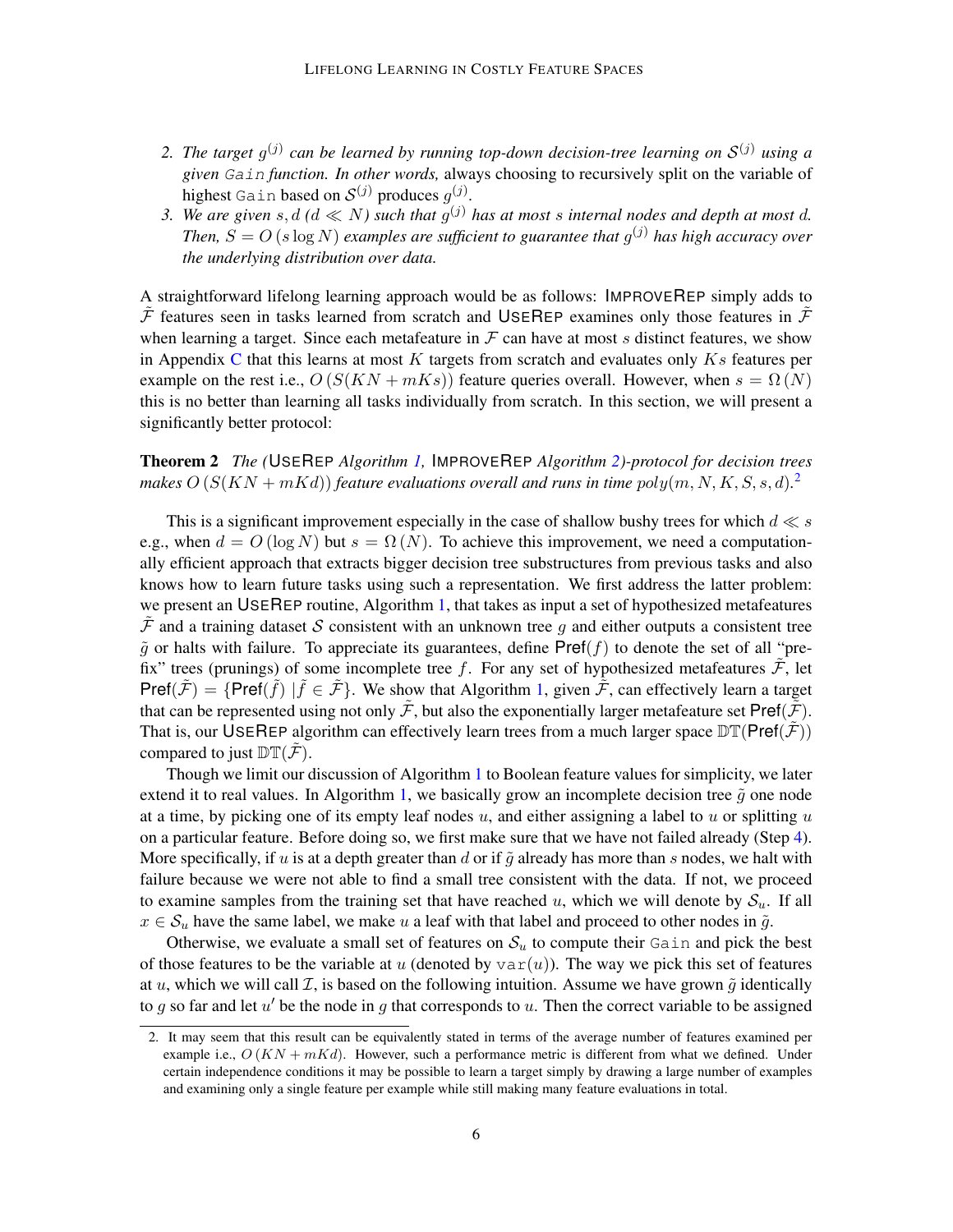2. *The target $g^{(j)}$ can be learned by running top-down decision-tree learning on $\mathcal{S}^{(j)}$ using a given* `Gain` *function. In other words,* always choosing to recursively split on the variable of highest `Gain` based on $\mathcal{S}^{(j)}$ produces $g^{(j)}$.
3. *We are given $s, d$ ($d \ll N$) such that $g^{(j)}$ has at most $s$ internal nodes and depth at most $d$. Then, $S = O(s \log N)$ examples are sufficient to guarantee that $g^{(j)}$ has high accuracy over the underlying distribution over data.*

A straightforward lifelong learning approach would be as follows: IMPROVEREP simply adds to $\tilde{\mathcal{F}}$ features seen in tasks learned from scratch and USEREP examines only those features in $\tilde{\mathcal{F}}$ when learning a target. Since each metafeature in $\mathcal{F}$ can have at most $s$ distinct features, we show in Appendix C that this learns at most $K$ targets from scratch and evaluates only $Ks$ features per example on the rest i.e., $O(S(KN + mKs))$ feature queries overall. However, when $s = \Omega(N)$ this is no better than learning all tasks individually from scratch. In this section, we will present a significantly better protocol:

**Theorem 2** *The (*USEREP *Algorithm 1,* IMPROVEREP *Algorithm 2)-protocol for decision trees makes $O(S(KN + mKd))$ feature evaluations overall and runs in time $poly(m, N, K, S, s, d)$.*[2]

This is a significant improvement especially in the case of shallow bushy trees for which $d \ll s$ e.g., when $d = O(\log N)$ but $s = \Omega(N)$. To achieve this improvement, we need a computationally efficient approach that extracts bigger decision tree substructures from previous tasks and also knows how to learn future tasks using such a representation. We first address the latter problem: we present an USEREP routine, Algorithm 1, that takes as input a set of hypothesized metafeatures $\tilde{\mathcal{F}}$ and a training dataset $\mathcal{S}$ consistent with an unknown tree $g$ and either outputs a consistent tree $\tilde{g}$ or halts with failure. To appreciate its guarantees, define $\mathsf{Pref}(f)$ to denote the set of all "prefix" trees (prunings) of some incomplete tree $f$. For any set of hypothesized metafeatures $\tilde{\mathcal{F}}$, let $\mathsf{Pref}(\tilde{\mathcal{F}}) = \{\mathsf{Pref}(\tilde{f}) \mid \tilde{f} \in \tilde{\mathcal{F}}\}$. We show that Algorithm 1, given $\tilde{\mathcal{F}}$, can effectively learn a target that can be represented using not only $\tilde{\mathcal{F}}$, but also the exponentially larger metafeature set $\mathsf{Pref}(\tilde{\mathcal{F}})$. That is, our USEREP algorithm can effectively learn trees from a much larger space $\mathbb{DT}(\mathsf{Pref}(\tilde{\mathcal{F}}))$ compared to just $\mathbb{DT}(\tilde{\mathcal{F}})$.

Though we limit our discussion of Algorithm 1 to Boolean feature values for simplicity, we later extend it to real values. In Algorithm 1, we basically grow an incomplete decision tree $\tilde{g}$ one node at a time, by picking one of its empty leaf nodes $u$, and either assigning a label to $u$ or splitting $u$ on a particular feature. Before doing so, we first make sure that we have not failed already (Step 4). More specifically, if $u$ is at a depth greater than $d$ or if $\tilde{g}$ already has more than $s$ nodes, we halt with failure because we were not able to find a small tree consistent with the data. If not, we proceed to examine samples from the training set that have reached $u$, which we will denote by $\mathcal{S}_u$. If all $x \in \mathcal{S}_u$ have the same label, we make $u$ a leaf with that label and proceed to other nodes in $\tilde{g}$.

Otherwise, we evaluate a small set of features on $\mathcal{S}_u$ to compute their `Gain` and pick the best of those features to be the variable at $u$ (denoted by $\mathtt{var}(u)$). The way we pick this set of features at $u$, which we will call $\mathcal{I}$, is based on the following intuition. Assume we have grown $\tilde{g}$ identically to $g$ so far and let $u'$ be the node in $g$ that corresponds to $u$. Then the correct variable to be assigned

2. It may seem that this result can be equivalently stated in terms of the average number of features examined per example i.e., $O(KN + mKd)$. However, such a performance metric is different from what we defined. Under certain independence conditions it may be possible to learn a target simply by drawing a large number of examples and examining only a single feature per example while still making many feature evaluations in total.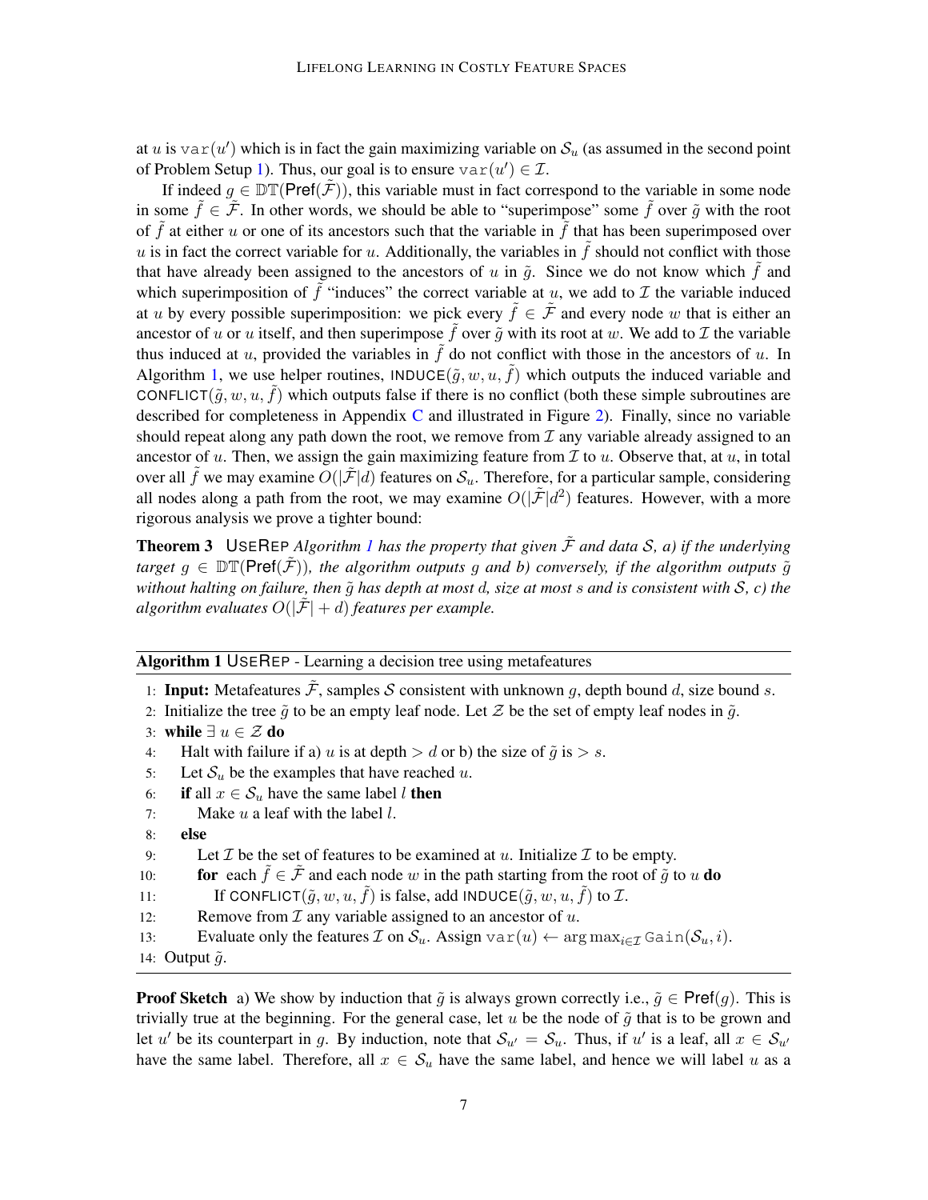at $u$ is $\texttt{var}(u')$ which is in fact the gain maximizing variable on $\mathcal{S}_u$ (as assumed in the second point of Problem Setup 1). Thus, our goal is to ensure $\texttt{var}(u') \in \mathcal{I}$.

If indeed $g \in \mathbb{DT}(\mathsf{Pref}(\tilde{\mathcal{F}}))$, this variable must in fact correspond to the variable in some node in some $\tilde{f} \in \tilde{\mathcal{F}}$. In other words, we should be able to "superimpose" some $\tilde{f}$ over $\tilde{g}$ with the root of $\tilde{f}$ at either $u$ or one of its ancestors such that the variable in $\tilde{f}$ that has been superimposed over $u$ is in fact the correct variable for $u$. Additionally, the variables in $\tilde{f}$ should not conflict with those that have already been assigned to the ancestors of $u$ in $\tilde{g}$. Since we do not know which $\tilde{f}$ and which superimposition of $\tilde{f}$ "induces" the correct variable at $u$, we add to $\mathcal{I}$ the variable induced at $u$ by every possible superimposition: we pick every $\tilde{f} \in \tilde{\mathcal{F}}$ and every node $w$ that is either an ancestor of $u$ or $u$ itself, and then superimpose $\tilde{f}$ over $\tilde{g}$ with its root at $w$. We add to $\mathcal{I}$ the variable thus induced at $u$, provided the variables in $\tilde{f}$ do not conflict with those in the ancestors of $u$. In Algorithm 1, we use helper routines, $\mathsf{INDUCE}(\tilde{g}, w, u, \tilde{f})$ which outputs the induced variable and $\mathsf{CONFLICT}(\tilde{g}, w, u, \tilde{f})$ which outputs false if there is no conflict (both these simple subroutines are described for completeness in Appendix C and illustrated in Figure 2). Finally, since no variable should repeat along any path down the root, we remove from $\mathcal{I}$ any variable already assigned to an ancestor of $u$. Then, we assign the gain maximizing feature from $\mathcal{I}$ to $u$. Observe that, at $u$, in total over all $\tilde{f}$ we may examine $O(|\tilde{\mathcal{F}}|d)$ features on $\mathcal{S}_u$. Therefore, for a particular sample, considering all nodes along a path from the root, we may examine $O(|\tilde{\mathcal{F}}|d^2)$ features. However, with a more rigorous analysis we prove a tighter bound:

**Theorem 3** USEREP *Algorithm 1 has the property that given $\tilde{\mathcal{F}}$ and data $\mathcal{S}$, a) if the underlying target $g \in \mathbb{DT}(\mathsf{Pref}(\tilde{\mathcal{F}}))$, the algorithm outputs $g$ and b) conversely, if the algorithm outputs $\tilde{g}$ without halting on failure, then $\tilde{g}$ has depth at most $d$, size at most $s$ and is consistent with $\mathcal{S}$, c) the algorithm evaluates $O(|\tilde{\mathcal{F}}| + d)$ features per example.*

---

**Algorithm 1** USEREP - Learning a decision tree using metafeatures

1: **Input:** Metafeatures $\tilde{\mathcal{F}}$, samples $\mathcal{S}$ consistent with unknown $g$, depth bound $d$, size bound $s$.
2: Initialize the tree $\tilde{g}$ to be an empty leaf node. Let $\mathcal{Z}$ be the set of empty leaf nodes in $\tilde{g}$.
3: **while** $\exists\, u \in \mathcal{Z}$ **do**
4: &nbsp;&nbsp;&nbsp;&nbsp;Halt with failure if a) $u$ is at depth $> d$ or b) the size of $\tilde{g}$ is $> s$.
5: &nbsp;&nbsp;&nbsp;&nbsp;Let $\mathcal{S}_u$ be the examples that have reached $u$.
6: &nbsp;&nbsp;&nbsp;&nbsp;**if** all $x \in \mathcal{S}_u$ have the same label $l$ **then**
7: &nbsp;&nbsp;&nbsp;&nbsp;&nbsp;&nbsp;&nbsp;&nbsp;Make $u$ a leaf with the label $l$.
8: &nbsp;&nbsp;&nbsp;&nbsp;**else**
9: &nbsp;&nbsp;&nbsp;&nbsp;&nbsp;&nbsp;&nbsp;&nbsp;Let $\mathcal{I}$ be the set of features to be examined at $u$. Initialize $\mathcal{I}$ to be empty.
10: &nbsp;&nbsp;&nbsp;&nbsp;&nbsp;&nbsp;&nbsp;**for** each $\tilde{f} \in \tilde{\mathcal{F}}$ and each node $w$ in the path starting from the root of $\tilde{g}$ to $u$ **do**
11: &nbsp;&nbsp;&nbsp;&nbsp;&nbsp;&nbsp;&nbsp;&nbsp;&nbsp;&nbsp;&nbsp;If $\mathsf{CONFLICT}(\tilde{g}, w, u, \tilde{f})$ is false, add $\mathsf{INDUCE}(\tilde{g}, w, u, \tilde{f})$ to $\mathcal{I}$.
12: &nbsp;&nbsp;&nbsp;&nbsp;&nbsp;&nbsp;&nbsp;Remove from $\mathcal{I}$ any variable assigned to an ancestor of $u$.
13: &nbsp;&nbsp;&nbsp;&nbsp;&nbsp;&nbsp;&nbsp;Evaluate only the features $\mathcal{I}$ on $\mathcal{S}_u$. Assign $\texttt{var}(u) \leftarrow \arg\max_{i \in \mathcal{I}} \texttt{Gain}(\mathcal{S}_u, i)$.
14: Output $\tilde{g}$.

---

**Proof Sketch** a) We show by induction that $\tilde{g}$ is always grown correctly i.e., $\tilde{g} \in \mathsf{Pref}(g)$. This is trivially true at the beginning. For the general case, let $u$ be the node of $\tilde{g}$ that is to be grown and let $u'$ be its counterpart in $g$. By induction, note that $\mathcal{S}_{u'} = \mathcal{S}_u$. Thus, if $u'$ is a leaf, all $x \in \mathcal{S}_{u'}$ have the same label. Therefore, all $x \in \mathcal{S}_u$ have the same label, and hence we will label $u$ as a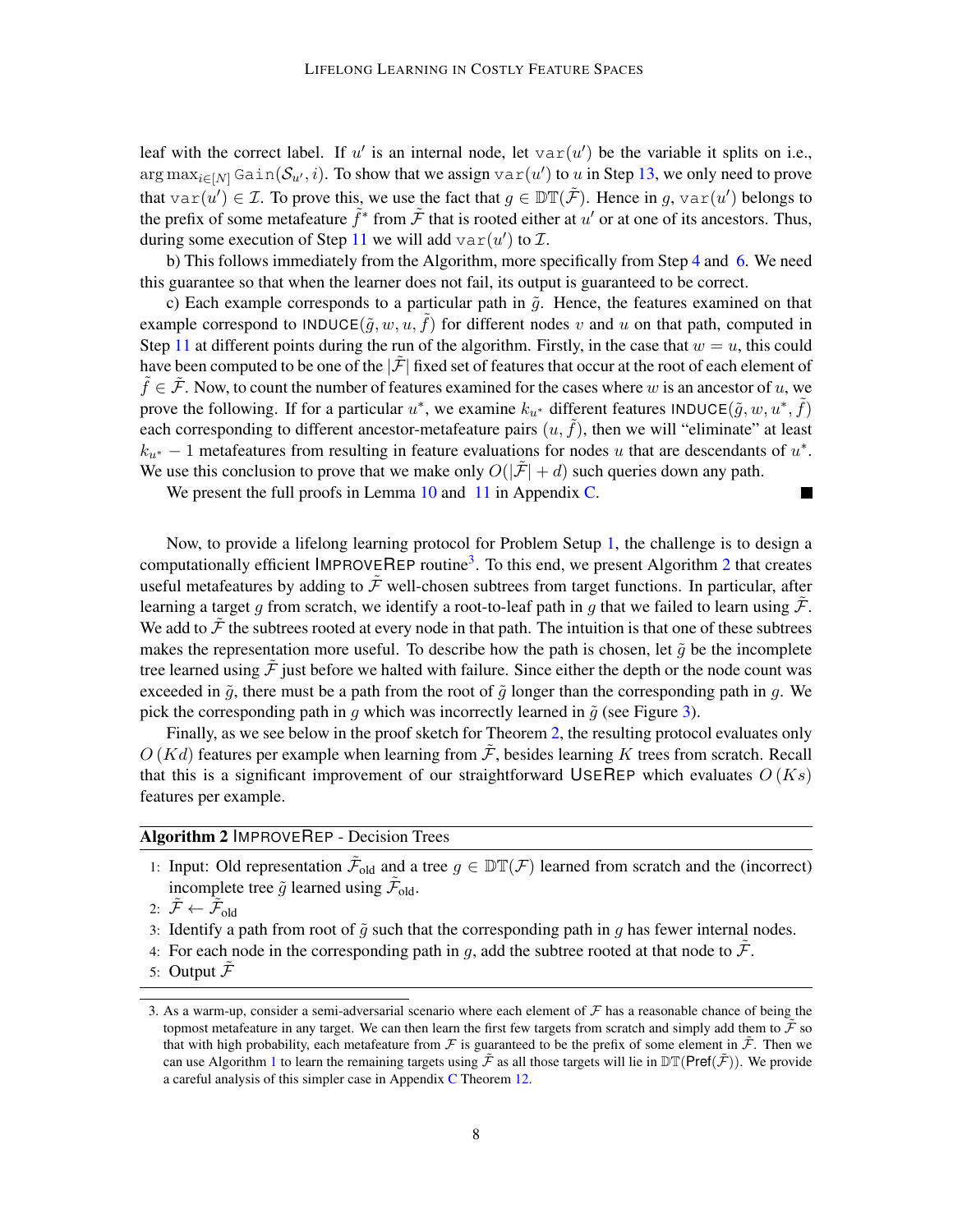leaf with the correct label. If $u'$ is an internal node, let $\mathtt{var}(u')$ be the variable it splits on i.e., $\arg\max_{i\in[N]} \mathtt{Gain}(\mathcal{S}_{u'}, i)$. To show that we assign $\mathtt{var}(u')$ to $u$ in Step 13, we only need to prove that $\mathtt{var}(u') \in \mathcal{I}$. To prove this, we use the fact that $g \in \mathbb{DT}(\tilde{\mathcal{F}})$. Hence in $g$, $\mathtt{var}(u')$ belongs to the prefix of some metafeature $\tilde{f}^*$ from $\tilde{\mathcal{F}}$ that is rooted either at $u'$ or at one of its ancestors. Thus, during some execution of Step 11 we will add $\mathtt{var}(u')$ to $\mathcal{I}$.

b) This follows immediately from the Algorithm, more specifically from Step 4 and 6. We need this guarantee so that when the learner does not fail, its output is guaranteed to be correct.

c) Each example corresponds to a particular path in $\tilde{g}$. Hence, the features examined on that example correspond to $\mathsf{INDUCE}(\tilde{g}, w, u, \tilde{f})$ for different nodes $v$ and $u$ on that path, computed in Step 11 at different points during the run of the algorithm. Firstly, in the case that $w = u$, this could have been computed to be one of the $|\tilde{\mathcal{F}}|$ fixed set of features that occur at the root of each element of $\tilde{f} \in \tilde{\mathcal{F}}$. Now, to count the number of features examined for the cases where $w$ is an ancestor of $u$, we prove the following. If for a particular $u^*$, we examine $k_{u^*}$ different features $\mathsf{INDUCE}(\tilde{g}, w, u^*, \tilde{f})$ each corresponding to different ancestor-metafeature pairs $(u, \tilde{f})$, then we will "eliminate" at least $k_{u^*} - 1$ metafeatures from resulting in feature evaluations for nodes $u$ that are descendants of $u^*$. We use this conclusion to prove that we make only $O(|\tilde{\mathcal{F}}| + d)$ such queries down any path.

We present the full proofs in Lemma 10 and 11 in Appendix C. ∎

Now, to provide a lifelong learning protocol for Problem Setup 1, the challenge is to design a computationally efficient IMPROVEREP routine[3]. To this end, we present Algorithm 2 that creates useful metafeatures by adding to $\tilde{\mathcal{F}}$ well-chosen subtrees from target functions. In particular, after learning a target $g$ from scratch, we identify a root-to-leaf path in $g$ that we failed to learn using $\tilde{\mathcal{F}}$. We add to $\tilde{\mathcal{F}}$ the subtrees rooted at every node in that path. The intuition is that one of these subtrees makes the representation more useful. To describe how the path is chosen, let $\tilde{g}$ be the incomplete tree learned using $\tilde{\mathcal{F}}$ just before we halted with failure. Since either the depth or the node count was exceeded in $\tilde{g}$, there must be a path from the root of $\tilde{g}$ longer than the corresponding path in $g$. We pick the corresponding path in $g$ which was incorrectly learned in $\tilde{g}$ (see Figure 3).

Finally, as we see below in the proof sketch for Theorem 2, the resulting protocol evaluates only $O(Kd)$ features per example when learning from $\tilde{\mathcal{F}}$, besides learning $K$ trees from scratch. Recall that this is a significant improvement of our straightforward USEREP which evaluates $O(Ks)$ features per example.

**Algorithm 2** IMPROVEREP - Decision Trees

1: Input: Old representation $\tilde{\mathcal{F}}_{\text{old}}$ and a tree $g \in \mathbb{DT}(\mathcal{F})$ learned from scratch and the (incorrect) incomplete tree $\tilde{g}$ learned using $\tilde{\mathcal{F}}_{\text{old}}$.
2: $\tilde{\mathcal{F}} \leftarrow \tilde{\mathcal{F}}_{\text{old}}$
3: Identify a path from root of $\tilde{g}$ such that the corresponding path in $g$ has fewer internal nodes.
4: For each node in the corresponding path in $g$, add the subtree rooted at that node to $\tilde{\mathcal{F}}$.
5: Output $\tilde{\mathcal{F}}$

3. As a warm-up, consider a semi-adversarial scenario where each element of $\mathcal{F}$ has a reasonable chance of being the topmost metafeature in any target. We can then learn the first few targets from scratch and simply add them to $\tilde{\mathcal{F}}$ so that with high probability, each metafeature from $\mathcal{F}$ is guaranteed to be the prefix of some element in $\tilde{\mathcal{F}}$. Then we can use Algorithm 1 to learn the remaining targets using $\tilde{\mathcal{F}}$ as all those targets will lie in $\mathbb{DT}(\mathsf{Pref}(\tilde{\mathcal{F}}))$. We provide a careful analysis of this simpler case in Appendix C Theorem 12.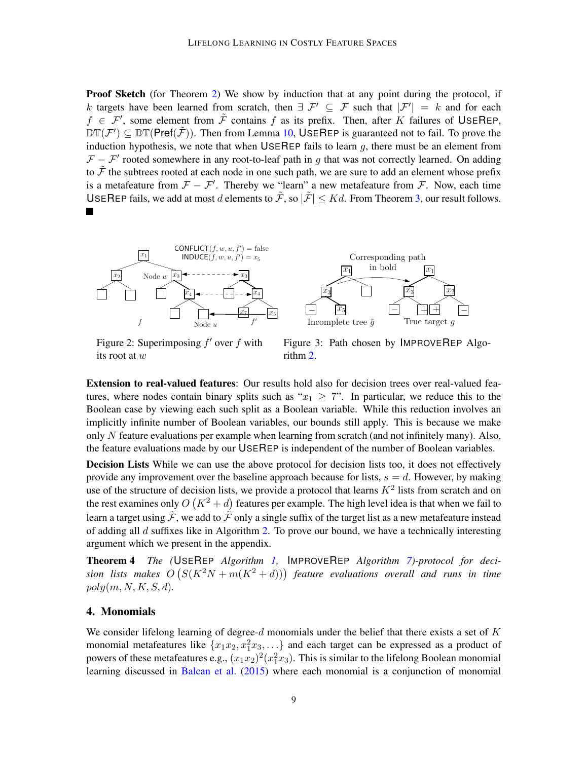**Proof Sketch** (for Theorem 2) We show by induction that at any point during the protocol, if $k$ targets have been learned from scratch, then $\exists\ \mathcal{F}' \subseteq \mathcal{F}$ such that $|\mathcal{F}'| = k$ and for each $f \in \mathcal{F}'$, some element from $\tilde{\mathcal{F}}$ contains $f$ as its prefix. Then, after $K$ failures of USEREP, $\mathbb{DT}(\mathcal{F}') \subseteq \mathbb{DT}(\mathsf{Pref}(\tilde{\mathcal{F}}))$. Then from Lemma 10, USEREP is guaranteed not to fail. To prove the induction hypothesis, we note that when USEREP fails to learn $g$, there must be an element from $\mathcal{F} - \mathcal{F}'$ rooted somewhere in any root-to-leaf path in $g$ that was not correctly learned. On adding to $\tilde{\mathcal{F}}$ the subtrees rooted at each node in one such path, we are sure to add an element whose prefix is a metafeature from $\mathcal{F} - \mathcal{F}'$. Thereby we "learn" a new metafeature from $\mathcal{F}$. Now, each time USEREP fails, we add at most $d$ elements to $\tilde{\mathcal{F}}$, so $|\tilde{\mathcal{F}}| \leq Kd$. From Theorem 3, our result follows. ■

CONFLICT$(f, w, u, f')$ = false
INDUCE$(f, w, u, f')$ = $x_5$
$x_1$
$x_2$
Node $w$
$x_3$
$x_3$
$x_4$
$x_4$
$x_7$
$x_5$
$f$
Node $u$
$f'$

Figure 2: Superimposing $f'$ over $f$ with its root at $w$

Corresponding path in bold
$x_1$
$x_1$
$x_3$
$x_3$
$x_2$
$x_5$
−
−
+
+
−
Incomplete tree $\tilde{g}$
True target $g$

Figure 3: Path chosen by IMPROVEREP Algorithm 2.

**Extension to real-valued features**: Our results hold also for decision trees over real-valued features, where nodes contain binary splits such as "$x_1 \geq 7$". In particular, we reduce this to the Boolean case by viewing each such split as a Boolean variable. While this reduction involves an implicitly infinite number of Boolean variables, our bounds still apply. This is because we make only $N$ feature evaluations per example when learning from scratch (and not infinitely many). Also, the feature evaluations made by our USEREP is independent of the number of Boolean variables.

**Decision Lists** While we can use the above protocol for decision lists too, it does not effectively provide any improvement over the baseline approach because for lists, $s = d$. However, by making use of the structure of decision lists, we provide a protocol that learns $K^2$ lists from scratch and on the rest examines only $O\left(K^2 + d\right)$ features per example. The high level idea is that when we fail to learn a target using $\tilde{\mathcal{F}}$, we add to $\tilde{\mathcal{F}}$ only a single suffix of the target list as a new metafeature instead of adding all $d$ suffixes like in Algorithm 2. To prove our bound, we have a technically interesting argument which we present in the appendix.

**Theorem 4** *The (*USEREP *Algorithm 1,* IMPROVEREP *Algorithm 7)-protocol for decision lists makes* $O\left(S(K^2N + m(K^2 + d))\right)$ *feature evaluations overall and runs in time* $poly(m, N, K, S, d)$*.*

## 4. Monomials

We consider lifelong learning of degree-$d$ monomials under the belief that there exists a set of $K$ monomial metafeatures like $\{x_1x_2, x_1^2x_3, \ldots\}$ and each target can be expressed as a product of powers of these metafeatures e.g., $(x_1x_2)^2(x_1^2x_3)$. This is similar to the lifelong Boolean monomial learning discussed in Balcan et al. (2015) where each monomial is a conjunction of monomial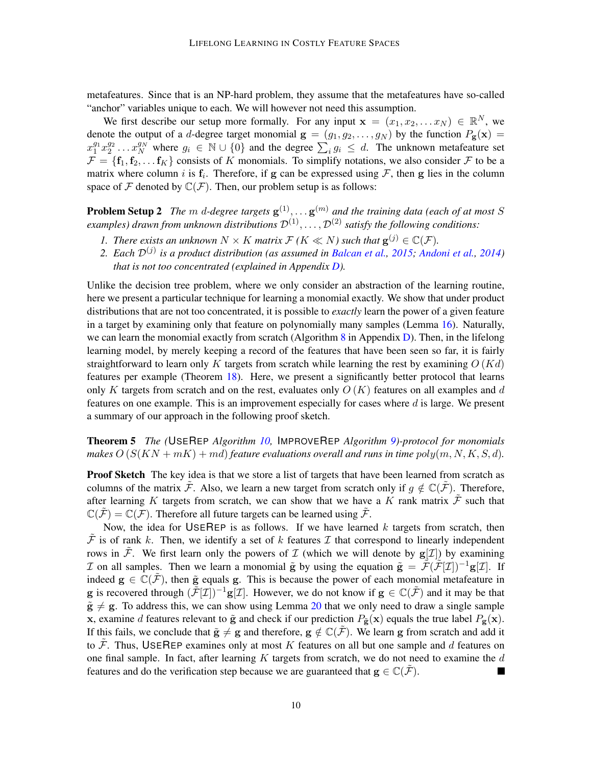metafeatures. Since that is an NP-hard problem, they assume that the metafeatures have so-called "anchor" variables unique to each. We will however not need this assumption.

We first describe our setup more formally. For any input $\mathbf{x} = (x_1, x_2, \ldots x_N) \in \mathbb{R}^N$, we denote the output of a $d$-degree target monomial $\mathbf{g} = (g_1, g_2, \ldots, g_N)$ by the function $P_{\mathbf{g}}(\mathbf{x}) = x_1^{g_1} x_2^{g_2} \ldots x_N^{g_N}$ where $g_i \in \mathbb{N} \cup \{0\}$ and the degree $\sum_i g_i \leq d$. The unknown metafeature set $\mathcal{F} = \{\mathbf{f}_1, \mathbf{f}_2, \ldots \mathbf{f}_K\}$ consists of $K$ monomials. To simplify notations, we also consider $\mathcal{F}$ to be a matrix where column $i$ is $\mathbf{f}_i$. Therefore, if $\mathbf{g}$ can be expressed using $\mathcal{F}$, then $\mathbf{g}$ lies in the column space of $\mathcal{F}$ denoted by $\mathbb{C}(\mathcal{F})$. Then, our problem setup is as follows:

**Problem Setup 2** *The $m$ $d$-degree targets $\mathbf{g}^{(1)}, \ldots \mathbf{g}^{(m)}$ and the training data (each of at most $S$ examples) drawn from unknown distributions $\mathcal{D}^{(1)}, \ldots, \mathcal{D}^{(2)}$ satisfy the following conditions:*

1. *There exists an unknown $N \times K$ matrix $\mathcal{F}$ ($K \ll N$) such that $\mathbf{g}^{(j)} \in \mathbb{C}(\mathcal{F})$.*
2. *Each $\mathcal{D}^{(j)}$ is a product distribution (as assumed in Balcan et al., 2015; Andoni et al., 2014) that is not too concentrated (explained in Appendix D).*

Unlike the decision tree problem, where we only consider an abstraction of the learning routine, here we present a particular technique for learning a monomial exactly. We show that under product distributions that are not too concentrated, it is possible to *exactly* learn the power of a given feature in a target by examining only that feature on polynomially many samples (Lemma 16). Naturally, we can learn the monomial exactly from scratch (Algorithm 8 in Appendix D). Then, in the lifelong learning model, by merely keeping a record of the features that have been seen so far, it is fairly straightforward to learn only $K$ targets from scratch while learning the rest by examining $O(Kd)$ features per example (Theorem 18). Here, we present a significantly better protocol that learns only $K$ targets from scratch and on the rest, evaluates only $O(K)$ features on all examples and $d$ features on one example. This is an improvement especially for cases where $d$ is large. We present a summary of our approach in the following proof sketch.

**Theorem 5** *The (*USEREP *Algorithm 10,* IMPROVEREP *Algorithm 9)-protocol for monomials makes $O(S(KN + mK) + md)$ feature evaluations overall and runs in time $poly(m, N, K, S, d)$.*

**Proof Sketch** The key idea is that we store a list of targets that have been learned from scratch as columns of the matrix $\tilde{\mathcal{F}}$. Also, we learn a new target from scratch only if $g \notin \mathbb{C}(\tilde{\mathcal{F}})$. Therefore, after learning $K$ targets from scratch, we can show that we have a $K$ rank matrix $\tilde{\mathcal{F}}$ such that $\mathbb{C}(\tilde{\mathcal{F}}) = \mathbb{C}(\mathcal{F})$. Therefore all future targets can be learned using $\tilde{\mathcal{F}}$.

Now, the idea for USEREP is as follows. If we have learned $k$ targets from scratch, then $\tilde{\mathcal{F}}$ is of rank $k$. Then, we identify a set of $k$ features $\mathcal{I}$ that correspond to linearly independent rows in $\tilde{\mathcal{F}}$. We first learn only the powers of $\mathcal{I}$ (which we will denote by $\mathbf{g}[\mathcal{I}]$) by examining $\mathcal{I}$ on all samples. Then we learn a monomial $\tilde{\mathbf{g}}$ by using the equation $\tilde{\mathbf{g}} = \tilde{\mathcal{F}}(\tilde{\mathcal{F}}[\mathcal{I}])^{-1}\mathbf{g}[\mathcal{I}]$. If indeed $\mathbf{g} \in \mathbb{C}(\tilde{\mathcal{F}})$, then $\tilde{\mathbf{g}}$ equals $\mathbf{g}$. This is because the power of each monomial metafeature in $\mathbf{g}$ is recovered through $(\tilde{\mathcal{F}}[\mathcal{I}])^{-1}\mathbf{g}[\mathcal{I}]$. However, we do not know if $\mathbf{g} \in \mathbb{C}(\tilde{\mathcal{F}})$ and it may be that $\tilde{\mathbf{g}} \neq \mathbf{g}$. To address this, we can show using Lemma 20 that we only need to draw a single sample $\mathbf{x}$, examine $d$ features relevant to $\tilde{\mathbf{g}}$ and check if our prediction $P_{\tilde{\mathbf{g}}}(\mathbf{x})$ equals the true label $P_{\mathbf{g}}(\mathbf{x})$. If this fails, we conclude that $\tilde{\mathbf{g}} \neq \mathbf{g}$ and therefore, $\mathbf{g} \notin \mathbb{C}(\tilde{\mathcal{F}})$. We learn $\mathbf{g}$ from scratch and add it to $\tilde{\mathcal{F}}$. Thus, USEREP examines only at most $K$ features on all but one sample and $d$ features on one final sample. In fact, after learning $K$ targets from scratch, we do not need to examine the $d$ features and do the verification step because we are guaranteed that $\mathbf{g} \in \mathbb{C}(\tilde{\mathcal{F}})$. ■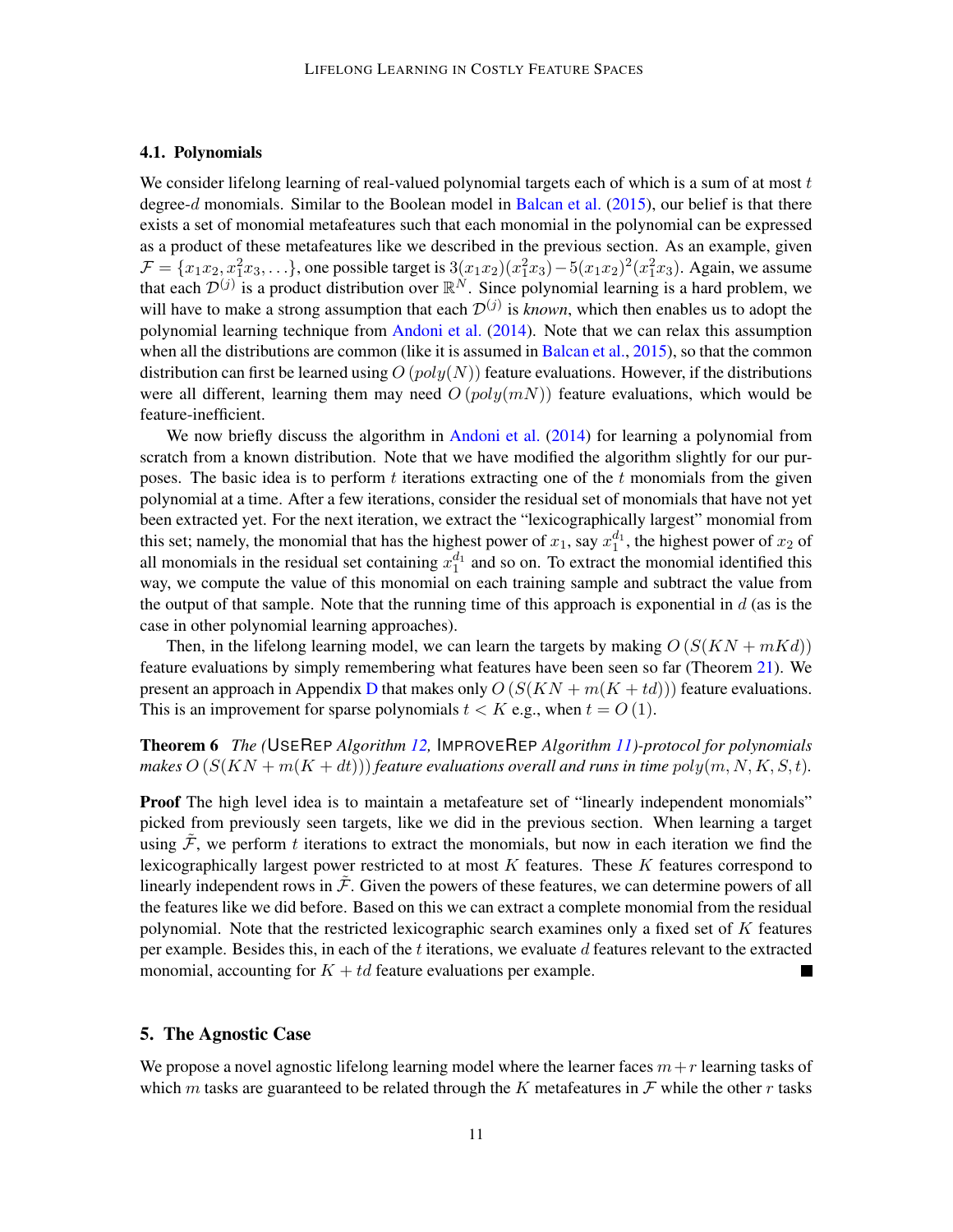### 4.1. Polynomials

We consider lifelong learning of real-valued polynomial targets each of which is a sum of at most $t$ degree-$d$ monomials. Similar to the Boolean model in Balcan et al. (2015), our belief is that there exists a set of monomial metafeatures such that each monomial in the polynomial can be expressed as a product of these metafeatures like we described in the previous section. As an example, given $\mathcal{F} = \{x_1x_2, x_1^2x_3, \ldots\}$, one possible target is $3(x_1x_2)(x_1^2x_3) - 5(x_1x_2)^2(x_1^2x_3)$. Again, we assume that each $\mathcal{D}^{(j)}$ is a product distribution over $\mathbb{R}^N$. Since polynomial learning is a hard problem, we will have to make a strong assumption that each $\mathcal{D}^{(j)}$ is *known*, which then enables us to adopt the polynomial learning technique from Andoni et al. (2014). Note that we can relax this assumption when all the distributions are common (like it is assumed in Balcan et al., 2015), so that the common distribution can first be learned using $O(poly(N))$ feature evaluations. However, if the distributions were all different, learning them may need $O(poly(mN))$ feature evaluations, which would be feature-inefficient.

We now briefly discuss the algorithm in Andoni et al. (2014) for learning a polynomial from scratch from a known distribution. Note that we have modified the algorithm slightly for our purposes. The basic idea is to perform $t$ iterations extracting one of the $t$ monomials from the given polynomial at a time. After a few iterations, consider the residual set of monomials that have not yet been extracted yet. For the next iteration, we extract the "lexicographically largest" monomial from this set; namely, the monomial that has the highest power of $x_1$, say $x_1^{d_1}$, the highest power of $x_2$ of all monomials in the residual set containing $x_1^{d_1}$ and so on. To extract the monomial identified this way, we compute the value of this monomial on each training sample and subtract the value from the output of that sample. Note that the running time of this approach is exponential in $d$ (as is the case in other polynomial learning approaches).

Then, in the lifelong learning model, we can learn the targets by making $O(S(KN + mKd))$ feature evaluations by simply remembering what features have been seen so far (Theorem 21). We present an approach in Appendix D that makes only $O(S(KN + m(K + td)))$ feature evaluations. This is an improvement for sparse polynomials $t < K$ e.g., when $t = O(1)$.

**Theorem 6** *The (*USEREP *Algorithm 12,* IMPROVEREP *Algorithm 11)-protocol for polynomials makes $O(S(KN + m(K + dt)))$ feature evaluations overall and runs in time $poly(m, N, K, S, t)$.*

**Proof** The high level idea is to maintain a metafeature set of "linearly independent monomials" picked from previously seen targets, like we did in the previous section. When learning a target using $\tilde{\mathcal{F}}$, we perform $t$ iterations to extract the monomials, but now in each iteration we find the lexicographically largest power restricted to at most $K$ features. These $K$ features correspond to linearly independent rows in $\tilde{\mathcal{F}}$. Given the powers of these features, we can determine powers of all the features like we did before. Based on this we can extract a complete monomial from the residual polynomial. Note that the restricted lexicographic search examines only a fixed set of $K$ features per example. Besides this, in each of the $t$ iterations, we evaluate $d$ features relevant to the extracted monomial, accounting for $K + td$ feature evaluations per example. ∎

## 5. The Agnostic Case

We propose a novel agnostic lifelong learning model where the learner faces $m + r$ learning tasks of which $m$ tasks are guaranteed to be related through the $K$ metafeatures in $\mathcal{F}$ while the other $r$ tasks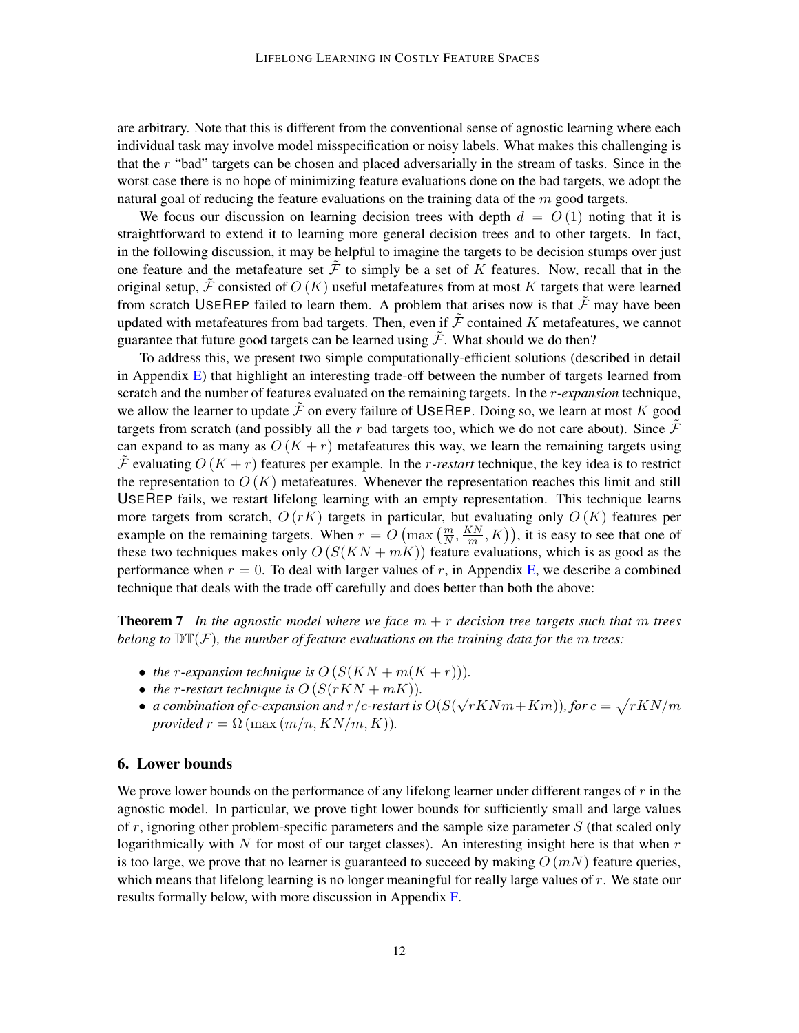are arbitrary. Note that this is different from the conventional sense of agnostic learning where each individual task may involve model misspecification or noisy labels. What makes this challenging is that the $r$ "bad" targets can be chosen and placed adversarially in the stream of tasks. Since in the worst case there is no hope of minimizing feature evaluations done on the bad targets, we adopt the natural goal of reducing the feature evaluations on the training data of the $m$ good targets.

We focus our discussion on learning decision trees with depth $d = O(1)$ noting that it is straightforward to extend it to learning more general decision trees and to other targets. In fact, in the following discussion, it may be helpful to imagine the targets to be decision stumps over just one feature and the metafeature set $\tilde{\mathcal{F}}$ to simply be a set of $K$ features. Now, recall that in the original setup, $\tilde{\mathcal{F}}$ consisted of $O(K)$ useful metafeatures from at most $K$ targets that were learned from scratch USEREP failed to learn them. A problem that arises now is that $\tilde{\mathcal{F}}$ may have been updated with metafeatures from bad targets. Then, even if $\tilde{\mathcal{F}}$ contained $K$ metafeatures, we cannot guarantee that future good targets can be learned using $\tilde{\mathcal{F}}$. What should we do then?

To address this, we present two simple computationally-efficient solutions (described in detail in Appendix E) that highlight an interesting trade-off between the number of targets learned from scratch and the number of features evaluated on the remaining targets. In the *$r$-expansion* technique, we allow the learner to update $\tilde{\mathcal{F}}$ on every failure of USEREP. Doing so, we learn at most $K$ good targets from scratch (and possibly all the $r$ bad targets too, which we do not care about). Since $\tilde{\mathcal{F}}$ can expand to as many as $O(K + r)$ metafeatures this way, we learn the remaining targets using $\tilde{\mathcal{F}}$ evaluating $O(K + r)$ features per example. In the *$r$-restart* technique, the key idea is to restrict the representation to $O(K)$ metafeatures. Whenever the representation reaches this limit and still USEREP fails, we restart lifelong learning with an empty representation. This technique learns more targets from scratch, $O(rK)$ targets in particular, but evaluating only $O(K)$ features per example on the remaining targets. When $r = O\left(\max\left(\frac{m}{N}, \frac{KN}{m}, K\right)\right)$, it is easy to see that one of these two techniques makes only $O(S(KN + mK))$ feature evaluations, which is as good as the performance when $r = 0$. To deal with larger values of $r$, in Appendix E, we describe a combined technique that deals with the trade off carefully and does better than both the above:

**Theorem 7** *In the agnostic model where we face $m + r$ decision tree targets such that $m$ trees belong to $\mathbb{DT}(\mathcal{F})$, the number of feature evaluations on the training data for the $m$ trees:*

- *the $r$-expansion technique is $O(S(KN + m(K + r)))$.*
- *the $r$-restart technique is $O(S(rKN + mK))$.*
- *a combination of $c$-expansion and $r/c$-restart is $O(S(\sqrt{rKNm} + Km))$, for $c = \sqrt{rKN/m}$ provided $r = \Omega(\max(m/n, KN/m, K))$.*

## 6. Lower bounds

We prove lower bounds on the performance of any lifelong learner under different ranges of $r$ in the agnostic model. In particular, we prove tight lower bounds for sufficiently small and large values of $r$, ignoring other problem-specific parameters and the sample size parameter $S$ (that scaled only logarithmically with $N$ for most of our target classes). An interesting insight here is that when $r$ is too large, we prove that no learner is guaranteed to succeed by making $O(mN)$ feature queries, which means that lifelong learning is no longer meaningful for really large values of $r$. We state our results formally below, with more discussion in Appendix F.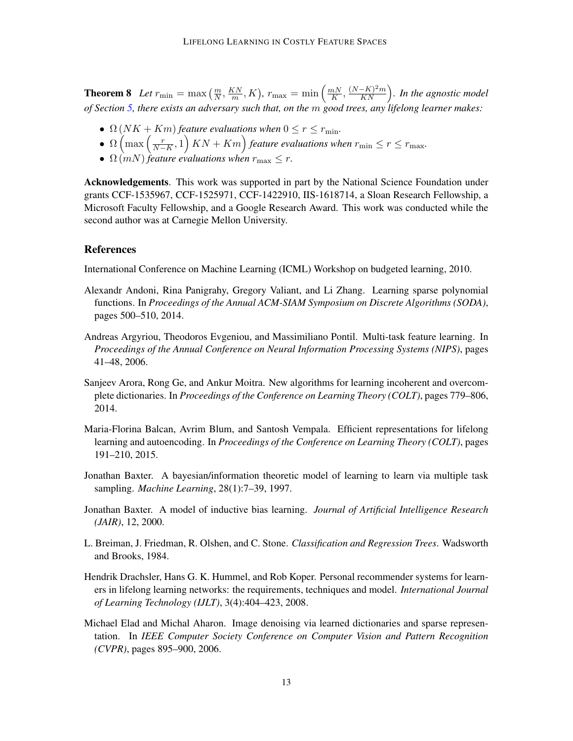**Theorem 8** *Let* $r_{\min} = \max\left(\frac{m}{N}, \frac{KN}{m}, K\right)$, $r_{\max} = \min\left(\frac{mN}{K}, \frac{(N-K)^2 m}{KN}\right)$. *In the agnostic model of Section 5, there exists an adversary such that, on the* $m$ *good trees, any lifelong learner makes:*

- $\Omega\left(NK + Km\right)$ *feature evaluations when* $0 \leq r \leq r_{\min}$.
- $\Omega\left(\max\left(\frac{r}{N-K}, 1\right) KN + Km\right)$ *feature evaluations when* $r_{\min} \leq r \leq r_{\max}$.
- $\Omega\left(mN\right)$ *feature evaluations when* $r_{\max} \leq r$.

**Acknowledgements**. This work was supported in part by the National Science Foundation under grants CCF-1535967, CCF-1525971, CCF-1422910, IIS-1618714, a Sloan Research Fellowship, a Microsoft Faculty Fellowship, and a Google Research Award. This work was conducted while the second author was at Carnegie Mellon University.

## References

International Conference on Machine Learning (ICML) Workshop on budgeted learning, 2010.

Alexandr Andoni, Rina Panigrahy, Gregory Valiant, and Li Zhang. Learning sparse polynomial functions. In *Proceedings of the Annual ACM-SIAM Symposium on Discrete Algorithms (SODA)*, pages 500–510, 2014.

Andreas Argyriou, Theodoros Evgeniou, and Massimiliano Pontil. Multi-task feature learning. In *Proceedings of the Annual Conference on Neural Information Processing Systems (NIPS)*, pages 41–48, 2006.

Sanjeev Arora, Rong Ge, and Ankur Moitra. New algorithms for learning incoherent and overcomplete dictionaries. In *Proceedings of the Conference on Learning Theory (COLT)*, pages 779–806, 2014.

Maria-Florina Balcan, Avrim Blum, and Santosh Vempala. Efficient representations for lifelong learning and autoencoding. In *Proceedings of the Conference on Learning Theory (COLT)*, pages 191–210, 2015.

Jonathan Baxter. A bayesian/information theoretic model of learning to learn via multiple task sampling. *Machine Learning*, 28(1):7–39, 1997.

Jonathan Baxter. A model of inductive bias learning. *Journal of Artificial Intelligence Research (JAIR)*, 12, 2000.

L. Breiman, J. Friedman, R. Olshen, and C. Stone. *Classification and Regression Trees*. Wadsworth and Brooks, 1984.

Hendrik Drachsler, Hans G. K. Hummel, and Rob Koper. Personal recommender systems for learners in lifelong learning networks: the requirements, techniques and model. *International Journal of Learning Technology (IJLT)*, 3(4):404–423, 2008.

Michael Elad and Michal Aharon. Image denoising via learned dictionaries and sparse representation. In *IEEE Computer Society Conference on Computer Vision and Pattern Recognition (CVPR)*, pages 895–900, 2006.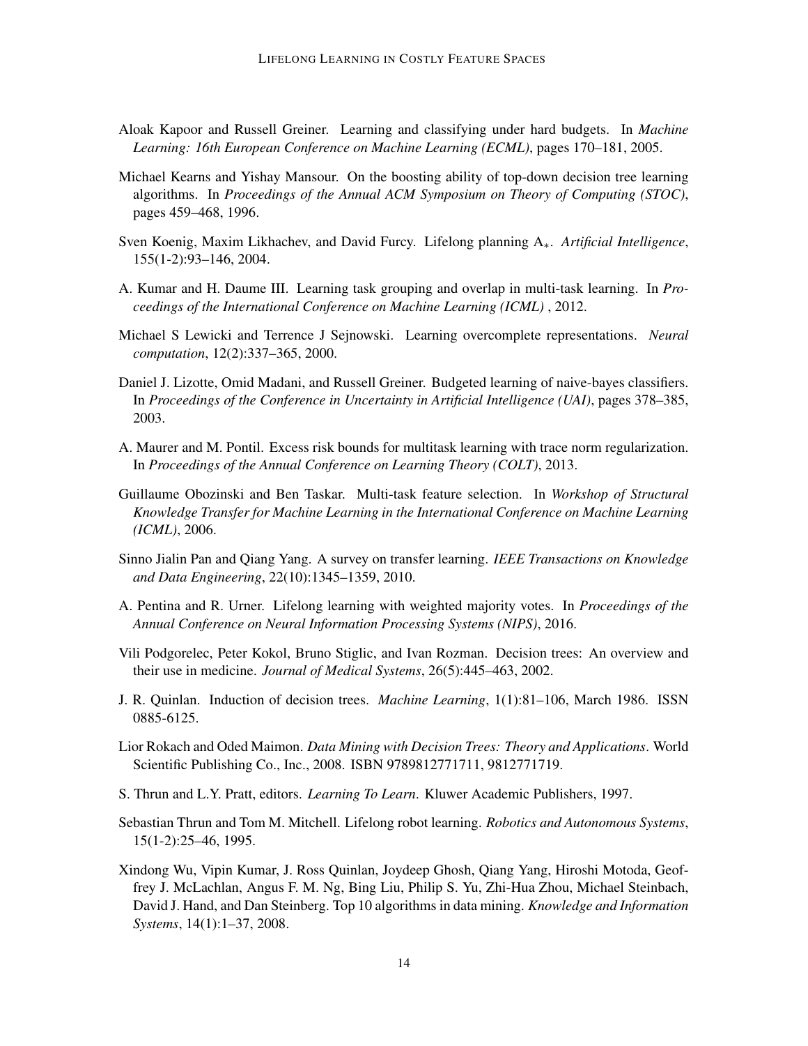Aloak Kapoor and Russell Greiner. Learning and classifying under hard budgets. In *Machine Learning: 16th European Conference on Machine Learning (ECML)*, pages 170–181, 2005.

Michael Kearns and Yishay Mansour. On the boosting ability of top-down decision tree learning algorithms. In *Proceedings of the Annual ACM Symposium on Theory of Computing (STOC)*, pages 459–468, 1996.

Sven Koenig, Maxim Likhachev, and David Furcy. Lifelong planning $A_*$. *Artificial Intelligence*, 155(1-2):93–146, 2004.

A. Kumar and H. Daume III. Learning task grouping and overlap in multi-task learning. In *Proceedings of the International Conference on Machine Learning (ICML)* , 2012.

Michael S Lewicki and Terrence J Sejnowski. Learning overcomplete representations. *Neural computation*, 12(2):337–365, 2000.

Daniel J. Lizotte, Omid Madani, and Russell Greiner. Budgeted learning of naive-bayes classifiers. In *Proceedings of the Conference in Uncertainty in Artificial Intelligence (UAI)*, pages 378–385, 2003.

A. Maurer and M. Pontil. Excess risk bounds for multitask learning with trace norm regularization. In *Proceedings of the Annual Conference on Learning Theory (COLT)*, 2013.

Guillaume Obozinski and Ben Taskar. Multi-task feature selection. In *Workshop of Structural Knowledge Transfer for Machine Learning in the International Conference on Machine Learning (ICML)*, 2006.

Sinno Jialin Pan and Qiang Yang. A survey on transfer learning. *IEEE Transactions on Knowledge and Data Engineering*, 22(10):1345–1359, 2010.

A. Pentina and R. Urner. Lifelong learning with weighted majority votes. In *Proceedings of the Annual Conference on Neural Information Processing Systems (NIPS)*, 2016.

Vili Podgorelec, Peter Kokol, Bruno Stiglic, and Ivan Rozman. Decision trees: An overview and their use in medicine. *Journal of Medical Systems*, 26(5):445–463, 2002.

J. R. Quinlan. Induction of decision trees. *Machine Learning*, 1(1):81–106, March 1986. ISSN 0885-6125.

Lior Rokach and Oded Maimon. *Data Mining with Decision Trees: Theory and Applications*. World Scientific Publishing Co., Inc., 2008. ISBN 9789812771711, 9812771719.

S. Thrun and L.Y. Pratt, editors. *Learning To Learn*. Kluwer Academic Publishers, 1997.

Sebastian Thrun and Tom M. Mitchell. Lifelong robot learning. *Robotics and Autonomous Systems*, 15(1-2):25–46, 1995.

Xindong Wu, Vipin Kumar, J. Ross Quinlan, Joydeep Ghosh, Qiang Yang, Hiroshi Motoda, Geoffrey J. McLachlan, Angus F. M. Ng, Bing Liu, Philip S. Yu, Zhi-Hua Zhou, Michael Steinbach, David J. Hand, and Dan Steinberg. Top 10 algorithms in data mining. *Knowledge and Information Systems*, 14(1):1–37, 2008.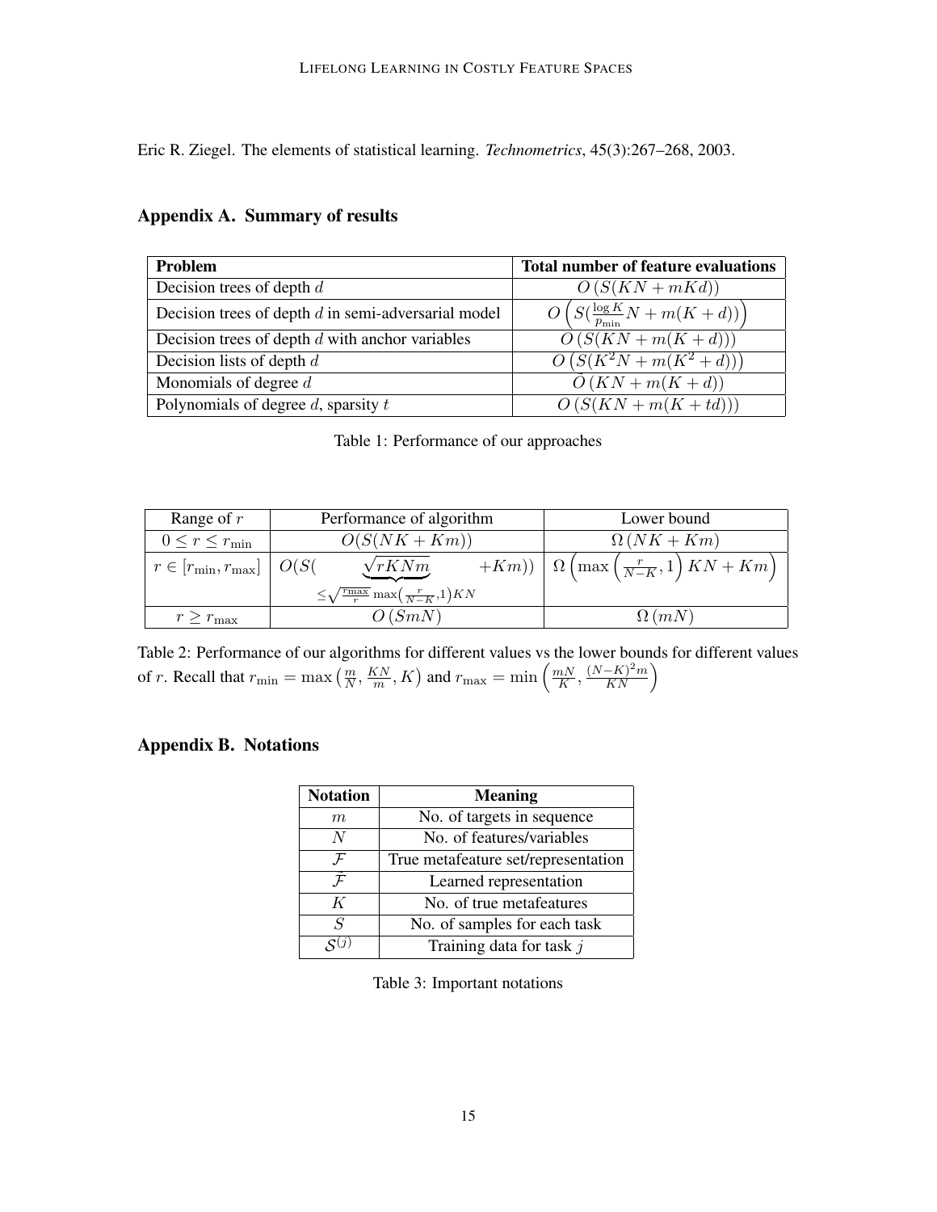Eric R. Ziegel. The elements of statistical learning. *Technometrics*, 45(3):267–268, 2003.

## Appendix A. Summary of results

| **Problem** | **Total number of feature evaluations** |
|---|---|
| Decision trees of depth $d$ | $O\left(S(KN + mKd)\right)$ |
| Decision trees of depth $d$ in semi-adversarial model | $O\left(S(\frac{\log K}{p_{\min}}N + m(K+d))\right)$ |
| Decision trees of depth $d$ with anchor variables | $O\left(S(KN + m(K+d))\right)$ |
| Decision lists of depth $d$ | $O\left(S(K^2N + m(K^2+d))\right)$ |
| Monomials of degree $d$ | $O\left(KN + m(K+d)\right)$ |
| Polynomials of degree $d$, sparsity $t$ | $O\left(S(KN + m(K+td))\right)$ |

Table 1: Performance of our approaches

| Range of $r$ | Performance of algorithm | Lower bound |
|---|---|---|
| $0 \le r \le r_{\min}$ | $O(S(NK + Km))$ | $\Omega\left(NK + Km\right)$ |
| $r \in [r_{\min}, r_{\max}]$ | $O(S(\underbrace{\sqrt{rKNm}}_{\le \sqrt{\frac{r_{\max}}{r}}\max\left(\frac{r}{N-K},1\right)KN} + Km))$ | $\Omega\left(\max\left(\frac{r}{N-K}, 1\right)KN + Km\right)$ |
| $r \ge r_{\max}$ | $O\left(SmN\right)$ | $\Omega\left(mN\right)$ |

Table 2: Performance of our algorithms for different values vs the lower bounds for different values of $r$. Recall that $r_{\min} = \max\left(\frac{m}{N}, \frac{KN}{m}, K\right)$ and $r_{\max} = \min\left(\frac{mN}{K}, \frac{(N-K)^2 m}{KN}\right)$

## Appendix B. Notations

| **Notation** | **Meaning** |
|---|---|
| $m$ | No. of targets in sequence |
| $N$ | No. of features/variables |
| $\mathcal{F}$ | True metafeature set/representation |
| $\hat{\mathcal{F}}$ | Learned representation |
| $K$ | No. of true metafeatures |
| $S$ | No. of samples for each task |
| $\mathcal{S}^{(j)}$ | Training data for task $j$ |

Table 3: Important notations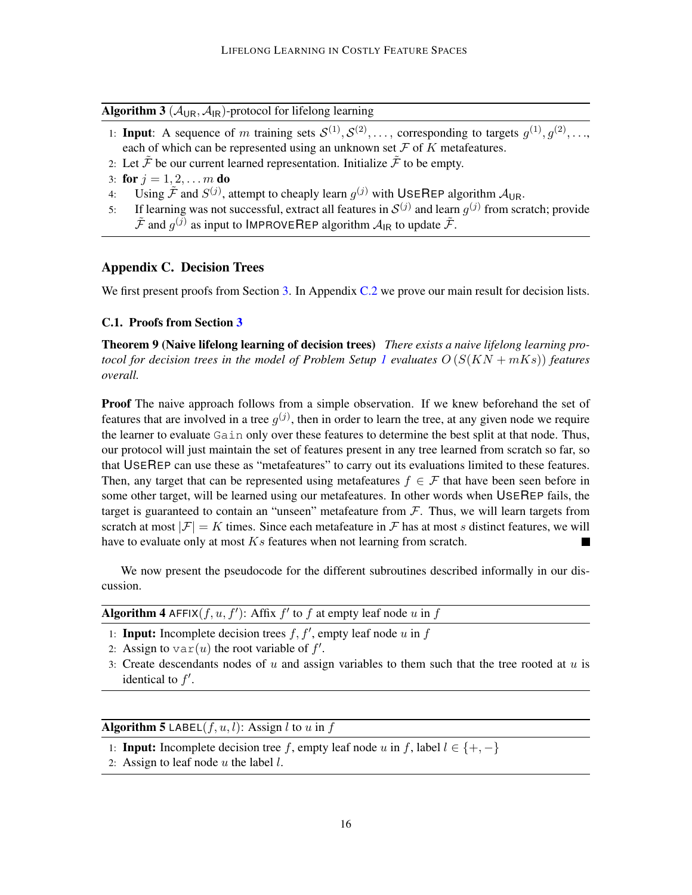**Algorithm 3** $(\mathcal{A}_{\mathsf{UR}}, \mathcal{A}_{\mathsf{IR}})$-protocol for lifelong learning

1: **Input**: A sequence of $m$ training sets $\mathcal{S}^{(1)}, \mathcal{S}^{(2)}, \ldots,$ corresponding to targets $g^{(1)}, g^{(2)}, \ldots,$ each of which can be represented using an unknown set $\mathcal{F}$ of $K$ metafeatures.
2: Let $\tilde{\mathcal{F}}$ be our current learned representation. Initialize $\tilde{\mathcal{F}}$ to be empty.
3: **for** $j = 1, 2, \ldots m$ **do**
4: &nbsp;&nbsp;&nbsp;&nbsp;Using $\tilde{\mathcal{F}}$ and $S^{(j)}$, attempt to cheaply learn $g^{(j)}$ with USEREP algorithm $\mathcal{A}_{\mathsf{UR}}$.
5: &nbsp;&nbsp;&nbsp;&nbsp;If learning was not successful, extract all features in $\mathcal{S}^{(j)}$ and learn $g^{(j)}$ from scratch; provide $\tilde{\mathcal{F}}$ and $g^{(j)}$ as input to IMPROVEREP algorithm $\mathcal{A}_{\mathsf{IR}}$ to update $\tilde{\mathcal{F}}$.

## Appendix C. Decision Trees

We first present proofs from Section 3. In Appendix C.2 we prove our main result for decision lists.

### C.1. Proofs from Section 3

**Theorem 9 (Naive lifelong learning of decision trees)** *There exists a naive lifelong learning protocol for decision trees in the model of Problem Setup 1 evaluates $O\left(S(KN + mKs)\right)$ features overall.*

**Proof** The naive approach follows from a simple observation. If we knew beforehand the set of features that are involved in a tree $g^{(j)}$, then in order to learn the tree, at any given node we require the learner to evaluate `Gain` only over these features to determine the best split at that node. Thus, our protocol will just maintain the set of features present in any tree learned from scratch so far, so that USEREP can use these as "metafeatures" to carry out its evaluations limited to these features. Then, any target that can be represented using metafeatures $f \in \mathcal{F}$ that have been seen before in some other target, will be learned using our metafeatures. In other words when USEREP fails, the target is guaranteed to contain an "unseen" metafeature from $\mathcal{F}$. Thus, we will learn targets from scratch at most $|\mathcal{F}| = K$ times. Since each metafeature in $\mathcal{F}$ has at most $s$ distinct features, we will have to evaluate only at most $Ks$ features when not learning from scratch. ∎

We now present the pseudocode for the different subroutines described informally in our discussion.

**Algorithm 4** AFFIX$(f, u, f')$: Affix $f'$ to $f$ at empty leaf node $u$ in $f$

1: **Input:** Incomplete decision trees $f, f'$, empty leaf node $u$ in $f$
2: Assign to `var`$(u)$ the root variable of $f'$.
3: Create descendants nodes of $u$ and assign variables to them such that the tree rooted at $u$ is identical to $f'$.

**Algorithm 5** LABEL$(f, u, l)$: Assign $l$ to $u$ in $f$

1: **Input:** Incomplete decision tree $f$, empty leaf node $u$ in $f$, label $l \in \{+, -\}$
2: Assign to leaf node $u$ the label $l$.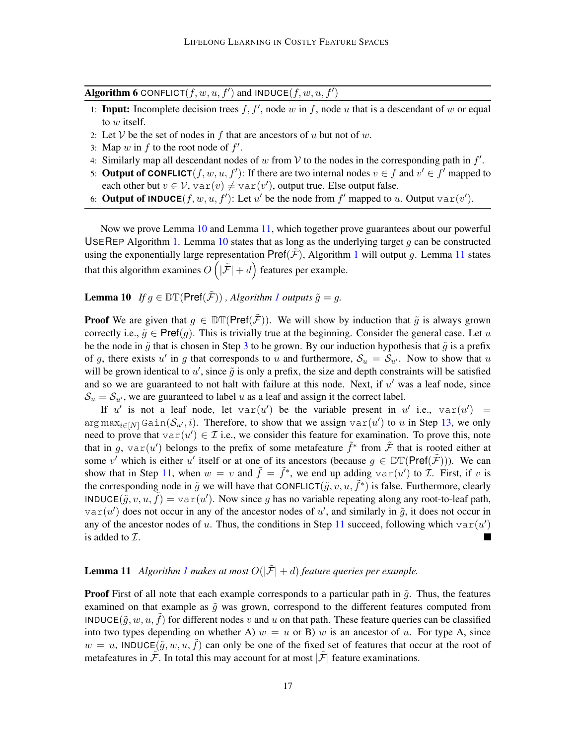**Algorithm 6** CONFLICT$(f, w, u, f')$ and INDUCE$(f, w, u, f')$

1: **Input:** Incomplete decision trees $f, f'$, node $w$ in $f$, node $u$ that is a descendant of $w$ or equal to $w$ itself.
2: Let $\mathcal{V}$ be the set of nodes in $f$ that are ancestors of $u$ but not of $w$.
3: Map $w$ in $f$ to the root node of $f'$.
4: Similarly map all descendant nodes of $w$ from $\mathcal{V}$ to the nodes in the corresponding path in $f'$.
5: **Output of CONFLICT**$(f, w, u, f')$: If there are two internal nodes $v \in f$ and $v' \in f'$ mapped to each other but $v \in \mathcal{V}$, $\texttt{var}(v) \neq \texttt{var}(v')$, output true. Else output false.
6: **Output of INDUCE**$(f, w, u, f')$: Let $u'$ be the node from $f'$ mapped to $u$. Output $\texttt{var}(v')$.

Now we prove Lemma 10 and Lemma 11, which together prove guarantees about our powerful USEREP Algorithm 1. Lemma 10 states that as long as the underlying target $g$ can be constructed using the exponentially large representation $\mathsf{Pref}(\tilde{\mathcal{F}})$, Algorithm 1 will output $g$. Lemma 11 states that this algorithm examines $O\left(|\tilde{\mathcal{F}}| + d\right)$ features per example.

**Lemma 10** *If $g \in \mathbb{DT}(\mathsf{Pref}(\tilde{\mathcal{F}}))$, Algorithm 1 outputs $\tilde{g} = g$.*

**Proof** We are given that $g \in \mathbb{DT}(\mathsf{Pref}(\tilde{\mathcal{F}}))$. We will show by induction that $\tilde{g}$ is always grown correctly i.e., $\tilde{g} \in \mathsf{Pref}(g)$. This is trivially true at the beginning. Consider the general case. Let $u$ be the node in $\tilde{g}$ that is chosen in Step 3 to be grown. By our induction hypothesis that $\tilde{g}$ is a prefix of $g$, there exists $u'$ in $g$ that corresponds to $u$ and furthermore, $\mathcal{S}_u = \mathcal{S}_{u'}$. Now to show that $u$ will be grown identical to $u'$, since $\tilde{g}$ is only a prefix, the size and depth constraints will be satisfied and so we are guaranteed to not halt with failure at this node. Next, if $u'$ was a leaf node, since $\mathcal{S}_u = \mathcal{S}_{u'}$, we are guaranteed to label $u$ as a leaf and assign it the correct label.

If $u'$ is not a leaf node, let $\texttt{var}(u')$ be the variable present in $u'$ i.e., $\texttt{var}(u') = \arg\max_{i \in [N]} \texttt{Gain}(\mathcal{S}_{u'}, i)$. Therefore, to show that we assign $\texttt{var}(u')$ to $u$ in Step 13, we only need to prove that $\texttt{var}(u') \in \mathcal{I}$ i.e., we consider this feature for examination. To prove this, note that in $g$, $\texttt{var}(u')$ belongs to the prefix of some metafeature $\tilde{f}^*$ from $\tilde{\mathcal{F}}$ that is rooted either at some $v'$ which is either $u'$ itself or at one of its ancestors (because $g \in \mathbb{DT}(\mathsf{Pref}(\tilde{\mathcal{F}}))$). We can show that in Step 11, when $w = v$ and $\tilde{f} = \tilde{f}^*$, we end up adding $\texttt{var}(u')$ to $\mathcal{I}$. First, if $v$ is the corresponding node in $\tilde{g}$ we will have that CONFLICT$(\tilde{g}, v, u, \tilde{f}^*)$ is false. Furthermore, clearly INDUCE$(\tilde{g}, v, u, \tilde{f}) = \texttt{var}(u')$. Now since $g$ has no variable repeating along any root-to-leaf path, $\texttt{var}(u')$ does not occur in any of the ancestor nodes of $u'$, and similarly in $\tilde{g}$, it does not occur in any of the ancestor nodes of $u$. Thus, the conditions in Step 11 succeed, following which $\texttt{var}(u')$ is added to $\mathcal{I}$. ∎

**Lemma 11** *Algorithm 1 makes at most $O(|\tilde{\mathcal{F}}| + d)$ feature queries per example.*

**Proof** First of all note that each example corresponds to a particular path in $\tilde{g}$. Thus, the features examined on that example as $\tilde{g}$ was grown, correspond to the different features computed from INDUCE$(\tilde{g}, w, u, \tilde{f})$ for different nodes $v$ and $u$ on that path. These feature queries can be classified into two types depending on whether A) $w = u$ or B) $w$ is an ancestor of $u$. For type A, since $w = u$, INDUCE$(\tilde{g}, w, u, \tilde{f})$ can only be one of the fixed set of features that occur at the root of metafeatures in $\tilde{\mathcal{F}}$. In total this may account for at most $|\tilde{\mathcal{F}}|$ feature examinations.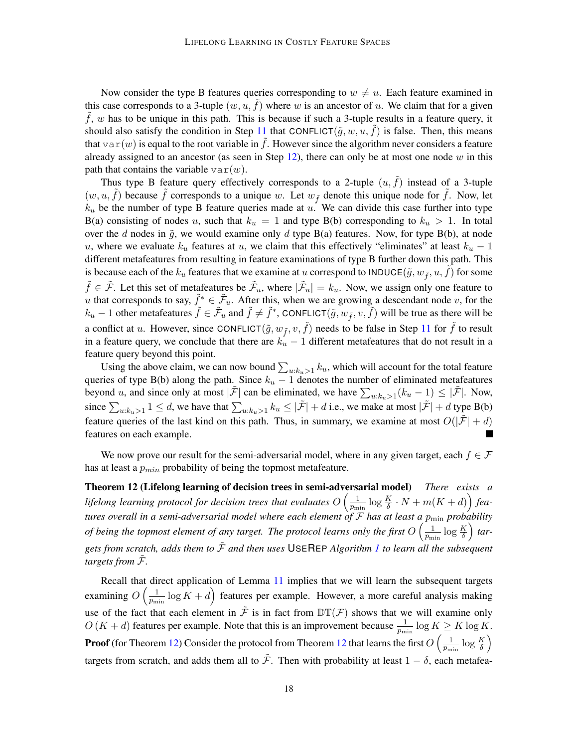Now consider the type B features queries corresponding to $w \neq u$. Each feature examined in this case corresponds to a 3-tuple $(w, u, \tilde{f})$ where $w$ is an ancestor of $u$. We claim that for a given $\tilde{f}$, $w$ has to be unique in this path. This is because if such a 3-tuple results in a feature query, it should also satisfy the condition in Step 11 that $\mathsf{CONFLICT}(\tilde{g}, w, u, \tilde{f})$ is false. Then, this means that $\mathtt{var}(w)$ is equal to the root variable in $\tilde{f}$. However since the algorithm never considers a feature already assigned to an ancestor (as seen in Step 12), there can only be at most one node $w$ in this path that contains the variable $\mathtt{var}(w)$.

Thus type B feature query effectively corresponds to a 2-tuple $(u, \tilde{f})$ instead of a 3-tuple $(w, u, \tilde{f})$ because $\tilde{f}$ corresponds to a unique $w$. Let $w_{\tilde{f}}$ denote this unique node for $\tilde{f}$. Now, let $k_u$ be the number of type B feature queries made at $u$. We can divide this case further into type B(a) consisting of nodes $u$, such that $k_u = 1$ and type B(b) corresponding to $k_u > 1$. In total over the $d$ nodes in $\tilde{g}$, we would examine only $d$ type B(a) features. Now, for type B(b), at node $u$, where we evaluate $k_u$ features at $u$, we claim that this effectively "eliminates" at least $k_u - 1$ different metafeatures from resulting in feature examinations of type B further down this path. This is because each of the $k_u$ features that we examine at $u$ correspond to $\mathsf{INDUCE}(\tilde{g}, w_{\tilde{f}}, u, \tilde{f})$ for some $\tilde{f} \in \tilde{\mathcal{F}}$. Let this set of metafeatures be $\tilde{\mathcal{F}}_u$, where $|\tilde{\mathcal{F}}_u| = k_u$. Now, we assign only one feature to $u$ that corresponds to say, $\tilde{f}^* \in \tilde{\mathcal{F}}_u$. After this, when we are growing a descendant node $v$, for the $k_u - 1$ other metafeatures $\tilde{f} \in \tilde{\mathcal{F}}_u$ and $\tilde{f} \neq \tilde{f}^*$, $\mathsf{CONFLICT}(\tilde{g}, w_{\tilde{f}}, v, \tilde{f})$ will be true as there will be a conflict at $u$. However, since $\mathsf{CONFLICT}(\tilde{g}, w_{\tilde{f}}, v, \tilde{f})$ needs to be false in Step 11 for $\tilde{f}$ to result in a feature query, we conclude that there are $k_u - 1$ different metafeatures that do not result in a feature query beyond this point.

Using the above claim, we can now bound $\sum_{u:k_u>1} k_u$, which will account for the total feature queries of type B(b) along the path. Since $k_u - 1$ denotes the number of eliminated metafeatures beyond $u$, and since only at most $|\tilde{\mathcal{F}}|$ can be eliminated, we have $\sum_{u:k_u>1}(k_u - 1) \leq |\tilde{\mathcal{F}}|$. Now, since $\sum_{u:k_u>1} 1 \leq d$, we have that $\sum_{u:k_u>1} k_u \leq |\tilde{\mathcal{F}}| + d$ i.e., we make at most $|\tilde{\mathcal{F}}| + d$ type B(b) feature queries of the last kind on this path. Thus, in summary, we examine at most $O(|\tilde{\mathcal{F}}| + d)$ features on each example. ■

We now prove our result for the semi-adversarial model, where in any given target, each $f \in \mathcal{F}$ has at least a $p_{min}$ probability of being the topmost metafeature.

**Theorem 12 (Lifelong learning of decision trees in semi-adversarial model)** *There exists a lifelong learning protocol for decision trees that evaluates $O\left(\frac{1}{p_{\min}} \log \frac{K}{\delta} \cdot N + m(K + d)\right)$ features overall in a semi-adversarial model where each element of $\mathcal{F}$ has at least a $p_{\min}$ probability of being the topmost element of any target. The protocol learns only the first $O\left(\frac{1}{p_{\min}} \log \frac{K}{\delta}\right)$ targets from scratch, adds them to $\tilde{\mathcal{F}}$ and then uses* USEREP *Algorithm 1 to learn all the subsequent targets from $\tilde{\mathcal{F}}$.*

Recall that direct application of Lemma 11 implies that we will learn the subsequent targets examining $O\left(\frac{1}{p_{\min}} \log K + d\right)$ features per example. However, a more careful analysis making use of the fact that each element in $\tilde{\mathcal{F}}$ is in fact from $\mathbb{DT}(\mathcal{F})$ shows that we will examine only $O(K + d)$ features per example. Note that this is an improvement because $\frac{1}{p_{\min}} \log K \geq K \log K$.

**Proof** (for Theorem 12) Consider the protocol from Theorem 12 that learns the first $O\left(\frac{1}{p_{\min}} \log \frac{K}{\delta}\right)$ targets from scratch, and adds them all to $\tilde{\mathcal{F}}$. Then with probability at least $1 - \delta$, each metafea-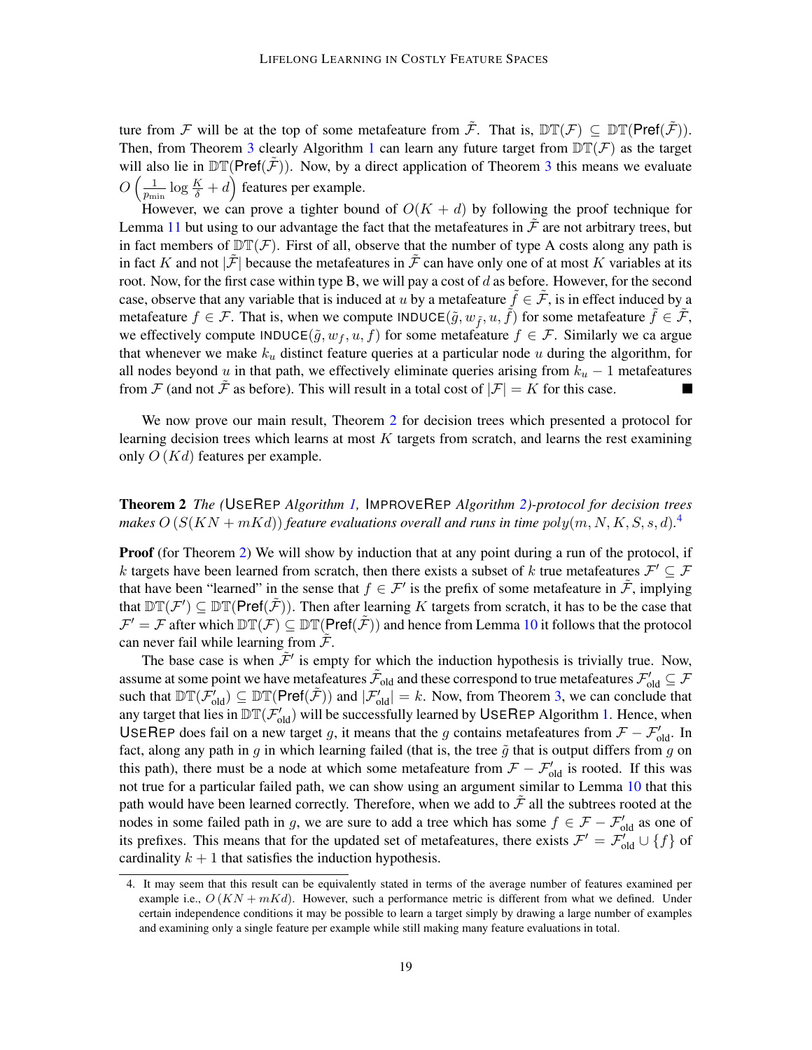ture from $\mathcal{F}$ will be at the top of some metafeature from $\tilde{\mathcal{F}}$. That is, $\mathbb{DT}(\mathcal{F}) \subseteq \mathbb{DT}(\mathsf{Pref}(\tilde{\mathcal{F}}))$. Then, from Theorem 3 clearly Algorithm 1 can learn any future target from $\mathbb{DT}(\mathcal{F})$ as the target will also lie in $\mathbb{DT}(\mathsf{Pref}(\tilde{\mathcal{F}}))$. Now, by a direct application of Theorem 3 this means we evaluate $O\left(\frac{1}{p_{\min}} \log \frac{K}{\delta} + d\right)$ features per example.

However, we can prove a tighter bound of $O(K + d)$ by following the proof technique for Lemma 11 but using to our advantage the fact that the metafeatures in $\tilde{\mathcal{F}}$ are not arbitrary trees, but in fact members of $\mathbb{DT}(\mathcal{F})$. First of all, observe that the number of type A costs along any path is in fact $K$ and not $|\tilde{\mathcal{F}}|$ because the metafeatures in $\tilde{\mathcal{F}}$ can have only one of at most $K$ variables at its root. Now, for the first case within type B, we will pay a cost of $d$ as before. However, for the second case, observe that any variable that is induced at $u$ by a metafeature $\tilde{f} \in \tilde{\mathcal{F}}$, is in effect induced by a metafeature $f \in \mathcal{F}$. That is, when we compute $\mathsf{INDUCE}(\tilde{g}, w_{\tilde{f}}, u, \tilde{f})$ for some metafeature $\tilde{f} \in \tilde{\mathcal{F}}$, we effectively compute $\mathsf{INDUCE}(\tilde{g}, w_f, u, f)$ for some metafeature $f \in \mathcal{F}$. Similarly we ca argue that whenever we make $k_u$ distinct feature queries at a particular node $u$ during the algorithm, for all nodes beyond $u$ in that path, we effectively eliminate queries arising from $k_u - 1$ metafeatures from $\mathcal{F}$ (and not $\tilde{\mathcal{F}}$ as before). This will result in a total cost of $|\mathcal{F}| = K$ for this case. ■

We now prove our main result, Theorem 2 for decision trees which presented a protocol for learning decision trees which learns at most $K$ targets from scratch, and learns the rest examining only $O(Kd)$ features per example.

**Theorem 2** *The (*USEREP *Algorithm 1,* IMPROVEREP *Algorithm 2)-protocol for decision trees makes $O(S(KN + mKd))$ feature evaluations overall and runs in time $poly(m, N, K, S, s, d)$.*[4]

**Proof** (for Theorem 2) We will show by induction that at any point during a run of the protocol, if $k$ targets have been learned from scratch, then there exists a subset of $k$ true metafeatures $\mathcal{F}' \subseteq \mathcal{F}$ that have been "learned" in the sense that $f \in \mathcal{F}'$ is the prefix of some metafeature in $\tilde{\mathcal{F}}$, implying that $\mathbb{DT}(\mathcal{F}') \subseteq \mathbb{DT}(\mathsf{Pref}(\tilde{\mathcal{F}}))$. Then after learning $K$ targets from scratch, it has to be the case that $\mathcal{F}' = \mathcal{F}$ after which $\mathbb{DT}(\mathcal{F}) \subseteq \mathbb{DT}(\mathsf{Pref}(\tilde{\mathcal{F}}))$ and hence from Lemma 10 it follows that the protocol can never fail while learning from $\tilde{\mathcal{F}}$.

The base case is when $\tilde{\mathcal{F}}'$ is empty for which the induction hypothesis is trivially true. Now, assume at some point we have metafeatures $\tilde{\mathcal{F}}_{\text{old}}$ and these correspond to true metafeatures $\mathcal{F}'_{\text{old}} \subseteq \mathcal{F}$ such that $\mathbb{DT}(\mathcal{F}'_{\text{old}}) \subseteq \mathbb{DT}(\mathsf{Pref}(\tilde{\mathcal{F}}))$ and $|\mathcal{F}'_{\text{old}}| = k$. Now, from Theorem 3, we can conclude that any target that lies in $\mathbb{DT}(\mathcal{F}'_{\text{old}})$ will be successfully learned by USEREP Algorithm 1. Hence, when USEREP does fail on a new target $g$, it means that the $g$ contains metafeatures from $\mathcal{F} - \mathcal{F}'_{\text{old}}$. In fact, along any path in $g$ in which learning failed (that is, the tree $\tilde{g}$ that is output differs from $g$ on this path), there must be a node at which some metafeature from $\mathcal{F} - \mathcal{F}'_{\text{old}}$ is rooted. If this was not true for a particular failed path, we can show using an argument similar to Lemma 10 that this path would have been learned correctly. Therefore, when we add to $\tilde{\mathcal{F}}$ all the subtrees rooted at the nodes in some failed path in $g$, we are sure to add a tree which has some $f \in \mathcal{F} - \mathcal{F}'_{\text{old}}$ as one of its prefixes. This means that for the updated set of metafeatures, there exists $\mathcal{F}' = \mathcal{F}'_{\text{old}} \cup \{f\}$ of cardinality $k + 1$ that satisfies the induction hypothesis.

4. It may seem that this result can be equivalently stated in terms of the average number of features examined per example i.e., $O(KN + mKd)$. However, such a performance metric is different from what we defined. Under certain independence conditions it may be possible to learn a target simply by drawing a large number of examples and examining only a single feature per example while still making many feature evaluations in total.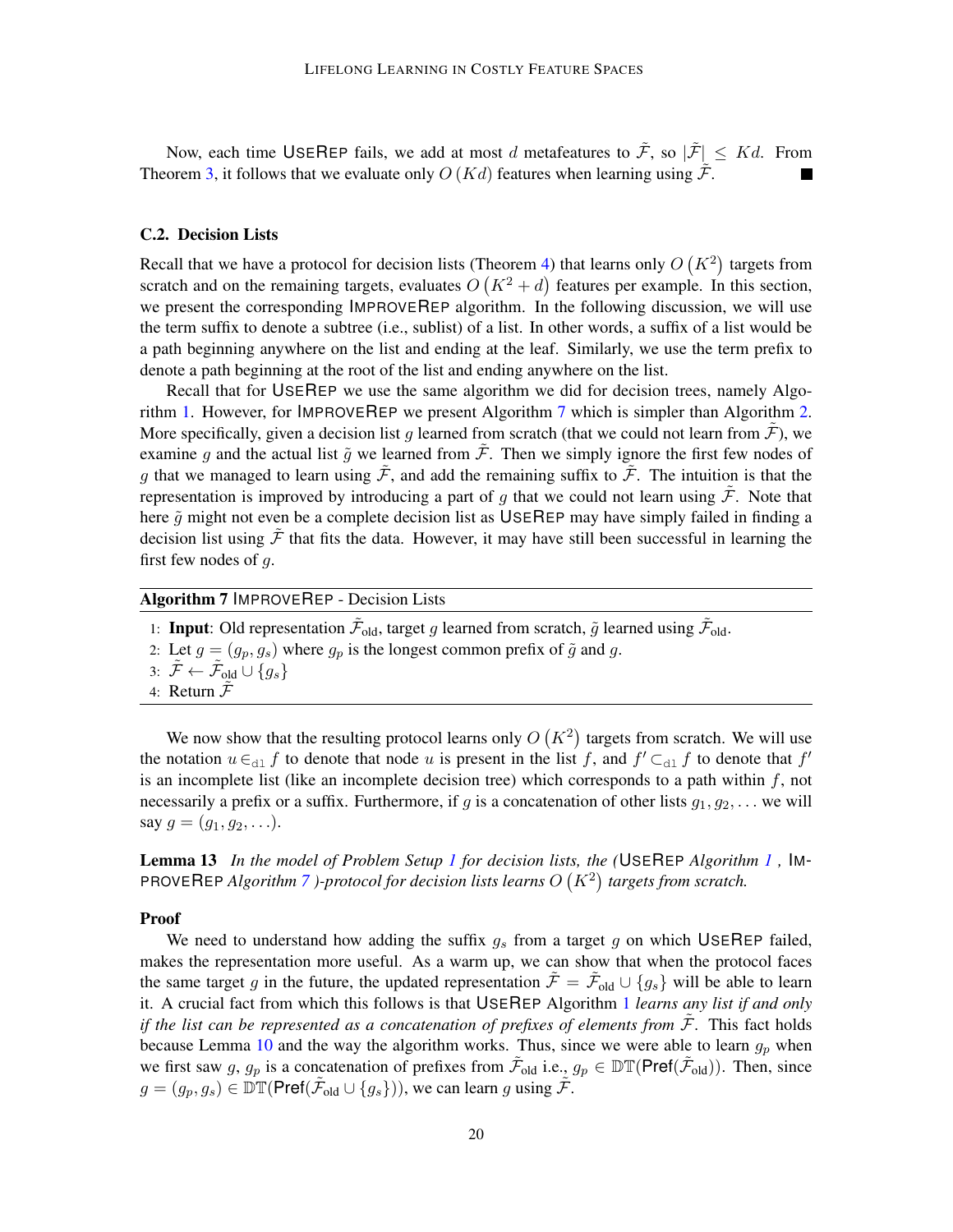Now, each time UseRep fails, we add at most $d$ metafeatures to $\tilde{\mathcal{F}}$, so $|\tilde{\mathcal{F}}| \leq Kd$. From Theorem 3, it follows that we evaluate only $O(Kd)$ features when learning using $\tilde{\mathcal{F}}$. ∎

### C.2. Decision Lists

Recall that we have a protocol for decision lists (Theorem 4) that learns only $O(K^2)$ targets from scratch and on the remaining targets, evaluates $O(K^2 + d)$ features per example. In this section, we present the corresponding ImproveRep algorithm. In the following discussion, we will use the term suffix to denote a subtree (i.e., sublist) of a list. In other words, a suffix of a list would be a path beginning anywhere on the list and ending at the leaf. Similarly, we use the term prefix to denote a path beginning at the root of the list and ending anywhere on the list.

Recall that for UseRep we use the same algorithm we did for decision trees, namely Algorithm 1. However, for ImproveRep we present Algorithm 7 which is simpler than Algorithm 2. More specifically, given a decision list $g$ learned from scratch (that we could not learn from $\tilde{\mathcal{F}}$), we examine $g$ and the actual list $\tilde{g}$ we learned from $\tilde{\mathcal{F}}$. Then we simply ignore the first few nodes of $g$ that we managed to learn using $\tilde{\mathcal{F}}$, and add the remaining suffix to $\tilde{\mathcal{F}}$. The intuition is that the representation is improved by introducing a part of $g$ that we could not learn using $\tilde{\mathcal{F}}$. Note that here $\tilde{g}$ might not even be a complete decision list as UseRep may have simply failed in finding a decision list using $\tilde{\mathcal{F}}$ that fits the data. However, it may have still been successful in learning the first few nodes of $g$.

**Algorithm 7** ImproveRep - Decision Lists

1: **Input**: Old representation $\tilde{\mathcal{F}}_{\text{old}}$, target $g$ learned from scratch, $\tilde{g}$ learned using $\tilde{\mathcal{F}}_{\text{old}}$.
2: Let $g = (g_p, g_s)$ where $g_p$ is the longest common prefix of $\tilde{g}$ and $g$.
3: $\tilde{\mathcal{F}} \leftarrow \tilde{\mathcal{F}}_{\text{old}} \cup \{g_s\}$
4: Return $\tilde{\mathcal{F}}$

We now show that the resulting protocol learns only $O(K^2)$ targets from scratch. We will use the notation $u \in_{\texttt{dl}} f$ to denote that node $u$ is present in the list $f$, and $f' \subset_{\texttt{dl}} f$ to denote that $f'$ is an incomplete list (like an incomplete decision tree) which corresponds to a path within $f$, not necessarily a prefix or a suffix. Furthermore, if $g$ is a concatenation of other lists $g_1, g_2, \ldots$ we will say $g = (g_1, g_2, \ldots)$.

**Lemma 13** *In the model of Problem Setup 1 for decision lists, the (*UseRep *Algorithm 1 ,* ImproveRep *Algorithm 7 )-protocol for decision lists learns $O(K^2)$ targets from scratch.*

**Proof**

We need to understand how adding the suffix $g_s$ from a target $g$ on which UseRep failed, makes the representation more useful. As a warm up, we can show that when the protocol faces the same target $g$ in the future, the updated representation $\tilde{\mathcal{F}} = \tilde{\mathcal{F}}_{\text{old}} \cup \{g_s\}$ will be able to learn it. A crucial fact from which this follows is that UseRep Algorithm 1 *learns any list if and only if the list can be represented as a concatenation of prefixes of elements from $\tilde{\mathcal{F}}$*. This fact holds because Lemma 10 and the way the algorithm works. Thus, since we were able to learn $g_p$ when we first saw $g$, $g_p$ is a concatenation of prefixes from $\tilde{\mathcal{F}}_{\text{old}}$ i.e., $g_p \in \mathbb{DT}(\mathsf{Pref}(\tilde{\mathcal{F}}_{\text{old}}))$. Then, since $g = (g_p, g_s) \in \mathbb{DT}(\mathsf{Pref}(\tilde{\mathcal{F}}_{\text{old}} \cup \{g_s\}))$, we can learn $g$ using $\tilde{\mathcal{F}}$.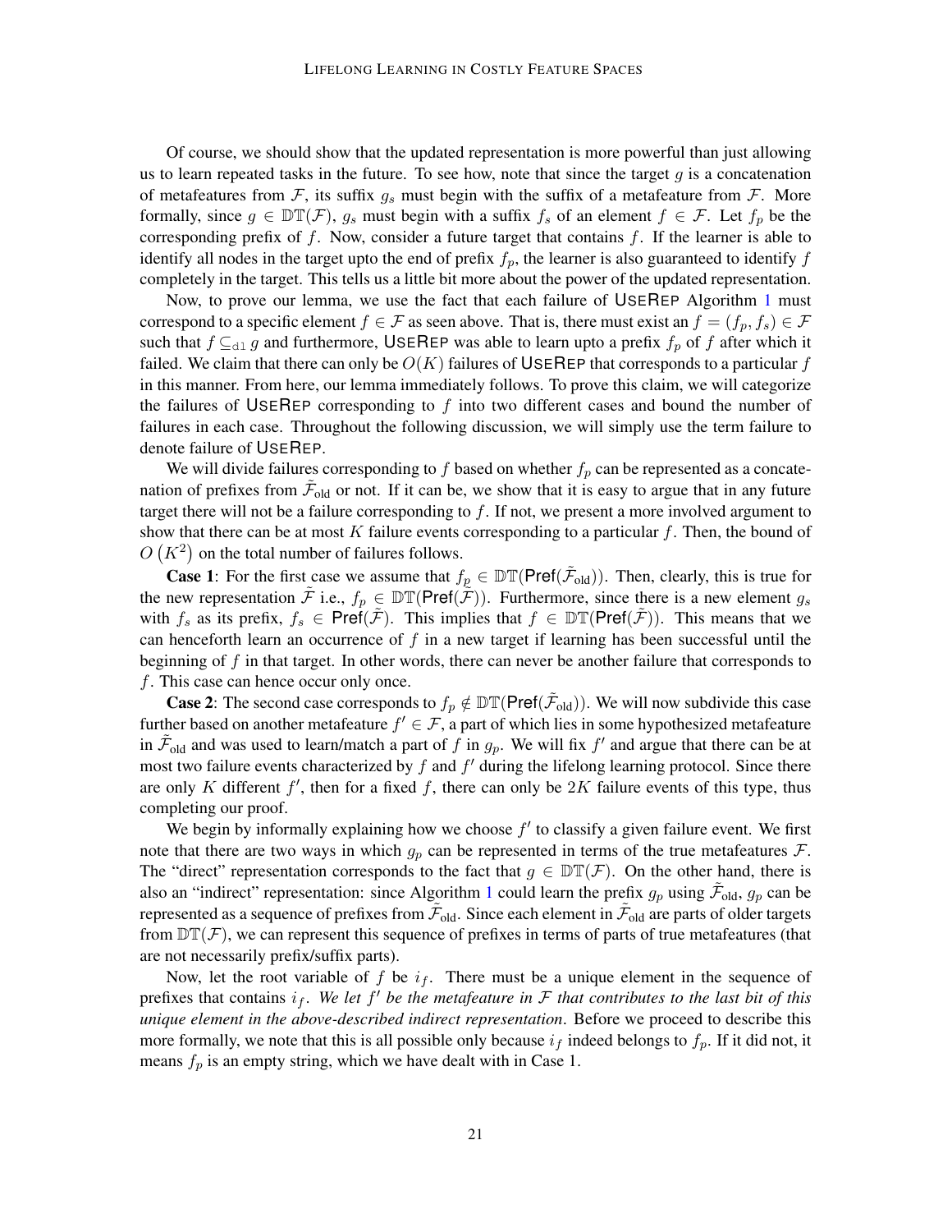Of course, we should show that the updated representation is more powerful than just allowing us to learn repeated tasks in the future. To see how, note that since the target $g$ is a concatenation of metafeatures from $\mathcal{F}$, its suffix $g_s$ must begin with the suffix of a metafeature from $\mathcal{F}$. More formally, since $g \in \mathbb{DT}(\mathcal{F})$, $g_s$ must begin with a suffix $f_s$ of an element $f \in \mathcal{F}$. Let $f_p$ be the corresponding prefix of $f$. Now, consider a future target that contains $f$. If the learner is able to identify all nodes in the target upto the end of prefix $f_p$, the learner is also guaranteed to identify $f$ completely in the target. This tells us a little bit more about the power of the updated representation.

Now, to prove our lemma, we use the fact that each failure of USEREP Algorithm 1 must correspond to a specific element $f \in \mathcal{F}$ as seen above. That is, there must exist an $f = (f_p, f_s) \in \mathcal{F}$ such that $f \subseteq_{\texttt{dl}} g$ and furthermore, USEREP was able to learn upto a prefix $f_p$ of $f$ after which it failed. We claim that there can only be $O(K)$ failures of USEREP that corresponds to a particular $f$ in this manner. From here, our lemma immediately follows. To prove this claim, we will categorize the failures of USEREP corresponding to $f$ into two different cases and bound the number of failures in each case. Throughout the following discussion, we will simply use the term failure to denote failure of USEREP.

We will divide failures corresponding to $f$ based on whether $f_p$ can be represented as a concatenation of prefixes from $\tilde{\mathcal{F}}_{\text{old}}$ or not. If it can be, we show that it is easy to argue that in any future target there will not be a failure corresponding to $f$. If not, we present a more involved argument to show that there can be at most $K$ failure events corresponding to a particular $f$. Then, the bound of $O\left(K^2\right)$ on the total number of failures follows.

**Case 1**: For the first case we assume that $f_p \in \mathbb{DT}(\mathsf{Pref}(\tilde{\mathcal{F}}_{\text{old}}))$. Then, clearly, this is true for the new representation $\tilde{\mathcal{F}}$ i.e., $f_p \in \mathbb{DT}(\mathsf{Pref}(\tilde{\mathcal{F}}))$. Furthermore, since there is a new element $g_s$ with $f_s$ as its prefix, $f_s \in \mathsf{Pref}(\tilde{\mathcal{F}})$. This implies that $f \in \mathbb{DT}(\mathsf{Pref}(\tilde{\mathcal{F}}))$. This means that we can henceforth learn an occurrence of $f$ in a new target if learning has been successful until the beginning of $f$ in that target. In other words, there can never be another failure that corresponds to $f$. This case can hence occur only once.

**Case 2**: The second case corresponds to $f_p \notin \mathbb{DT}(\mathsf{Pref}(\tilde{\mathcal{F}}_{\text{old}}))$. We will now subdivide this case further based on another metafeature $f' \in \mathcal{F}$, a part of which lies in some hypothesized metafeature in $\tilde{\mathcal{F}}_{\text{old}}$ and was used to learn/match a part of $f$ in $g_p$. We will fix $f'$ and argue that there can be at most two failure events characterized by $f$ and $f'$ during the lifelong learning protocol. Since there are only $K$ different $f'$, then for a fixed $f$, there can only be $2K$ failure events of this type, thus completing our proof.

We begin by informally explaining how we choose $f'$ to classify a given failure event. We first note that there are two ways in which $g_p$ can be represented in terms of the true metafeatures $\mathcal{F}$. The "direct" representation corresponds to the fact that $g \in \mathbb{DT}(\mathcal{F})$. On the other hand, there is also an "indirect" representation: since Algorithm 1 could learn the prefix $g_p$ using $\tilde{\mathcal{F}}_{\text{old}}$, $g_p$ can be represented as a sequence of prefixes from $\tilde{\mathcal{F}}_{\text{old}}$. Since each element in $\tilde{\mathcal{F}}_{\text{old}}$ are parts of older targets from $\mathbb{DT}(\mathcal{F})$, we can represent this sequence of prefixes in terms of parts of true metafeatures (that are not necessarily prefix/suffix parts).

Now, let the root variable of $f$ be $i_f$. There must be a unique element in the sequence of prefixes that contains $i_f$. *We let $f'$ be the metafeature in $\mathcal{F}$ that contributes to the last bit of this unique element in the above-described indirect representation*. Before we proceed to describe this more formally, we note that this is all possible only because $i_f$ indeed belongs to $f_p$. If it did not, it means $f_p$ is an empty string, which we have dealt with in Case 1.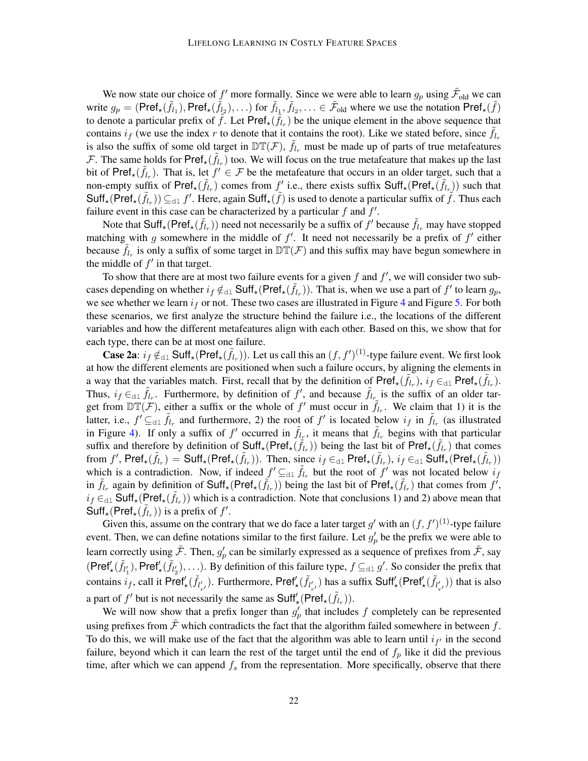We now state our choice of $f'$ more formally. Since we were able to learn $g_p$ using $\tilde{\mathcal{F}}_{\text{old}}$ we can write $g_p = (\mathsf{Pref}_\star(\tilde{f}_{l_1}), \mathsf{Pref}_\star(\tilde{f}_{l_2}), \ldots)$ for $\tilde{f}_{l_1}, \tilde{f}_{l_2}, \ldots \in \tilde{\mathcal{F}}_{\text{old}}$ where we use the notation $\mathsf{Pref}_\star(\tilde{f})$ to denote a particular prefix of $\tilde{f}$. Let $\mathsf{Pref}_\star(\tilde{f}_{l_r})$ be the unique element in the above sequence that contains $i_f$ (we use the index $r$ to denote that it contains the root). Like we stated before, since $\tilde{f}_{l_r}$ is also the suffix of some old target in $\mathbb{DT}(\mathcal{F})$, $\tilde{f}_{l_r}$ must be made up of parts of true metafeatures $\mathcal{F}$. The same holds for $\mathsf{Pref}_\star(\tilde{f}_{l_r})$ too. We will focus on the true metafeature that makes up the last bit of $\mathsf{Pref}_\star(\tilde{f}_{l_r})$. That is, let $f' \in \mathcal{F}$ be the metafeature that occurs in an older target, such that a non-empty suffix of $\mathsf{Pref}_\star(\tilde{f}_{l_r})$ comes from $f'$ i.e., there exists suffix $\mathsf{Suff}_\star(\mathsf{Pref}_\star(\tilde{f}_{l_r}))$ such that $\mathsf{Suff}_\star(\mathsf{Pref}_\star(\tilde{f}_{l_r})) \subseteq_{\mathtt{d1}} f'$. Here, again $\mathsf{Suff}_\star(\tilde{f})$ is used to denote a particular suffix of $\tilde{f}$. Thus each failure event in this case can be characterized by a particular $f$ and $f'$.

Note that $\mathsf{Suff}_\star(\mathsf{Pref}_\star(\tilde{f}_{l_r}))$ need not necessarily be a suffix of $f'$ because $\tilde{f}_{l_r}$ may have stopped matching with $g$ somewhere in the middle of $f'$. It need not necessarily be a prefix of $f'$ either because $\tilde{f}_{l_r}$ is only a suffix of some target in $\mathbb{DT}(\mathcal{F})$ and this suffix may have begun somewhere in the middle of $f'$ in that target.

To show that there are at most two failure events for a given $f$ and $f'$, we will consider two sub-cases depending on whether $i_f \notin_{\mathtt{d1}} \mathsf{Suff}_\star(\mathsf{Pref}_\star(\tilde{f}_{l_r}))$. That is, when we use a part of $f'$ to learn $g_p$, we see whether we learn $i_f$ or not. These two cases are illustrated in Figure 4 and Figure 5. For both these scenarios, we first analyze the structure behind the failure i.e., the locations of the different variables and how the different metafeatures align with each other. Based on this, we show that for each type, there can be at most one failure.

**Case 2a**: $i_f \notin_{\mathtt{d1}} \mathsf{Suff}_\star(\mathsf{Pref}_\star(\tilde{f}_{l_r}))$. Let us call this an $(f, f')^{(1)}$-type failure event. We first look at how the different elements are positioned when such a failure occurs, by aligning the elements in a way that the variables match. First, recall that by the definition of $\mathsf{Pref}_\star(\tilde{f}_{l_r})$, $i_f \in_{\mathtt{d1}} \mathsf{Pref}_\star(\tilde{f}_{l_r})$. Thus, $i_f \in_{\mathtt{d1}} \tilde{f}_{l_r}$. Furthermore, by definition of $f'$, and because $\tilde{f}_{l_r}$ is the suffix of an older target from $\mathbb{DT}(\mathcal{F})$, either a suffix or the whole of $f'$ must occur in $\tilde{f}_{l_r}$. We claim that 1) it is the latter, i.e., $f' \subseteq_{\mathtt{d1}} \tilde{f}_{l_r}$ and furthermore, 2) the root of $f'$ is located below $i_f$ in $\tilde{f}_{l_r}$ (as illustrated in Figure 4). If only a suffix of $f'$ occurred in $\tilde{f}_{l_r}$, it means that $\tilde{f}_{l_r}$ begins with that particular suffix and therefore by definition of $\mathsf{Suff}_\star(\mathsf{Pref}_\star(\tilde{f}_{l_r}))$ being the last bit of $\mathsf{Pref}_\star(\tilde{f}_{l_r})$ that comes from $f'$, $\mathsf{Pref}_\star(\tilde{f}_{l_r}) = \mathsf{Suff}_\star(\mathsf{Pref}_\star(\tilde{f}_{l_r}))$. Then, since $i_f \in_{\mathtt{d1}} \mathsf{Pref}_\star(\tilde{f}_{l_r})$, $i_f \in_{\mathtt{d1}} \mathsf{Suff}_\star(\mathsf{Pref}_\star(\tilde{f}_{l_r}))$ which is a contradiction. Now, if indeed $f' \subseteq_{\mathtt{d1}} \tilde{f}_{l_r}$ but the root of $f'$ was not located below $i_f$ in $\tilde{f}_{l_r}$ again by definition of $\mathsf{Suff}_\star(\mathsf{Pref}_\star(\tilde{f}_{l_r}))$ being the last bit of $\mathsf{Pref}_\star(\tilde{f}_{l_r})$ that comes from $f'$, $i_f \in_{\mathtt{d1}} \mathsf{Suff}_\star(\mathsf{Pref}_\star(\tilde{f}_{l_r}))$ which is a contradiction. Note that conclusions 1) and 2) above mean that $\mathsf{Suff}_\star(\mathsf{Pref}_\star(\tilde{f}_{l_r}))$ is a prefix of $f'$.

Given this, assume on the contrary that we do face a later target $g'$ with an $(f, f')^{(1)}$-type failure event. Then, we can define notations similar to the first failure. Let $g'_p$ be the prefix we were able to learn correctly using $\tilde{\mathcal{F}}$. Then, $g'_p$ can be similarly expressed as a sequence of prefixes from $\tilde{\mathcal{F}}$, say $(\mathsf{Pref}'_\star(\tilde{f}_{l'_1}), \mathsf{Pref}'_\star(\tilde{f}_{l'_2}), \ldots)$. By definition of this failure type, $f \subseteq_{\mathtt{d1}} g'$. So consider the prefix that contains $i_f$, call it $\mathsf{Pref}'_\star(\tilde{f}_{l'_{r'}})$. Furthermore, $\mathsf{Pref}'_\star(\tilde{f}_{l'_{r'}})$ has a suffix $\mathsf{Suff}'_\star(\mathsf{Pref}'_\star(\tilde{f}_{l'_{r'}}))$ that is also a part of $f'$ but is not necessarily the same as $\mathsf{Suff}'_\star(\mathsf{Pref}_\star(\tilde{f}_{l_r}))$.

We will now show that a prefix longer than $g'_p$ that includes $f$ completely can be represented using prefixes from $\tilde{\mathcal{F}}$ which contradicts the fact that the algorithm failed somewhere in between $f$. To do this, we will make use of the fact that the algorithm was able to learn until $i_{f'}$ in the second failure, beyond which it can learn the rest of the target until the end of $f_p$ like it did the previous time, after which we can append $f_s$ from the representation. More specifically, observe that there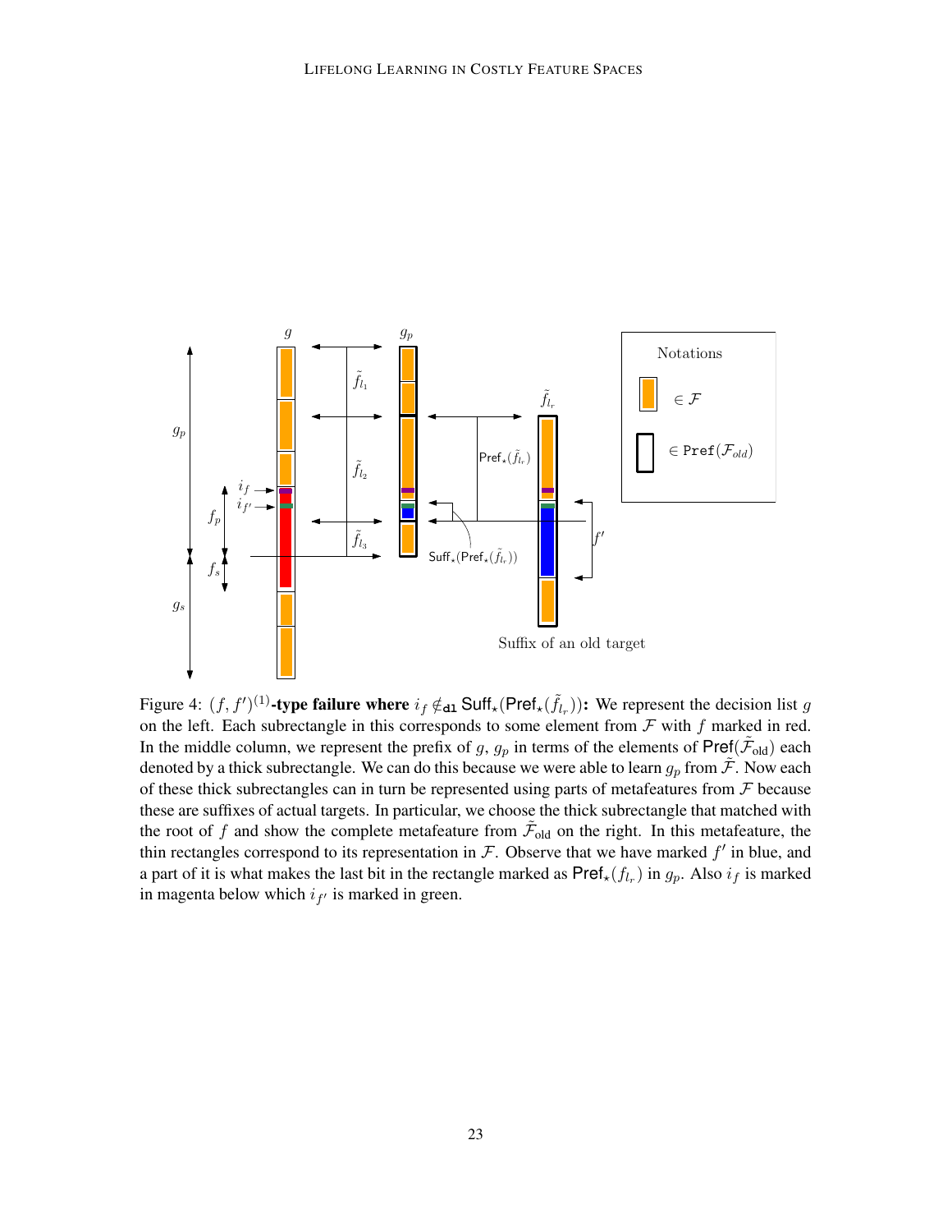$g$

$g_p$

$\tilde{f}_{l_r}$

Notations

$\in \mathcal{F}$

$\in \texttt{Pref}(\mathcal{F}_{old})$

$g_p$

$\tilde{f}_{l_1}$

$\tilde{f}_{l_2}$

$\tilde{f}_{l_3}$

$i_f$

$i_{f'}$

$f_p$

$f_s$

$g_s$

$\mathsf{Pref}_\star(\tilde{f}_{l_r})$

$\mathsf{Suff}_\star(\mathsf{Pref}_\star(\tilde{f}_{l_r}))$

$f'$

Suffix of an old target

Figure 4: $(f, f')^{(1)}$**-type failure where** $i_f \notin_{\texttt{dl}} \mathsf{Suff}_\star(\mathsf{Pref}_\star(\tilde{f}_{l_r}))$**:** We represent the decision list $g$ on the left. Each subrectangle in this corresponds to some element from $\mathcal{F}$ with $f$ marked in red. In the middle column, we represent the prefix of $g$, $g_p$ in terms of the elements of $\mathsf{Pref}(\tilde{\mathcal{F}}_{\text{old}})$ each denoted by a thick subrectangle. We can do this because we were able to learn $g_p$ from $\tilde{\mathcal{F}}$. Now each of these thick subrectangles can in turn be represented using parts of metafeatures from $\mathcal{F}$ because these are suffixes of actual targets. In particular, we choose the thick subrectangle that matched with the root of $f$ and show the complete metafeature from $\tilde{\mathcal{F}}_{\text{old}}$ on the right. In this metafeature, the thin rectangles correspond to its representation in $\mathcal{F}$. Observe that we have marked $f'$ in blue, and a part of it is what makes the last bit in the rectangle marked as $\mathsf{Pref}_\star(f_{l_r})$ in $g_p$. Also $i_f$ is marked in magenta below which $i_{f'}$ is marked in green.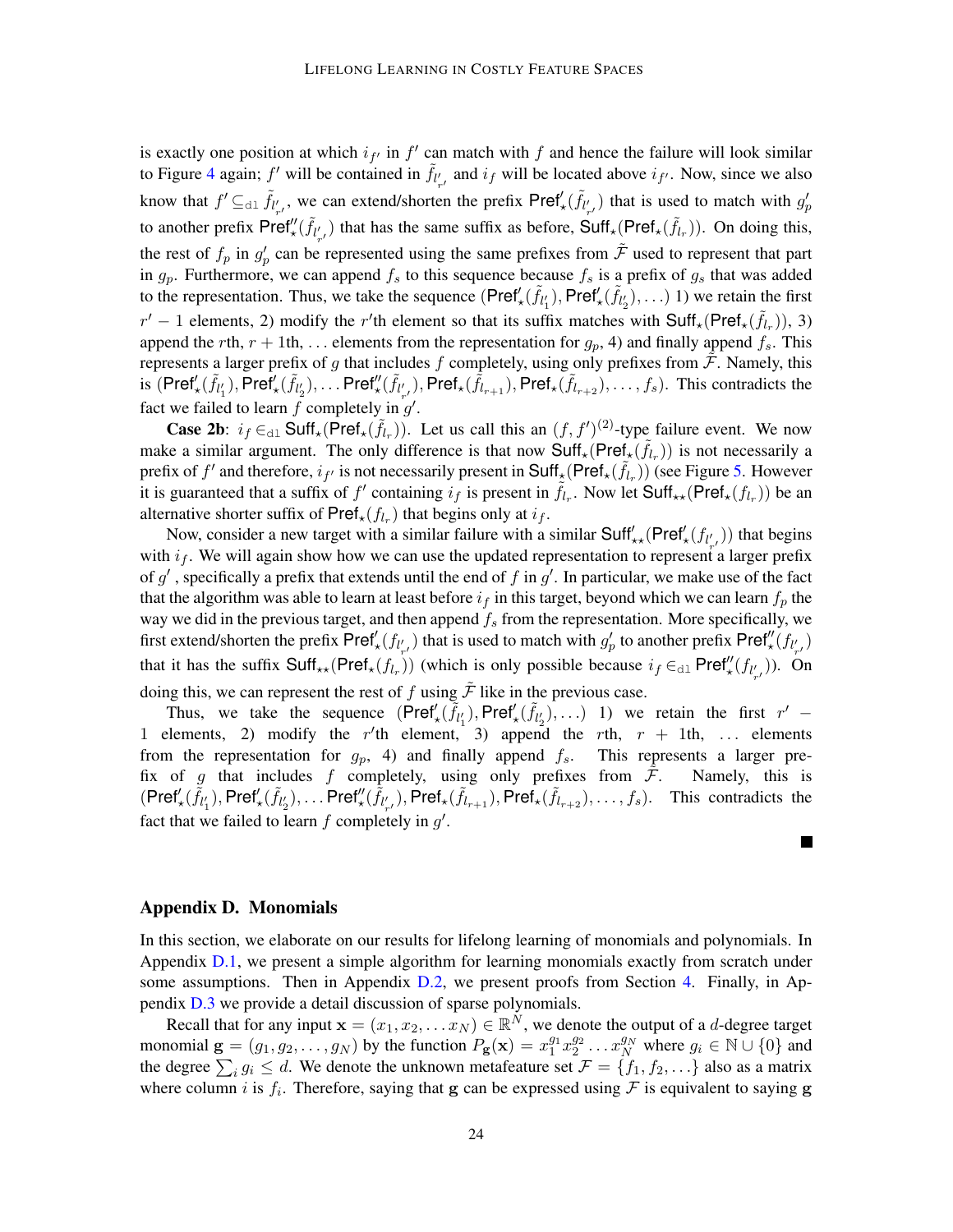is exactly one position at which $i_{f'}$ in $f'$ can match with $f$ and hence the failure will look similar to Figure 4 again; $f'$ will be contained in $\tilde{f}_{l'_{r'}}$ and $i_f$ will be located above $i_{f'}$. Now, since we also know that $f' \subseteq_{\mathrm{d1}} \tilde{f}_{l'_{r'}}$, we can extend/shorten the prefix $\mathsf{Pref}'_\star(\tilde{f}_{l'_{r'}})$ that is used to match with $g'_p$ to another prefix $\mathsf{Pref}''_\star(\tilde{f}_{l'_{r'}})$ that has the same suffix as before, $\mathsf{Suff}_\star(\mathsf{Pref}_\star(\tilde{f}_{l_r}))$. On doing this, the rest of $f_p$ in $g'_p$ can be represented using the same prefixes from $\tilde{\mathcal{F}}$ used to represent that part in $g_p$. Furthermore, we can append $f_s$ to this sequence because $f_s$ is a prefix of $g_s$ that was added to the representation. Thus, we take the sequence $(\mathsf{Pref}'_\star(\tilde{f}_{l'_1}), \mathsf{Pref}'_\star(\tilde{f}_{l'_2}), \ldots)$ 1) we retain the first $r'-1$ elements, 2) modify the $r'$th element so that its suffix matches with $\mathsf{Suff}_\star(\mathsf{Pref}_\star(\tilde{f}_{l_r}))$, 3) append the $r$th, $r+1$th, $\ldots$ elements from the representation for $g_p$, 4) and finally append $f_s$. This represents a larger prefix of $g$ that includes $f$ completely, using only prefixes from $\tilde{\mathcal{F}}$. Namely, this is $(\mathsf{Pref}'_\star(\tilde{f}_{l'_1}), \mathsf{Pref}'_\star(\tilde{f}_{l'_2}), \ldots \mathsf{Pref}''_\star(\tilde{f}_{l'_{r'}}), \mathsf{Pref}_\star(\tilde{f}_{l_{r+1}}), \mathsf{Pref}_\star(\tilde{f}_{l_{r+2}}), \ldots, f_s)$. This contradicts the fact we failed to learn $f$ completely in $g'$.

**Case 2b**: $i_f \in_{\mathrm{d1}} \mathsf{Suff}_\star(\mathsf{Pref}_\star(\tilde{f}_{l_r}))$. Let us call this an $(f, f')^{(2)}$-type failure event. We now make a similar argument. The only difference is that now $\mathsf{Suff}_\star(\mathsf{Pref}_\star(\tilde{f}_{l_r}))$ is not necessarily a prefix of $f'$ and therefore, $i_{f'}$ is not necessarily present in $\mathsf{Suff}_\star(\mathsf{Pref}_\star(\tilde{f}_{l_r}))$ (see Figure 5. However it is guaranteed that a suffix of $f'$ containing $i_f$ is present in $\tilde{f}_{l_r}$. Now let $\mathsf{Suff}_{\star\star}(\mathsf{Pref}_\star(f_{l_r}))$ be an alternative shorter suffix of $\mathsf{Pref}_\star(f_{l_r})$ that begins only at $i_f$.

Now, consider a new target with a similar failure with a similar $\mathsf{Suff}'_{\star\star}(\mathsf{Pref}'_\star(f_{l'_{r'}}))$ that begins with $i_f$. We will again show how we can use the updated representation to represent a larger prefix of $g'$ , specifically a prefix that extends until the end of $f$ in $g'$. In particular, we make use of the fact that the algorithm was able to learn at least before $i_f$ in this target, beyond which we can learn $f_p$ the way we did in the previous target, and then append $f_s$ from the representation. More specifically, we first extend/shorten the prefix $\mathsf{Pref}'_\star(f_{l'_{r'}})$ that is used to match with $g'_p$ to another prefix $\mathsf{Pref}''_\star(f_{l'_{r'}})$ that it has the suffix $\mathsf{Suff}_{\star\star}(\mathsf{Pref}_\star(f_{l_r}))$ (which is only possible because $i_f \in_{\mathrm{d1}} \mathsf{Pref}''_\star(f_{l'_{r'}})$). On doing this, we can represent the rest of $f$ using $\tilde{\mathcal{F}}$ like in the previous case.

Thus, we take the sequence $(\mathsf{Pref}'_\star(\tilde{f}_{l'_1}), \mathsf{Pref}'_\star(\tilde{f}_{l'_2}), \ldots)$ 1) we retain the first $r'-1$ elements, 2) modify the $r'$th element, 3) append the $r$th, $r+1$th, $\ldots$ elements from the representation for $g_p$, 4) and finally append $f_s$. This represents a larger prefix of $g$ that includes $f$ completely, using only prefixes from $\tilde{\mathcal{F}}$. Namely, this is $(\mathsf{Pref}'_\star(\tilde{f}_{l'_1}), \mathsf{Pref}'_\star(\tilde{f}_{l'_2}), \ldots \mathsf{Pref}''_\star(\tilde{f}_{l'_{r'}}), \mathsf{Pref}_\star(\tilde{f}_{l_{r+1}}), \mathsf{Pref}_\star(\tilde{f}_{l_{r+2}}), \ldots, f_s)$. This contradicts the fact that we failed to learn $f$ completely in $g'$.

■

## Appendix D. Monomials

In this section, we elaborate on our results for lifelong learning of monomials and polynomials. In Appendix D.1, we present a simple algorithm for learning monomials exactly from scratch under some assumptions. Then in Appendix D.2, we present proofs from Section 4. Finally, in Appendix D.3 we provide a detail discussion of sparse polynomials.

Recall that for any input $\mathbf{x} = (x_1, x_2, \ldots x_N) \in \mathbb{R}^N$, we denote the output of a $d$-degree target monomial $\mathbf{g} = (g_1, g_2, \ldots, g_N)$ by the function $P_{\mathbf{g}}(\mathbf{x}) = x_1^{g_1} x_2^{g_2} \ldots x_N^{g_N}$ where $g_i \in \mathbb{N} \cup \{0\}$ and the degree $\sum_i g_i \leq d$. We denote the unknown metafeature set $\mathcal{F} = \{f_1, f_2, \ldots\}$ also as a matrix where column $i$ is $f_i$. Therefore, saying that $\mathbf{g}$ can be expressed using $\mathcal{F}$ is equivalent to saying $\mathbf{g}$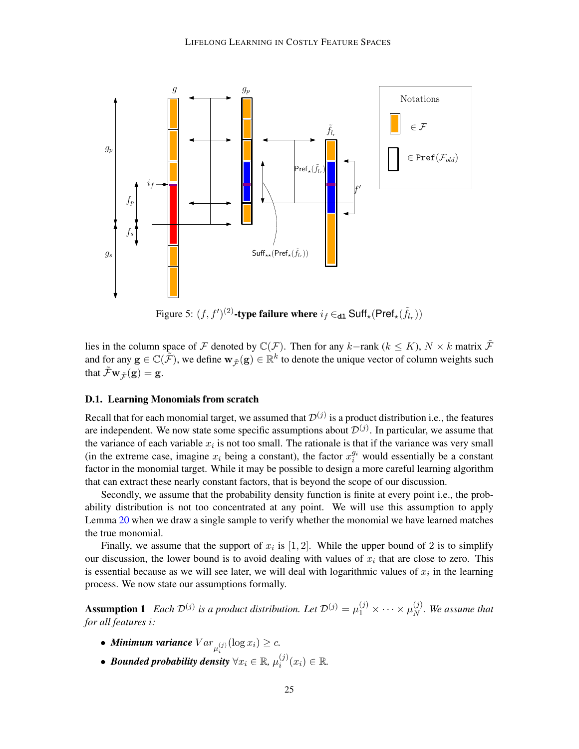$g$

$g_p$

$\tilde{f}_{l_r}$

Notations

$\in \mathcal{F}$

$\in \texttt{Pref}(\mathcal{F}_{old})$

$g_p$

$i_f$

$f_p$

$f_s$

$g_s$

$\mathsf{Pref}_\star(\tilde{f}_{l_r})$

$f'$

$\mathsf{Suff}_{\star\star}(\mathsf{Pref}_\star(\tilde{f}_{l_r}))$

Figure 5: $(f, f')^{(2)}$**-type failure where** $i_f \in_{\texttt{dl}} \mathsf{Suff}_\star(\mathsf{Pref}_\star(\tilde{f}_{l_r}))$

lies in the column space of $\mathcal{F}$ denoted by $\mathbb{C}(\mathcal{F})$. Then for any $k-$rank ($k \leq K$), $N \times k$ matrix $\tilde{\mathcal{F}}$ and for any $\mathbf{g} \in \mathbb{C}(\tilde{\mathcal{F}})$, we define $\mathbf{w}_{\tilde{\mathcal{F}}}(\mathbf{g}) \in \mathbb{R}^k$ to denote the unique vector of column weights such that $\tilde{\mathcal{F}}\mathbf{w}_{\tilde{\mathcal{F}}}(\mathbf{g}) = \mathbf{g}$.

### D.1. Learning Monomials from scratch

Recall that for each monomial target, we assumed that $\mathcal{D}^{(j)}$ is a product distribution i.e., the features are independent. We now state some specific assumptions about $\mathcal{D}^{(j)}$. In particular, we assume that the variance of each variable $x_i$ is not too small. The rationale is that if the variance was very small (in the extreme case, imagine $x_i$ being a constant), the factor $x_i^{g_i}$ would essentially be a constant factor in the monomial target. While it may be possible to design a more careful learning algorithm that can extract these nearly constant factors, that is beyond the scope of our discussion.

Secondly, we assume that the probability density function is finite at every point i.e., the probability distribution is not too concentrated at any point. We will use this assumption to apply Lemma 20 when we draw a single sample to verify whether the monomial we have learned matches the true monomial.

Finally, we assume that the support of $x_i$ is $[1, 2]$. While the upper bound of 2 is to simplify our discussion, the lower bound is to avoid dealing with values of $x_i$ that are close to zero. This is essential because as we will see later, we will deal with logarithmic values of $x_i$ in the learning process. We now state our assumptions formally.

**Assumption 1** *Each $\mathcal{D}^{(j)}$ is a product distribution. Let $\mathcal{D}^{(j)} = \mu_1^{(j)} \times \cdots \times \mu_N^{(j)}$. We assume that for all features $i$:*

- ***Minimum variance*** $Var_{\mu_i^{(j)}}(\log x_i) \geq c$.
- ***Bounded probability density*** $\forall x_i \in \mathbb{R}$, $\mu_i^{(j)}(x_i) \in \mathbb{R}$.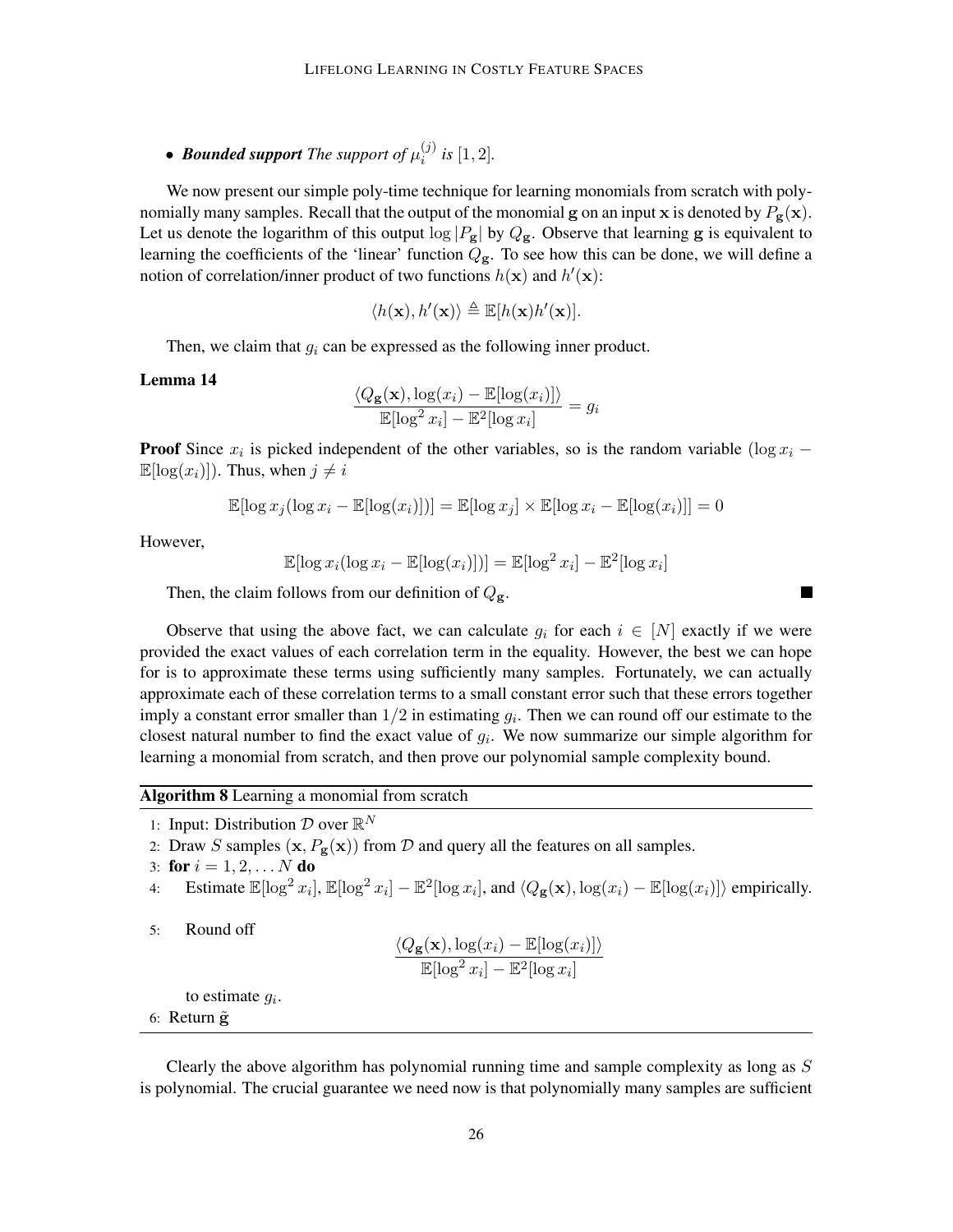- ***Bounded support*** *The support of $\mu_i^{(j)}$ is $[1, 2]$.*

We now present our simple poly-time technique for learning monomials from scratch with polynomially many samples. Recall that the output of the monomial $\mathbf{g}$ on an input $\mathbf{x}$ is denoted by $P_{\mathbf{g}}(\mathbf{x})$. Let us denote the logarithm of this output $\log |P_{\mathbf{g}}|$ by $Q_{\mathbf{g}}$. Observe that learning $\mathbf{g}$ is equivalent to learning the coefficients of the 'linear' function $Q_{\mathbf{g}}$. To see how this can be done, we will define a notion of correlation/inner product of two functions $h(\mathbf{x})$ and $h'(\mathbf{x})$:

$$\langle h(\mathbf{x}), h'(\mathbf{x}) \rangle \triangleq \mathbb{E}[h(\mathbf{x})h'(\mathbf{x})].$$

Then, we claim that $g_i$ can be expressed as the following inner product.

**Lemma 14**

$$\frac{\langle Q_{\mathbf{g}}(\mathbf{x}), \log(x_i) - \mathbb{E}[\log(x_i)] \rangle}{\mathbb{E}[\log^2 x_i] - \mathbb{E}^2[\log x_i]} = g_i$$

**Proof** Since $x_i$ is picked independent of the other variables, so is the random variable $(\log x_i - \mathbb{E}[\log(x_i)])$. Thus, when $j \neq i$

$$\mathbb{E}[\log x_j(\log x_i - \mathbb{E}[\log(x_i)])] = \mathbb{E}[\log x_j] \times \mathbb{E}[\log x_i - \mathbb{E}[\log(x_i)]] = 0$$

However,

$$\mathbb{E}[\log x_i(\log x_i - \mathbb{E}[\log(x_i)])] = \mathbb{E}[\log^2 x_i] - \mathbb{E}^2[\log x_i]$$

Then, the claim follows from our definition of $Q_{\mathbf{g}}$. ■

Observe that using the above fact, we can calculate $g_i$ for each $i \in [N]$ exactly if we were provided the exact values of each correlation term in the equality. However, the best we can hope for is to approximate these terms using sufficiently many samples. Fortunately, we can actually approximate each of these correlation terms to a small constant error such that these errors together imply a constant error smaller than $1/2$ in estimating $g_i$. Then we can round off our estimate to the closest natural number to find the exact value of $g_i$. We now summarize our simple algorithm for learning a monomial from scratch, and then prove our polynomial sample complexity bound.

**Algorithm 8** Learning a monomial from scratch

1: Input: Distribution $\mathcal{D}$ over $\mathbb{R}^N$

2: Draw $S$ samples $(\mathbf{x}, P_{\mathbf{g}}(\mathbf{x}))$ from $\mathcal{D}$ and query all the features on all samples.

3: **for** $i = 1, 2, \dots N$ **do**

4: Estimate $\mathbb{E}[\log^2 x_i]$, $\mathbb{E}[\log^2 x_i] - \mathbb{E}^2[\log x_i]$, and $\langle Q_{\mathbf{g}}(\mathbf{x}), \log(x_i) - \mathbb{E}[\log(x_i)] \rangle$ empirically.

5: Round off

$$\frac{\langle Q_{\mathbf{g}}(\mathbf{x}), \log(x_i) - \mathbb{E}[\log(x_i)] \rangle}{\mathbb{E}[\log^2 x_i] - \mathbb{E}^2[\log x_i]}$$

to estimate $g_i$.

6: Return $\tilde{\mathbf{g}}$

Clearly the above algorithm has polynomial running time and sample complexity as long as $S$ is polynomial. The crucial guarantee we need now is that polynomially many samples are sufficient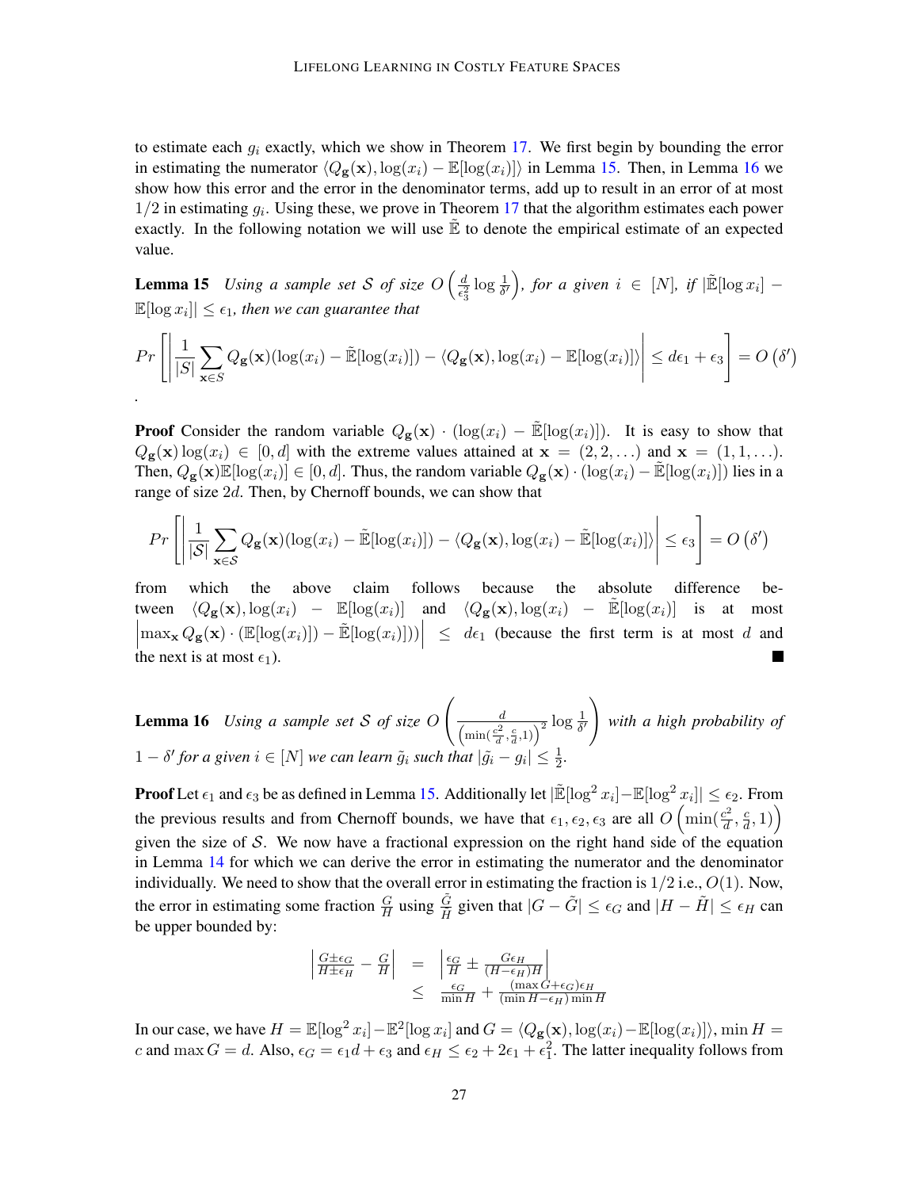to estimate each $g_i$ exactly, which we show in Theorem 17. We first begin by bounding the error in estimating the numerator $\langle Q_{\mathbf{g}}(\mathbf{x}), \log(x_i) - \mathbb{E}[\log(x_i)]\rangle$ in Lemma 15. Then, in Lemma 16 we show how this error and the error in the denominator terms, add up to result in an error of at most $1/2$ in estimating $g_i$. Using these, we prove in Theorem 17 that the algorithm estimates each power exactly. In the following notation we will use $\tilde{\mathbb{E}}$ to denote the empirical estimate of an expected value.

**Lemma 15** *Using a sample set $\mathcal{S}$ of size $O\left(\frac{d}{\epsilon_3^2}\log\frac{1}{\delta'}\right)$, for a given $i \in [N]$, if $|\tilde{\mathbb{E}}[\log x_i] - \mathbb{E}[\log x_i]| \leq \epsilon_1$, then we can guarantee that*

$$Pr\left[\left|\frac{1}{|S|}\sum_{\mathbf{x}\in S} Q_{\mathbf{g}}(\mathbf{x})(\log(x_i) - \tilde{\mathbb{E}}[\log(x_i)]) - \langle Q_{\mathbf{g}}(\mathbf{x}), \log(x_i) - \mathbb{E}[\log(x_i)]\rangle\right| \leq d\epsilon_1 + \epsilon_3\right] = O\left(\delta'\right)$$

.

**Proof** Consider the random variable $Q_{\mathbf{g}}(\mathbf{x}) \cdot (\log(x_i) - \tilde{\mathbb{E}}[\log(x_i)])$. It is easy to show that $Q_{\mathbf{g}}(\mathbf{x})\log(x_i) \in [0, d]$ with the extreme values attained at $\mathbf{x} = (2, 2, \ldots)$ and $\mathbf{x} = (1, 1, \ldots)$. Then, $Q_{\mathbf{g}}(\mathbf{x})\mathbb{E}[\log(x_i)] \in [0, d]$. Thus, the random variable $Q_{\mathbf{g}}(\mathbf{x}) \cdot (\log(x_i) - \tilde{\mathbb{E}}[\log(x_i)])$ lies in a range of size $2d$. Then, by Chernoff bounds, we can show that

$$Pr\left[\left|\frac{1}{|S|}\sum_{\mathbf{x}\in\mathcal{S}} Q_{\mathbf{g}}(\mathbf{x})(\log(x_i) - \tilde{\mathbb{E}}[\log(x_i)]) - \langle Q_{\mathbf{g}}(\mathbf{x}), \log(x_i) - \tilde{\mathbb{E}}[\log(x_i)]\rangle\right| \leq \epsilon_3\right] = O\left(\delta'\right)$$

from which the above claim follows because the absolute difference between $\langle Q_{\mathbf{g}}(\mathbf{x}), \log(x_i) - \mathbb{E}[\log(x_i)]$ and $\langle Q_{\mathbf{g}}(\mathbf{x}), \log(x_i) - \tilde{\mathbb{E}}[\log(x_i)]$ is at most $\left|\max_{\mathbf{x}} Q_{\mathbf{g}}(\mathbf{x}) \cdot (\mathbb{E}[\log(x_i)]) - \tilde{\mathbb{E}}[\log(x_i)]))\right| \leq d\epsilon_1$ (because the first term is at most $d$ and the next is at most $\epsilon_1$). ■

**Lemma 16** *Using a sample set $\mathcal{S}$ of size $O\left(\frac{d}{\left(\min(\frac{c^2}{d}, \frac{c}{d}, 1)\right)^2}\log\frac{1}{\delta'}\right)$ with a high probability of $1 - \delta'$ for a given $i \in [N]$ we can learn $\tilde{g}_i$ such that $|\tilde{g}_i - g_i| \leq \frac{1}{2}$.*

**Proof** Let $\epsilon_1$ and $\epsilon_3$ be as defined in Lemma 15. Additionally let $|\tilde{\mathbb{E}}[\log^2 x_i] - \mathbb{E}[\log^2 x_i]| \leq \epsilon_2$. From the previous results and from Chernoff bounds, we have that $\epsilon_1, \epsilon_2, \epsilon_3$ are all $O\left(\min(\frac{c^2}{d}, \frac{c}{d}, 1)\right)$ given the size of $\mathcal{S}$. We now have a fractional expression on the right hand side of the equation in Lemma 14 for which we can derive the error in estimating the numerator and the denominator individually. We need to show that the overall error in estimating the fraction is $1/2$ i.e., $O(1)$. Now, the error in estimating some fraction $\frac{G}{H}$ using $\frac{\tilde{G}}{H}$ given that $|G - \tilde{G}| \leq \epsilon_G$ and $|H - \tilde{H}| \leq \epsilon_H$ can be upper bounded by:

$$\begin{aligned}
\left|\frac{G \pm \epsilon_G}{H \pm \epsilon_H} - \frac{G}{H}\right| &= \left|\frac{\epsilon_G}{H} \pm \frac{G\epsilon_H}{(H - \epsilon_H)H}\right| \\
&\leq \frac{\epsilon_G}{\min H} + \frac{(\max G + \epsilon_G)\epsilon_H}{(\min H - \epsilon_H)\min H}
\end{aligned}$$

In our case, we have $H = \mathbb{E}[\log^2 x_i] - \mathbb{E}^2[\log x_i]$ and $G = \langle Q_{\mathbf{g}}(\mathbf{x}), \log(x_i) - \mathbb{E}[\log(x_i)]\rangle$, $\min H = c$ and $\max G = d$. Also, $\epsilon_G = \epsilon_1 d + \epsilon_3$ and $\epsilon_H \leq \epsilon_2 + 2\epsilon_1 + \epsilon_1^2$. The latter inequality follows from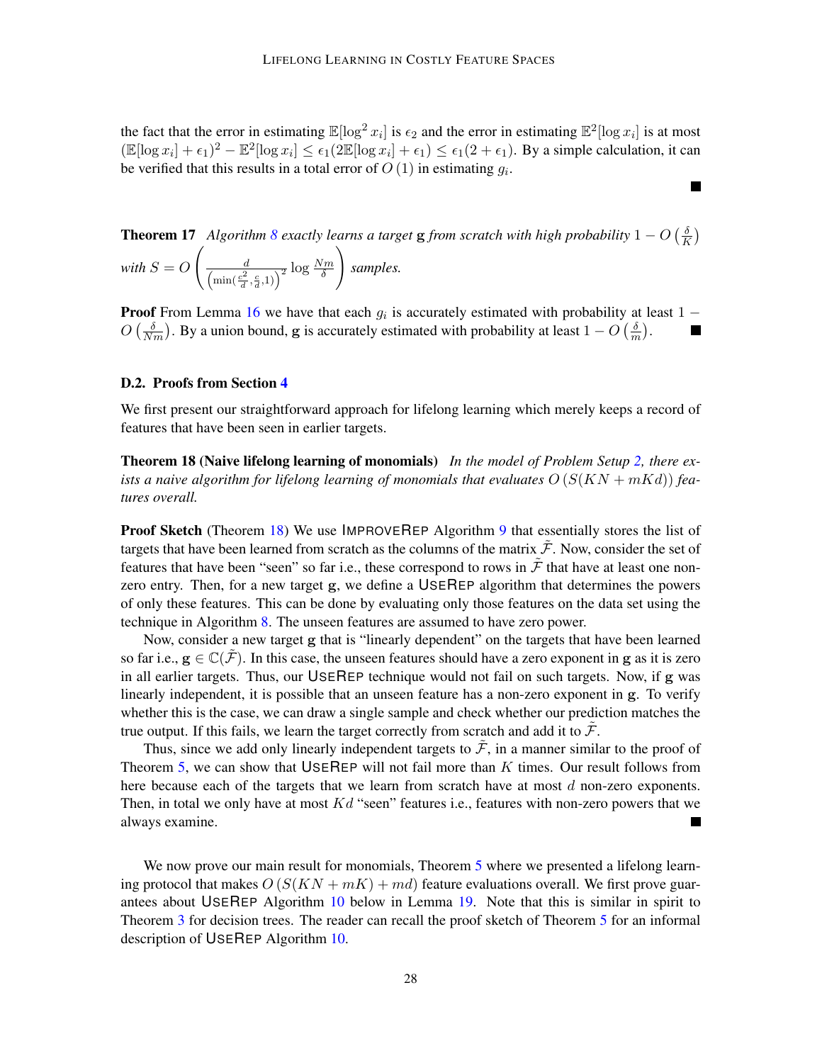the fact that the error in estimating $\mathbb{E}[\log^2 x_i]$ is $\epsilon_2$ and the error in estimating $\mathbb{E}^2[\log x_i]$ is at most $(\mathbb{E}[\log x_i] + \epsilon_1)^2 - \mathbb{E}^2[\log x_i] \leq \epsilon_1(2\mathbb{E}[\log x_i] + \epsilon_1) \leq \epsilon_1(2 + \epsilon_1)$. By a simple calculation, it can be verified that this results in a total error of $O(1)$ in estimating $g_i$. ■

**Theorem 17** *Algorithm 8 exactly learns a target* $\mathbf{g}$ *from scratch with high probability* $1 - O\left(\frac{\delta}{K}\right)$ *with* $S = O\left(\frac{d}{\left(\min(\frac{c^2}{d}, \frac{c}{d}, 1)\right)^2} \log \frac{Nm}{\delta}\right)$ *samples.*

**Proof** From Lemma 16 we have that each $g_i$ is accurately estimated with probability at least $1 - O\left(\frac{\delta}{Nm}\right)$. By a union bound, $\mathbf{g}$ is accurately estimated with probability at least $1 - O\left(\frac{\delta}{m}\right)$. ■

### D.2. Proofs from Section 4

We first present our straightforward approach for lifelong learning which merely keeps a record of features that have been seen in earlier targets.

**Theorem 18 (Naive lifelong learning of monomials)** *In the model of Problem Setup 2, there exists a naive algorithm for lifelong learning of monomials that evaluates* $O(S(KN + mKd))$ *features overall.*

**Proof Sketch** (Theorem 18) We use IMPROVEREP Algorithm 9 that essentially stores the list of targets that have been learned from scratch as the columns of the matrix $\tilde{\mathcal{F}}$. Now, consider the set of features that have been "seen" so far i.e., these correspond to rows in $\tilde{\mathcal{F}}$ that have at least one non-zero entry. Then, for a new target $\mathbf{g}$, we define a USEREP algorithm that determines the powers of only these features. This can be done by evaluating only those features on the data set using the technique in Algorithm 8. The unseen features are assumed to have zero power.

Now, consider a new target $\mathbf{g}$ that is "linearly dependent" on the targets that have been learned so far i.e., $\mathbf{g} \in \mathbb{C}(\tilde{\mathcal{F}})$. In this case, the unseen features should have a zero exponent in $\mathbf{g}$ as it is zero in all earlier targets. Thus, our USEREP technique would not fail on such targets. Now, if $\mathbf{g}$ was linearly independent, it is possible that an unseen feature has a non-zero exponent in $\mathbf{g}$. To verify whether this is the case, we can draw a single sample and check whether our prediction matches the true output. If this fails, we learn the target correctly from scratch and add it to $\tilde{\mathcal{F}}$.

Thus, since we add only linearly independent targets to $\tilde{\mathcal{F}}$, in a manner similar to the proof of Theorem 5, we can show that USEREP will not fail more than $K$ times. Our result follows from here because each of the targets that we learn from scratch have at most $d$ non-zero exponents. Then, in total we only have at most $Kd$ "seen" features i.e., features with non-zero powers that we always examine. ■

We now prove our main result for monomials, Theorem 5 where we presented a lifelong learning protocol that makes $O(S(KN + mK) + md)$ feature evaluations overall. We first prove guarantees about USEREP Algorithm 10 below in Lemma 19. Note that this is similar in spirit to Theorem 3 for decision trees. The reader can recall the proof sketch of Theorem 5 for an informal description of USEREP Algorithm 10.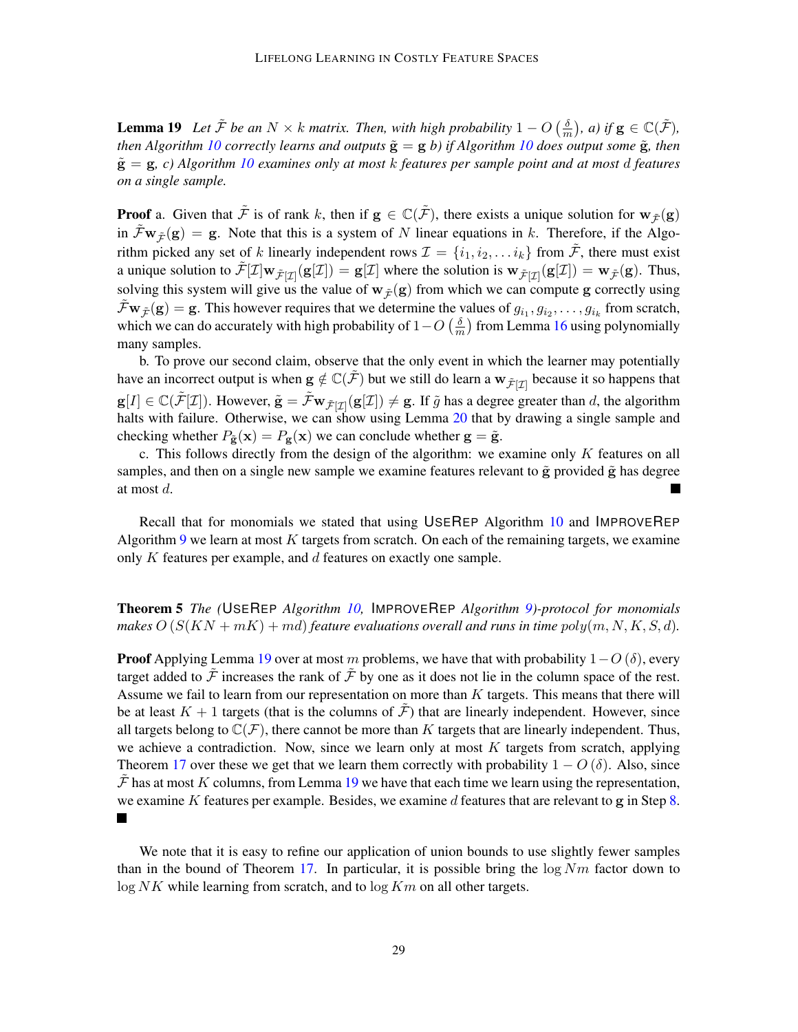**Lemma 19** *Let $\tilde{\mathcal{F}}$ be an $N \times k$ matrix. Then, with high probability $1 - O\left(\frac{\delta}{m}\right)$, a) if $\mathbf{g} \in \mathbb{C}(\tilde{\mathcal{F}})$, then Algorithm 10 correctly learns and outputs $\tilde{\mathbf{g}} = \mathbf{g}$ b) if Algorithm 10 does output some $\tilde{\mathbf{g}}$, then $\tilde{\mathbf{g}} = \mathbf{g}$, c) Algorithm 10 examines only at most $k$ features per sample point and at most $d$ features on a single sample.*

**Proof** a. Given that $\tilde{\mathcal{F}}$ is of rank $k$, then if $\mathbf{g} \in \mathbb{C}(\tilde{\mathcal{F}})$, there exists a unique solution for $\mathbf{w}_{\tilde{\mathcal{F}}}(\mathbf{g})$ in $\tilde{\mathcal{F}}\mathbf{w}_{\tilde{\mathcal{F}}}(\mathbf{g}) = \mathbf{g}$. Note that this is a system of $N$ linear equations in $k$. Therefore, if the Algorithm picked any set of $k$ linearly independent rows $\mathcal{I} = \{i_1, i_2, \ldots i_k\}$ from $\tilde{\mathcal{F}}$, there must exist a unique solution to $\tilde{\mathcal{F}}[\mathcal{I}]\mathbf{w}_{\tilde{\mathcal{F}}[\mathcal{I}]}(\mathbf{g}[\mathcal{I}]) = \mathbf{g}[\mathcal{I}]$ where the solution is $\mathbf{w}_{\tilde{\mathcal{F}}[\mathcal{I}]}(\mathbf{g}[\mathcal{I}]) = \mathbf{w}_{\tilde{\mathcal{F}}}(\mathbf{g})$. Thus, solving this system will give us the value of $\mathbf{w}_{\tilde{\mathcal{F}}}(\mathbf{g})$ from which we can compute $\mathbf{g}$ correctly using $\tilde{\mathcal{F}}\mathbf{w}_{\tilde{\mathcal{F}}}(\mathbf{g}) = \mathbf{g}$. This however requires that we determine the values of $g_{i_1}, g_{i_2}, \ldots, g_{i_k}$ from scratch, which we can do accurately with high probability of $1 - O\left(\frac{\delta}{m}\right)$ from Lemma 16 using polynomially many samples.

b. To prove our second claim, observe that the only event in which the learner may potentially have an incorrect output is when $\mathbf{g} \notin \mathbb{C}(\tilde{\mathcal{F}})$ but we still do learn a $\mathbf{w}_{\tilde{\mathcal{F}}[\mathcal{I}]}$ because it so happens that $\mathbf{g}[I] \in \mathbb{C}(\tilde{\mathcal{F}}[\mathcal{I}])$. However, $\tilde{\mathbf{g}} = \tilde{\mathcal{F}}\mathbf{w}_{\tilde{\mathcal{F}}[\mathcal{I}]}(\mathbf{g}[\mathcal{I}]) \neq \mathbf{g}$. If $\tilde{g}$ has a degree greater than $d$, the algorithm halts with failure. Otherwise, we can show using Lemma 20 that by drawing a single sample and checking whether $P_{\tilde{\mathbf{g}}}(\mathbf{x}) = P_{\mathbf{g}}(\mathbf{x})$ we can conclude whether $\mathbf{g} = \tilde{\mathbf{g}}$.

c. This follows directly from the design of the algorithm: we examine only $K$ features on all samples, and then on a single new sample we examine features relevant to $\tilde{\mathbf{g}}$ provided $\tilde{\mathbf{g}}$ has degree at most $d$. ∎

Recall that for monomials we stated that using USEREP Algorithm 10 and IMPROVEREP Algorithm 9 we learn at most $K$ targets from scratch. On each of the remaining targets, we examine only $K$ features per example, and $d$ features on exactly one sample.

**Theorem 5** *The (USEREP Algorithm 10, IMPROVEREP Algorithm 9)-protocol for monomials makes $O\left(S(KN + mK) + md\right)$ feature evaluations overall and runs in time $poly(m, N, K, S, d)$.*

**Proof** Applying Lemma 19 over at most $m$ problems, we have that with probability $1 - O(\delta)$, every target added to $\tilde{\mathcal{F}}$ increases the rank of $\tilde{\mathcal{F}}$ by one as it does not lie in the column space of the rest. Assume we fail to learn from our representation on more than $K$ targets. This means that there will be at least $K + 1$ targets (that is the columns of $\tilde{\mathcal{F}}$) that are linearly independent. However, since all targets belong to $\mathbb{C}(\mathcal{F})$, there cannot be more than $K$ targets that are linearly independent. Thus, we achieve a contradiction. Now, since we learn only at most $K$ targets from scratch, applying Theorem 17 over these we get that we learn them correctly with probability $1 - O(\delta)$. Also, since $\tilde{\mathcal{F}}$ has at most $K$ columns, from Lemma 19 we have that each time we learn using the representation, we examine $K$ features per example. Besides, we examine $d$ features that are relevant to $\mathbf{g}$ in Step 8. ∎

We note that it is easy to refine our application of union bounds to use slightly fewer samples than in the bound of Theorem 17. In particular, it is possible bring the $\log Nm$ factor down to $\log NK$ while learning from scratch, and to $\log Km$ on all other targets.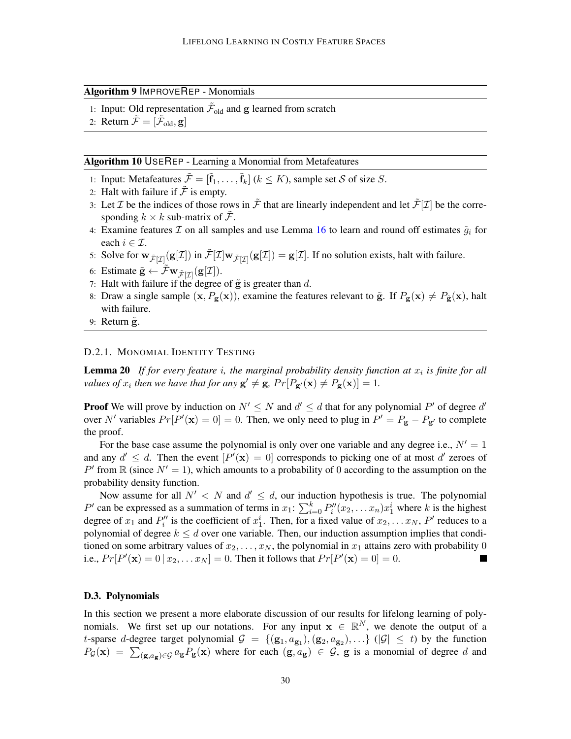**Algorithm 9** IMPROVEREP - Monomials

1: Input: Old representation $\tilde{\mathcal{F}}_{\text{old}}$ and $\mathbf{g}$ learned from scratch
2: Return $\tilde{\mathcal{F}} = [\tilde{\mathcal{F}}_{\text{old}}, \mathbf{g}]$

**Algorithm 10** USEREP - Learning a Monomial from Metafeatures

1: Input: Metafeatures $\tilde{\mathcal{F}} = [\tilde{\mathbf{f}}_1, \ldots, \tilde{\mathbf{f}}_k]$ ($k \leq K$), sample set $\mathcal{S}$ of size $S$.
2: Halt with failure if $\tilde{\mathcal{F}}$ is empty.
3: Let $\mathcal{I}$ be the indices of those rows in $\tilde{\mathcal{F}}$ that are linearly independent and let $\tilde{\mathcal{F}}[\mathcal{I}]$ be the corresponding $k \times k$ sub-matrix of $\tilde{\mathcal{F}}$.
4: Examine features $\mathcal{I}$ on all samples and use Lemma 16 to learn and round off estimates $\tilde{g}_i$ for each $i \in \mathcal{I}$.
5: Solve for $\mathbf{w}_{\tilde{\mathcal{F}}[\mathcal{I}]}(\mathbf{g}[\mathcal{I}])$ in $\tilde{\mathcal{F}}[\mathcal{I}]\mathbf{w}_{\tilde{\mathcal{F}}[\mathcal{I}]}(\mathbf{g}[\mathcal{I}]) = \mathbf{g}[\mathcal{I}]$. If no solution exists, halt with failure.
6: Estimate $\tilde{\mathbf{g}} \leftarrow \tilde{\mathcal{F}}\mathbf{w}_{\tilde{\mathcal{F}}[\mathcal{I}]}(\mathbf{g}[\mathcal{I}])$.
7: Halt with failure if the degree of $\tilde{\mathbf{g}}$ is greater than $d$.
8: Draw a single sample $(\mathbf{x}, P_{\mathbf{g}}(\mathbf{x}))$, examine the features relevant to $\tilde{\mathbf{g}}$. If $P_{\mathbf{g}}(\mathbf{x}) \neq P_{\tilde{\mathbf{g}}}(\mathbf{x})$, halt with failure.
9: Return $\tilde{\mathbf{g}}$.

#### D.2.1. Monomial Identity Testing

**Lemma 20** *If for every feature $i$, the marginal probability density function at $x_i$ is finite for all values of $x_i$ then we have that for any $\mathbf{g}' \neq \mathbf{g}$, $Pr[P_{\mathbf{g}'}(\mathbf{x}) \neq P_{\mathbf{g}}(\mathbf{x})] = 1$.*

**Proof** We will prove by induction on $N' \leq N$ and $d' \leq d$ that for any polynomial $P'$ of degree $d'$ over $N'$ variables $Pr[P'(\mathbf{x}) = 0] = 0$. Then, we only need to plug in $P' = P_{\mathbf{g}} - P_{\mathbf{g}'}$ to complete the proof.

For the base case assume the polynomial is only over one variable and any degree i.e., $N' = 1$ and any $d' \leq d$. Then the event $[P'(\mathbf{x}) = 0]$ corresponds to picking one of at most $d'$ zeroes of $P'$ from $\mathbb{R}$ (since $N' = 1$), which amounts to a probability of 0 according to the assumption on the probability density function.

Now assume for all $N' < N$ and $d' \leq d$, our induction hypothesis is true. The polynomial $P'$ can be expressed as a summation of terms in $x_1$: $\sum_{i=0}^{k} P_i''(x_2, \ldots x_n)x_1^i$ where $k$ is the highest degree of $x_1$ and $P_i''$ is the coefficient of $x_1^i$. Then, for a fixed value of $x_2, \ldots x_N$, $P'$ reduces to a polynomial of degree $k \leq d$ over one variable. Then, our induction assumption implies that conditioned on some arbitrary values of $x_2, \ldots, x_N$, the polynomial in $x_1$ attains zero with probability 0 i.e., $Pr[P'(\mathbf{x}) = 0 \,|\, x_2, \ldots x_N] = 0$. Then it follows that $Pr[P'(\mathbf{x}) = 0] = 0$. ∎

### D.3. Polynomials

In this section we present a more elaborate discussion of our results for lifelong learning of polynomials. We first set up our notations. For any input $\mathbf{x} \in \mathbb{R}^N$, we denote the output of a $t$-sparse $d$-degree target polynomial $\mathcal{G} = \{(\mathbf{g}_1, a_{\mathbf{g}_1}), (\mathbf{g}_2, a_{\mathbf{g}_2}), \ldots\}$ ($|\mathcal{G}| \leq t$) by the function $P_{\mathcal{G}}(\mathbf{x}) = \sum_{(\mathbf{g}, a_{\mathbf{g}}) \in \mathcal{G}} a_{\mathbf{g}} P_{\mathbf{g}}(\mathbf{x})$ where for each $(\mathbf{g}, a_{\mathbf{g}}) \in \mathcal{G}$, $\mathbf{g}$ is a monomial of degree $d$ and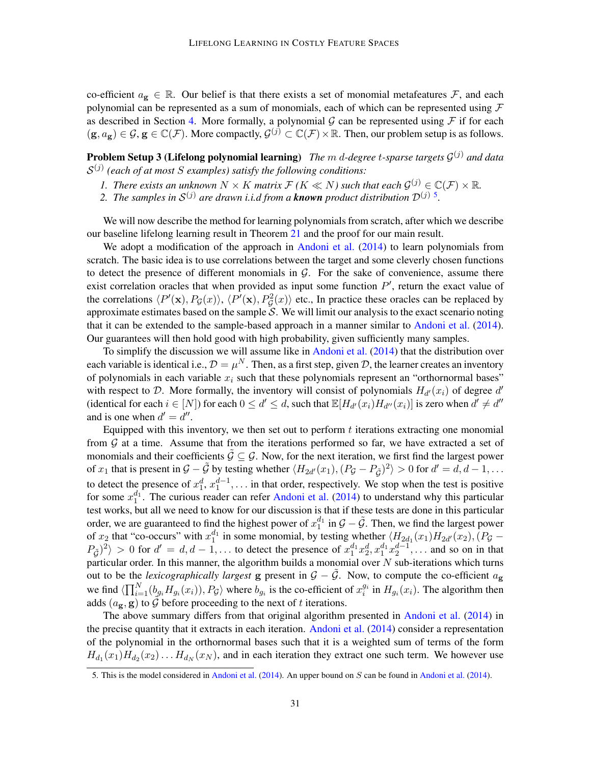co-efficient $a_{\mathbf{g}} \in \mathbb{R}$. Our belief is that there exists a set of monomial metafeatures $\mathcal{F}$, and each polynomial can be represented as a sum of monomials, each of which can be represented using $\mathcal{F}$ as described in Section 4. More formally, a polynomial $\mathcal{G}$ can be represented using $\mathcal{F}$ if for each $(\mathbf{g}, a_{\mathbf{g}}) \in \mathcal{G}$, $\mathbf{g} \in \mathbb{C}(\mathcal{F})$. More compactly, $\mathcal{G}^{(j)} \subset \mathbb{C}(\mathcal{F}) \times \mathbb{R}$. Then, our problem setup is as follows.

**Problem Setup 3 (Lifelong polynomial learning)** *The $m$ $d$-degree $t$-sparse targets $\mathcal{G}^{(j)}$ and data $\mathcal{S}^{(j)}$ (each of at most $S$ examples) satisfy the following conditions:*

1. *There exists an unknown $N \times K$ matrix $\mathcal{F}$ ($K \ll N$) such that each $\mathcal{G}^{(j)} \in \mathbb{C}(\mathcal{F}) \times \mathbb{R}$.*
2. *The samples in $\mathcal{S}^{(j)}$ are drawn i.i.d from a* ***known*** *product distribution $\mathcal{D}^{(j)}$* [5]*.*

We will now describe the method for learning polynomials from scratch, after which we describe our baseline lifelong learning result in Theorem 21 and the proof for our main result.

We adopt a modification of the approach in Andoni et al. (2014) to learn polynomials from scratch. The basic idea is to use correlations between the target and some cleverly chosen functions to detect the presence of different monomials in $\mathcal{G}$. For the sake of convenience, assume there exist correlation oracles that when provided as input some function $P'$, return the exact value of the correlations $\langle P'(\mathbf{x}), P_{\mathcal{G}}(x) \rangle$, $\langle P'(\mathbf{x}), P_{\mathcal{G}}^2(x) \rangle$ etc., In practice these oracles can be replaced by approximate estimates based on the sample $\mathcal{S}$. We will limit our analysis to the exact scenario noting that it can be extended to the sample-based approach in a manner similar to Andoni et al. (2014). Our guarantees will then hold good with high probability, given sufficiently many samples.

To simplify the discussion we will assume like in Andoni et al. (2014) that the distribution over each variable is identical i.e., $\mathcal{D} = \mu^N$. Then, as a first step, given $\mathcal{D}$, the learner creates an inventory of polynomials in each variable $x_i$ such that these polynomials represent an "orthornormal bases" with respect to $\mathcal{D}$. More formally, the inventory will consist of polynomials $H_{d'}(x_i)$ of degree $d'$ (identical for each $i \in [N]$) for each $0 \leq d' \leq d$, such that $\mathbb{E}[H_{d'}(x_i)H_{d''}(x_i)]$ is zero when $d' \neq d''$ and is one when $d' = d''$.

Equipped with this inventory, we then set out to perform $t$ iterations extracting one monomial from $\mathcal{G}$ at a time. Assume that from the iterations performed so far, we have extracted a set of monomials and their coefficients $\tilde{\mathcal{G}} \subseteq \mathcal{G}$. Now, for the next iteration, we first find the largest power of $x_1$ that is present in $\mathcal{G} - \tilde{\mathcal{G}}$ by testing whether $\langle H_{2d'}(x_1), (P_{\mathcal{G}} - P_{\tilde{\mathcal{G}}})^2 \rangle > 0$ for $d' = d, d-1, \ldots$ to detect the presence of $x_1^d, x_1^{d-1}, \ldots$ in that order, respectively. We stop when the test is positive for some $x_1^{d_1}$. The curious reader can refer Andoni et al. (2014) to understand why this particular test works, but all we need to know for our discussion is that if these tests are done in this particular order, we are guaranteed to find the highest power of $x_1^{d_1}$ in $\mathcal{G} - \tilde{\mathcal{G}}$. Then, we find the largest power of $x_2$ that "co-occurs" with $x_1^{d_1}$ in some monomial, by testing whether $\langle H_{2d_1}(x_1)H_{2d'}(x_2), (P_{\mathcal{G}} - P_{\tilde{\mathcal{G}}})^2 \rangle > 0$ for $d' = d, d-1, \ldots$ to detect the presence of $x_1^{d_1}x_2^{d}, x_1^{d_1}x_1^{d-1}, \ldots$ and so on in that particular order. In this manner, the algorithm builds a monomial over $N$ sub-iterations which turns out to be the *lexicographically largest* $\mathbf{g}$ present in $\mathcal{G} - \tilde{\mathcal{G}}$. Now, to compute the co-efficient $a_{\mathbf{g}}$ we find $\langle \prod_{i=1}^{N}(b_{g_i}H_{g_i}(x_i)), P_{\mathcal{G}} \rangle$ where $b_{g_i}$ is the co-efficient of $x_i^{g_i}$ in $H_{g_i}(x_i)$. The algorithm then adds $(a_{\mathbf{g}}, \mathbf{g})$ to $\tilde{\mathcal{G}}$ before proceeding to the next of $t$ iterations.

The above summary differs from that original algorithm presented in Andoni et al. (2014) in the precise quantity that it extracts in each iteration. Andoni et al. (2014) consider a representation of the polynomial in the orthornormal bases such that it is a weighted sum of terms of the form $H_{d_1}(x_1)H_{d_2}(x_2)\ldots H_{d_N}(x_N)$, and in each iteration they extract one such term. We however use

[5] This is the model considered in Andoni et al. (2014). An upper bound on $S$ can be found in Andoni et al. (2014).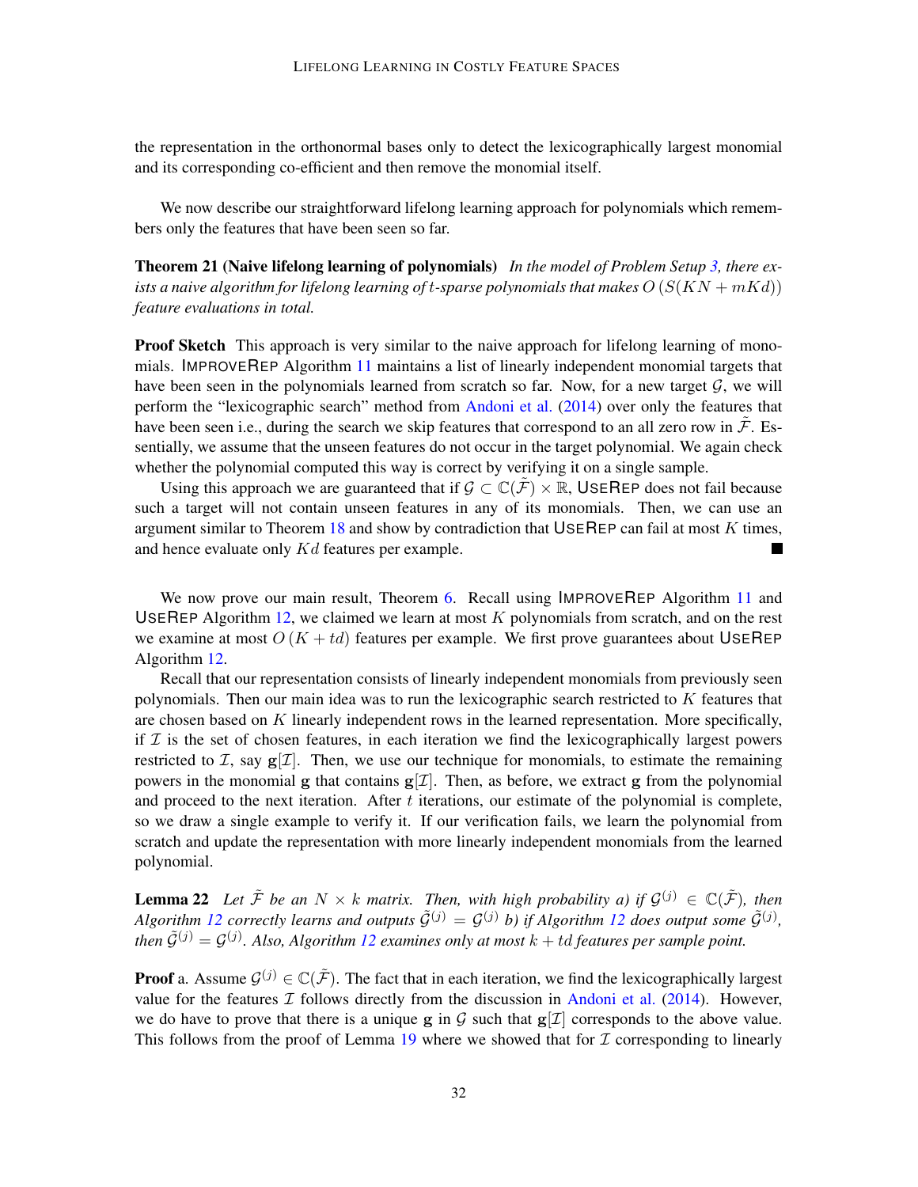the representation in the orthonormal bases only to detect the lexicographically largest monomial and its corresponding co-efficient and then remove the monomial itself.

We now describe our straightforward lifelong learning approach for polynomials which remembers only the features that have been seen so far.

**Theorem 21 (Naive lifelong learning of polynomials)** *In the model of Problem Setup 3, there exists a naive algorithm for lifelong learning of $t$-sparse polynomials that makes $O\left(S(KN + mKd)\right)$ feature evaluations in total.*

**Proof Sketch** This approach is very similar to the naive approach for lifelong learning of monomials. ImproveRep Algorithm 11 maintains a list of linearly independent monomial targets that have been seen in the polynomials learned from scratch so far. Now, for a new target $\mathcal{G}$, we will perform the "lexicographic search" method from Andoni et al. (2014) over only the features that have been seen i.e., during the search we skip features that correspond to an all zero row in $\tilde{\mathcal{F}}$. Essentially, we assume that the unseen features do not occur in the target polynomial. We again check whether the polynomial computed this way is correct by verifying it on a single sample.

Using this approach we are guaranteed that if $\mathcal{G} \subset \mathbb{C}(\tilde{\mathcal{F}}) \times \mathbb{R}$, UseRep does not fail because such a target will not contain unseen features in any of its monomials. Then, we can use an argument similar to Theorem 18 and show by contradiction that UseRep can fail at most $K$ times, and hence evaluate only $Kd$ features per example. ■

We now prove our main result, Theorem 6. Recall using ImproveRep Algorithm 11 and UseRep Algorithm 12, we claimed we learn at most $K$ polynomials from scratch, and on the rest we examine at most $O\left(K + td\right)$ features per example. We first prove guarantees about UseRep Algorithm 12.

Recall that our representation consists of linearly independent monomials from previously seen polynomials. Then our main idea was to run the lexicographic search restricted to $K$ features that are chosen based on $K$ linearly independent rows in the learned representation. More specifically, if $\mathcal{I}$ is the set of chosen features, in each iteration we find the lexicographically largest powers restricted to $\mathcal{I}$, say $\mathbf{g}[\mathcal{I}]$. Then, we use our technique for monomials, to estimate the remaining powers in the monomial $\mathbf{g}$ that contains $\mathbf{g}[\mathcal{I}]$. Then, as before, we extract $\mathbf{g}$ from the polynomial and proceed to the next iteration. After $t$ iterations, our estimate of the polynomial is complete, so we draw a single example to verify it. If our verification fails, we learn the polynomial from scratch and update the representation with more linearly independent monomials from the learned polynomial.

**Lemma 22** *Let $\tilde{\mathcal{F}}$ be an $N \times k$ matrix. Then, with high probability a) if $\mathcal{G}^{(j)} \in \mathbb{C}(\tilde{\mathcal{F}})$, then Algorithm 12 correctly learns and outputs $\tilde{\mathcal{G}}^{(j)} = \mathcal{G}^{(j)}$ b) if Algorithm 12 does output some $\tilde{\mathcal{G}}^{(j)}$, then $\tilde{\mathcal{G}}^{(j)} = \mathcal{G}^{(j)}$. Also, Algorithm 12 examines only at most $k + td$ features per sample point.*

**Proof** a. Assume $\mathcal{G}^{(j)} \in \mathbb{C}(\tilde{\mathcal{F}})$. The fact that in each iteration, we find the lexicographically largest value for the features $\mathcal{I}$ follows directly from the discussion in Andoni et al. (2014). However, we do have to prove that there is a unique $\mathbf{g}$ in $\mathcal{G}$ such that $\mathbf{g}[\mathcal{I}]$ corresponds to the above value. This follows from the proof of Lemma 19 where we showed that for $\mathcal{I}$ corresponding to linearly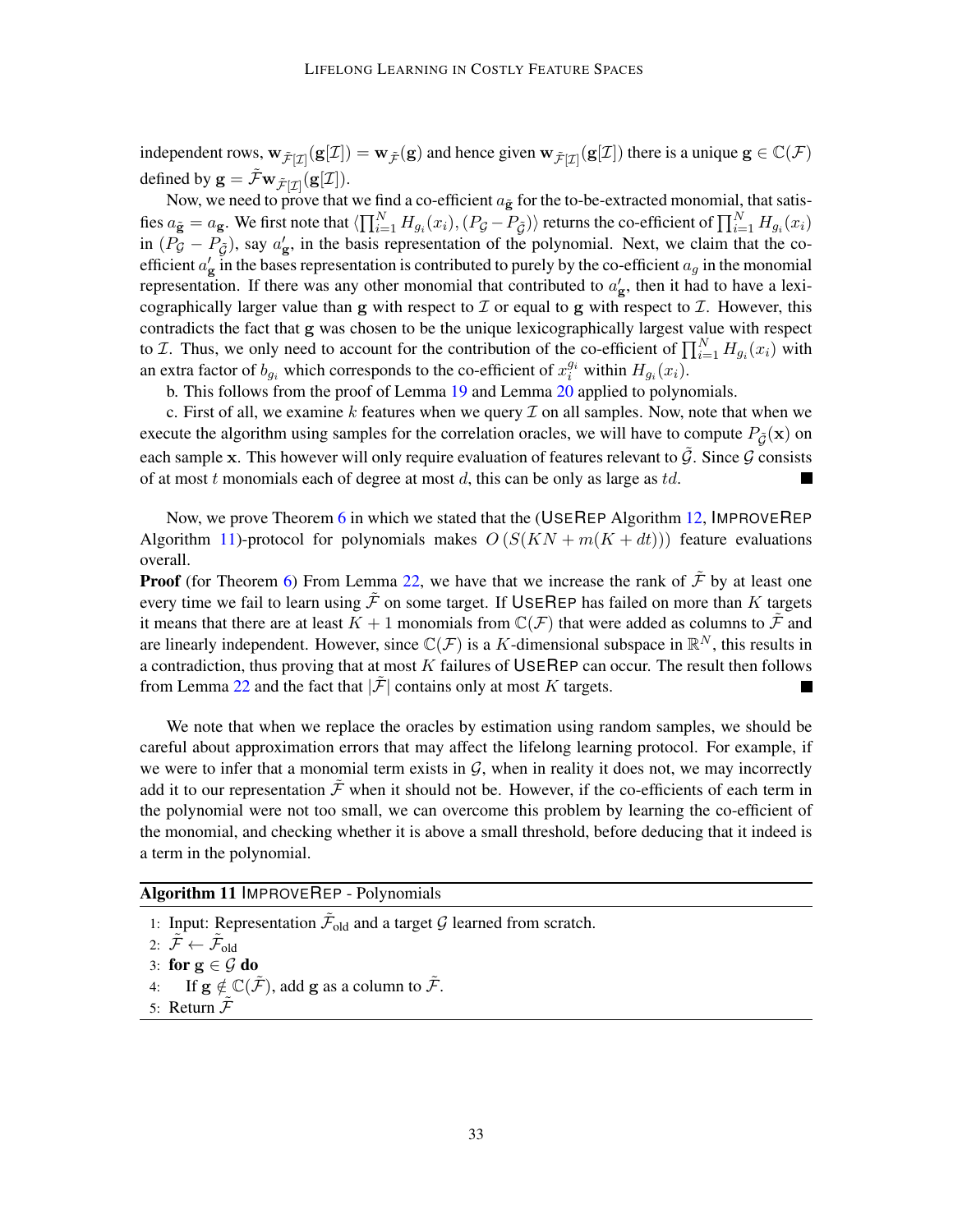independent rows, $\mathbf{w}_{\tilde{\mathcal{F}}[\mathcal{I}]}(\mathbf{g}[\mathcal{I}]) = \mathbf{w}_{\tilde{\mathcal{F}}}(\mathbf{g})$ and hence given $\mathbf{w}_{\tilde{\mathcal{F}}[\mathcal{I}]}(\mathbf{g}[\mathcal{I}])$ there is a unique $\mathbf{g} \in \mathbb{C}(\mathcal{F})$ defined by $\mathbf{g} = \tilde{\mathcal{F}}\mathbf{w}_{\tilde{\mathcal{F}}[\mathcal{I}]}(\mathbf{g}[\mathcal{I}])$.

Now, we need to prove that we find a co-efficient $a_{\tilde{\mathbf{g}}}$ for the to-be-extracted monomial, that satisfies $a_{\tilde{\mathbf{g}}} = a_{\mathbf{g}}$. We first note that $\langle \prod_{i=1}^{N} H_{g_i}(x_i), (P_{\mathcal{G}} - P_{\tilde{\mathcal{G}}}) \rangle$ returns the co-efficient of $\prod_{i=1}^{N} H_{g_i}(x_i)$ in $(P_{\mathcal{G}} - P_{\tilde{\mathcal{G}}})$, say $a'_{\mathbf{g}}$, in the basis representation of the polynomial. Next, we claim that the co-efficient $a'_{\mathbf{g}}$ in the bases representation is contributed to purely by the co-efficient $a_g$ in the monomial representation. If there was any other monomial that contributed to $a'_{\mathbf{g}}$, then it had to have a lexicographically larger value than $\mathbf{g}$ with respect to $\mathcal{I}$ or equal to $\mathbf{g}$ with respect to $\mathcal{I}$. However, this contradicts the fact that $\mathbf{g}$ was chosen to be the unique lexicographically largest value with respect to $\mathcal{I}$. Thus, we only need to account for the contribution of the co-efficient of $\prod_{i=1}^{N} H_{g_i}(x_i)$ with an extra factor of $b_{g_i}$ which corresponds to the co-efficient of $x_i^{g_i}$ within $H_{g_i}(x_i)$.

b. This follows from the proof of Lemma 19 and Lemma 20 applied to polynomials.

c. First of all, we examine $k$ features when we query $\mathcal{I}$ on all samples. Now, note that when we execute the algorithm using samples for the correlation oracles, we will have to compute $P_{\tilde{\mathcal{G}}}(\mathbf{x})$ on each sample $\mathbf{x}$. This however will only require evaluation of features relevant to $\tilde{\mathcal{G}}$. Since $\mathcal{G}$ consists of at most $t$ monomials each of degree at most $d$, this can be only as large as $td$. ∎

Now, we prove Theorem 6 in which we stated that the (USEREP Algorithm 12, IMPROVEREP Algorithm 11)-protocol for polynomials makes $O\left(S(KN + m(K + dt))\right)$ feature evaluations overall.

**Proof** (for Theorem 6) From Lemma 22, we have that we increase the rank of $\tilde{\mathcal{F}}$ by at least one every time we fail to learn using $\tilde{\mathcal{F}}$ on some target. If USEREP has failed on more than $K$ targets it means that there are at least $K + 1$ monomials from $\mathbb{C}(\mathcal{F})$ that were added as columns to $\tilde{\mathcal{F}}$ and are linearly independent. However, since $\mathbb{C}(\mathcal{F})$ is a $K$-dimensional subspace in $\mathbb{R}^N$, this results in a contradiction, thus proving that at most $K$ failures of USEREP can occur. The result then follows from Lemma 22 and the fact that $|\tilde{\mathcal{F}}|$ contains only at most $K$ targets. ∎

We note that when we replace the oracles by estimation using random samples, we should be careful about approximation errors that may affect the lifelong learning protocol. For example, if we were to infer that a monomial term exists in $\mathcal{G}$, when in reality it does not, we may incorrectly add it to our representation $\tilde{\mathcal{F}}$ when it should not be. However, if the co-efficients of each term in the polynomial were not too small, we can overcome this problem by learning the co-efficient of the monomial, and checking whether it is above a small threshold, before deducing that it indeed is a term in the polynomial.

**Algorithm 11** IMPROVEREP - Polynomials

```
1: Input: Representation F̃_old and a target G learned from scratch.
2: F̃ ← F̃_old
3: for g ∈ G do
4:     If g ∉ C(F̃), add g as a column to F̃.
5: Return F̃
```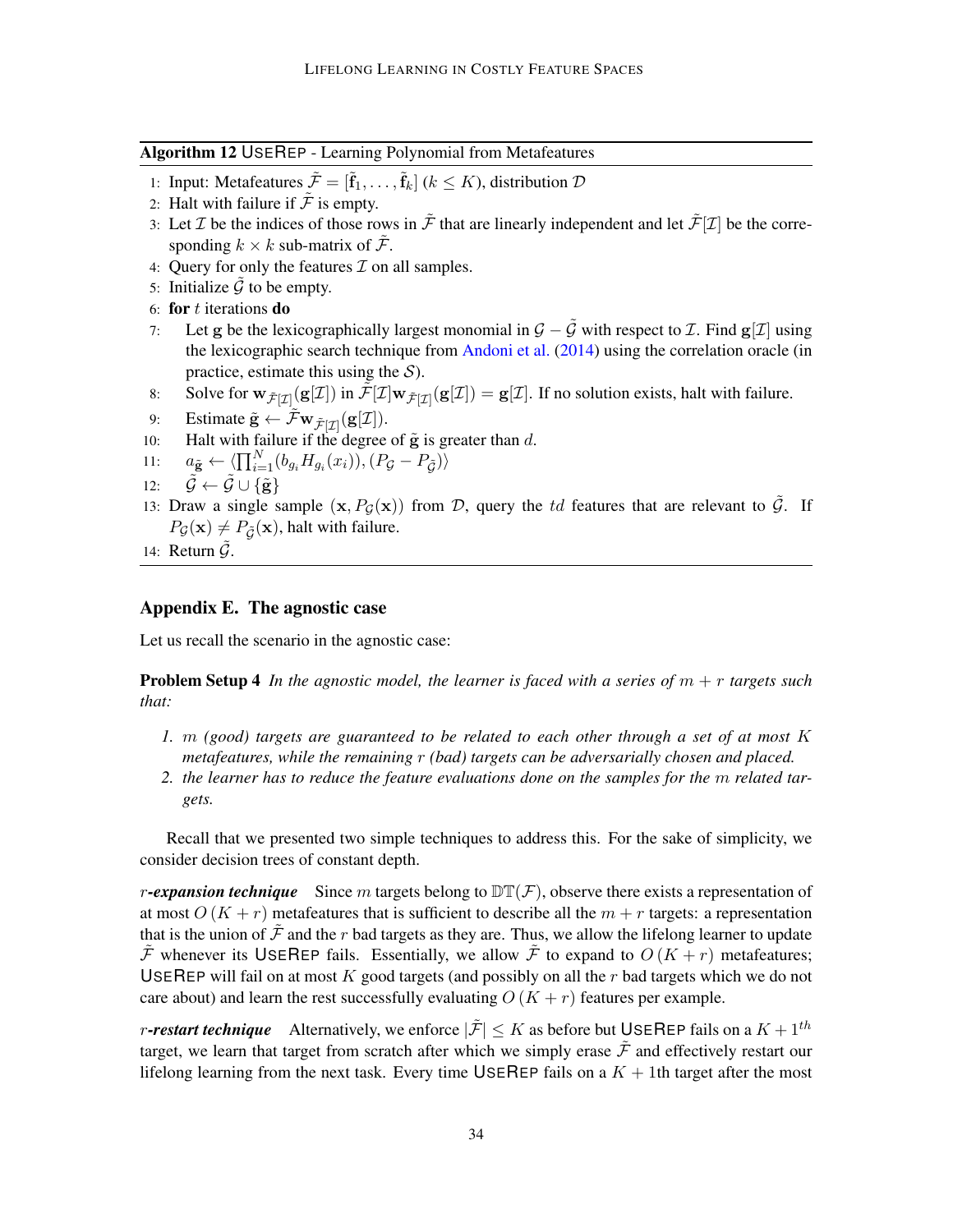**Algorithm 12** USEREP - Learning Polynomial from Metafeatures

1: Input: Metafeatures $\tilde{\mathcal{F}} = [\tilde{\mathbf{f}}_1, \ldots, \tilde{\mathbf{f}}_k]$ ($k \leq K$), distribution $\mathcal{D}$
2: Halt with failure if $\tilde{\mathcal{F}}$ is empty.
3: Let $\mathcal{I}$ be the indices of those rows in $\tilde{\mathcal{F}}$ that are linearly independent and let $\tilde{\mathcal{F}}[\mathcal{I}]$ be the corresponding $k \times k$ sub-matrix of $\tilde{\mathcal{F}}$.
4: Query for only the features $\mathcal{I}$ on all samples.
5: Initialize $\tilde{\mathcal{G}}$ to be empty.
6: **for** $t$ iterations **do**
7: Let $\mathbf{g}$ be the lexicographically largest monomial in $\mathcal{G} - \tilde{\mathcal{G}}$ with respect to $\mathcal{I}$. Find $\mathbf{g}[\mathcal{I}]$ using the lexicographic search technique from Andoni et al. (2014) using the correlation oracle (in practice, estimate this using the $\mathcal{S}$).
8: Solve for $\mathbf{w}_{\tilde{\mathcal{F}}[\mathcal{I}]}(\mathbf{g}[\mathcal{I}])$ in $\tilde{\mathcal{F}}[\mathcal{I}]\mathbf{w}_{\tilde{\mathcal{F}}[\mathcal{I}]}(\mathbf{g}[\mathcal{I}]) = \mathbf{g}[\mathcal{I}]$. If no solution exists, halt with failure.
9: Estimate $\tilde{\mathbf{g}} \leftarrow \tilde{\mathcal{F}}\mathbf{w}_{\tilde{\mathcal{F}}[\mathcal{I}]}(\mathbf{g}[\mathcal{I}])$.
10: Halt with failure if the degree of $\tilde{\mathbf{g}}$ is greater than $d$.
11: $a_{\tilde{\mathbf{g}}} \leftarrow \langle \prod_{i=1}^{N} (b_{g_i} H_{g_i}(x_i)), (P_{\mathcal{G}} - P_{\tilde{\mathcal{G}}}) \rangle$
12: $\tilde{\mathcal{G}} \leftarrow \tilde{\mathcal{G}} \cup \{\tilde{\mathbf{g}}\}$
13: Draw a single sample $(\mathbf{x}, P_{\mathcal{G}}(\mathbf{x}))$ from $\mathcal{D}$, query the $td$ features that are relevant to $\tilde{\mathcal{G}}$. If $P_{\mathcal{G}}(\mathbf{x}) \neq P_{\tilde{\mathcal{G}}}(\mathbf{x})$, halt with failure.
14: Return $\tilde{\mathcal{G}}$.

## Appendix E. The agnostic case

Let us recall the scenario in the agnostic case:

**Problem Setup 4** *In the agnostic model, the learner is faced with a series of $m + r$ targets such that:*

1. *$m$ (good) targets are guaranteed to be related to each other through a set of at most $K$ metafeatures, while the remaining $r$ (bad) targets can be adversarially chosen and placed.*
2. *the learner has to reduce the feature evaluations done on the samples for the $m$ related targets.*

Recall that we presented two simple techniques to address this. For the sake of simplicity, we consider decision trees of constant depth.

***$r$-expansion technique*** Since $m$ targets belong to $\mathbb{DT}(\mathcal{F})$, observe there exists a representation of at most $O(K + r)$ metafeatures that is sufficient to describe all the $m + r$ targets: a representation that is the union of $\tilde{\mathcal{F}}$ and the $r$ bad targets as they are. Thus, we allow the lifelong learner to update $\tilde{\mathcal{F}}$ whenever its USEREP fails. Essentially, we allow $\tilde{\mathcal{F}}$ to expand to $O(K + r)$ metafeatures; USEREP will fail on at most $K$ good targets (and possibly on all the $r$ bad targets which we do not care about) and learn the rest successfully evaluating $O(K + r)$ features per example.

***$r$-restart technique*** Alternatively, we enforce $|\tilde{\mathcal{F}}| \leq K$ as before but USEREP fails on a $K + 1^{th}$ target, we learn that target from scratch after which we simply erase $\tilde{\mathcal{F}}$ and effectively restart our lifelong learning from the next task. Every time USEREP fails on a $K + 1$th target after the most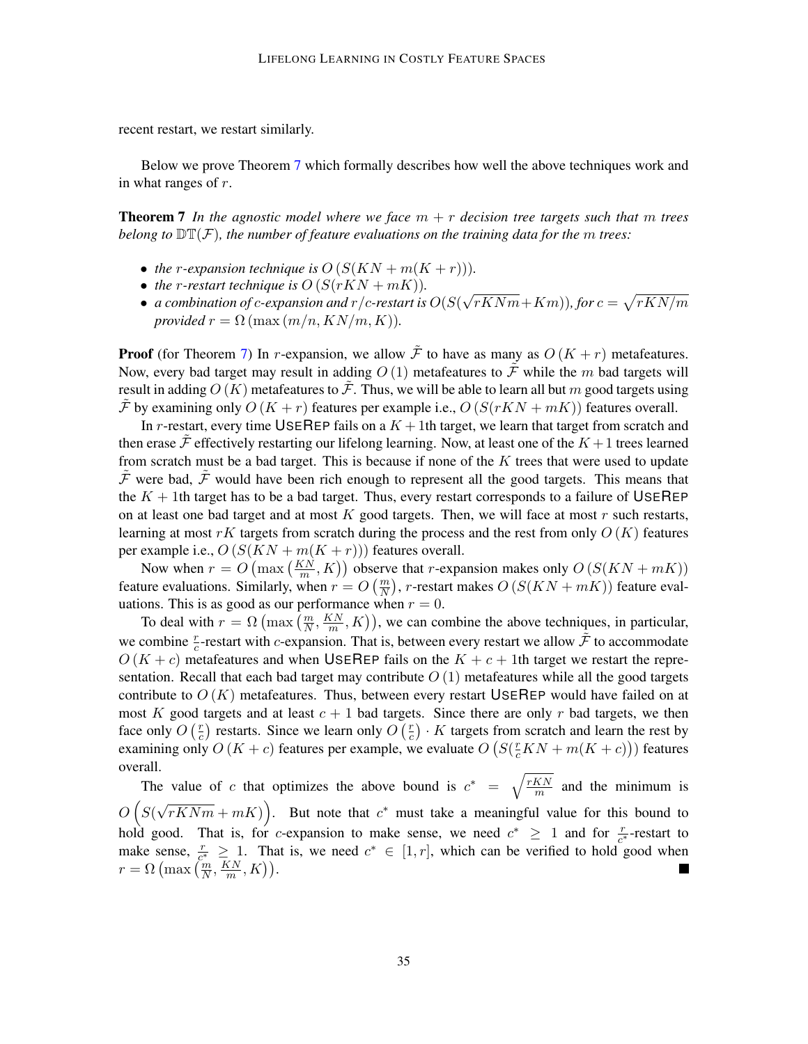recent restart, we restart similarly.

Below we prove Theorem 7 which formally describes how well the above techniques work and in what ranges of $r$.

**Theorem 7** *In the agnostic model where we face $m + r$ decision tree targets such that $m$ trees belong to $\mathbb{DT}(\mathcal{F})$, the number of feature evaluations on the training data for the $m$ trees:*

- *the $r$-expansion technique is $O(S(KN + m(K + r)))$.*
- *the $r$-restart technique is $O(S(rKN + mK))$.*
- *a combination of $c$-expansion and $r/c$-restart is $O(S(\sqrt{rKNm}+Km))$, for $c = \sqrt{rKN/m}$ provided $r = \Omega(\max(m/n, KN/m, K))$.*

**Proof** (for Theorem 7) In $r$-expansion, we allow $\tilde{\mathcal{F}}$ to have as many as $O(K + r)$ metafeatures. Now, every bad target may result in adding $O(1)$ metafeatures to $\tilde{\mathcal{F}}$ while the $m$ bad targets will result in adding $O(K)$ metafeatures to $\tilde{\mathcal{F}}$. Thus, we will be able to learn all but $m$ good targets using $\tilde{\mathcal{F}}$ by examining only $O(K + r)$ features per example i.e., $O(S(rKN + mK))$ features overall.

In $r$-restart, every time USEREP fails on a $K + 1$th target, we learn that target from scratch and then erase $\tilde{\mathcal{F}}$ effectively restarting our lifelong learning. Now, at least one of the $K + 1$ trees learned from scratch must be a bad target. This is because if none of the $K$ trees that were used to update $\tilde{\mathcal{F}}$ were bad, $\tilde{\mathcal{F}}$ would have been rich enough to represent all the good targets. This means that the $K + 1$th target has to be a bad target. Thus, every restart corresponds to a failure of USEREP on at least one bad target and at most $K$ good targets. Then, we will face at most $r$ such restarts, learning at most $rK$ targets from scratch during the process and the rest from only $O(K)$ features per example i.e., $O(S(KN + m(K + r)))$ features overall.

Now when $r = O\left(\max\left(\frac{KN}{m}, K\right)\right)$ observe that $r$-expansion makes only $O(S(KN + mK))$ feature evaluations. Similarly, when $r = O\left(\frac{m}{N}\right)$, $r$-restart makes $O(S(KN + mK))$ feature evaluations. This is as good as our performance when $r = 0$.

To deal with $r = \Omega\left(\max\left(\frac{m}{N}, \frac{KN}{m}, K\right)\right)$, we can combine the above techniques, in particular, we combine $\frac{r}{c}$-restart with $c$-expansion. That is, between every restart we allow $\tilde{\mathcal{F}}$ to accommodate $O(K + c)$ metafeatures and when USEREP fails on the $K + c + 1$th target we restart the representation. Recall that each bad target may contribute $O(1)$ metafeatures while all the good targets contribute to $O(K)$ metafeatures. Thus, between every restart USEREP would have failed on at most $K$ good targets and at least $c + 1$ bad targets. Since there are only $r$ bad targets, we then face only $O\left(\frac{r}{c}\right)$ restarts. Since we learn only $O\left(\frac{r}{c}\right) \cdot K$ targets from scratch and learn the rest by examining only $O(K + c)$ features per example, we evaluate $O\left(S(\frac{r}{c}KN + m(K + c))\right)$ features overall.

The value of $c$ that optimizes the above bound is $c^* = \sqrt{\frac{rKN}{m}}$ and the minimum is $O\left(S(\sqrt{rKNm} + mK)\right)$. But note that $c^*$ must take a meaningful value for this bound to hold good. That is, for $c$-expansion to make sense, we need $c^* \geq 1$ and for $\frac{r}{c^*}$-restart to make sense, $\frac{r}{c^*} \geq 1$. That is, we need $c^* \in [1, r]$, which can be verified to hold good when $r = \Omega\left(\max\left(\frac{m}{N}, \frac{KN}{m}, K\right)\right)$. ■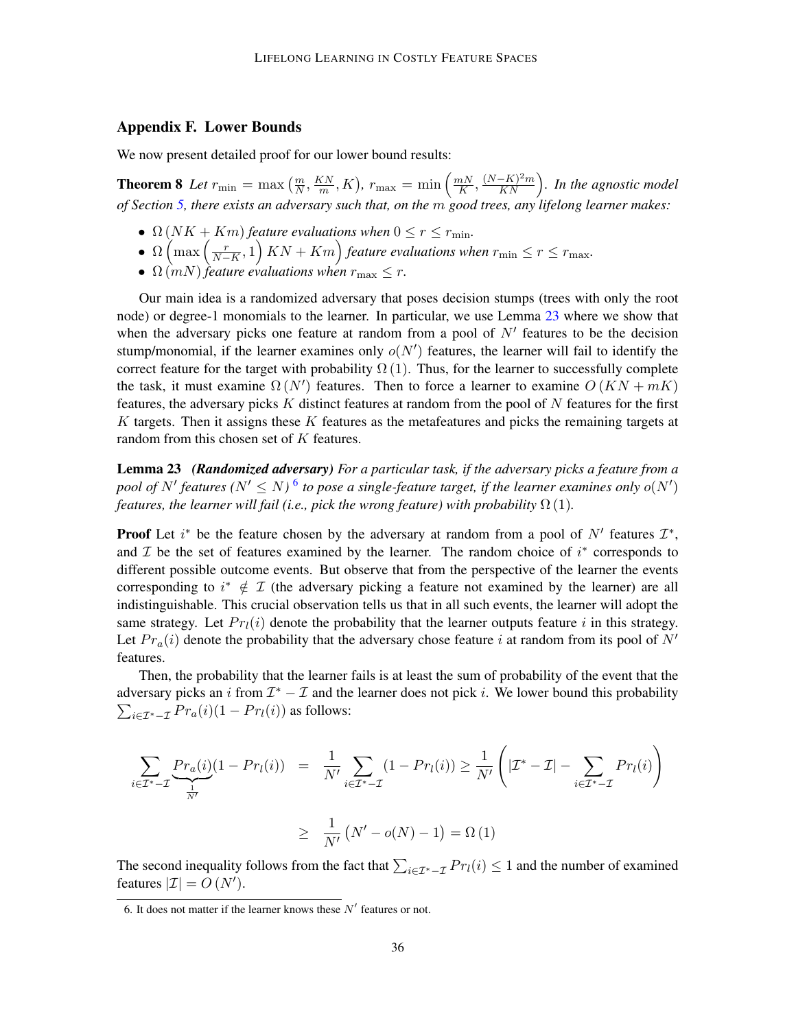## Appendix F. Lower Bounds

We now present detailed proof for our lower bound results:

**Theorem 8** *Let $r_{\min} = \max\left(\frac{m}{N}, \frac{KN}{m}, K\right)$, $r_{\max} = \min\left(\frac{mN}{K}, \frac{(N-K)^2 m}{KN}\right)$. In the agnostic model of Section 5, there exists an adversary such that, on the $m$ good trees, any lifelong learner makes:*

- *$\Omega(NK + Km)$ feature evaluations when $0 \leq r \leq r_{\min}$.*
- *$\Omega\left(\max\left(\frac{r}{N-K}, 1\right) KN + Km\right)$ feature evaluations when $r_{\min} \leq r \leq r_{\max}$.*
- *$\Omega(mN)$ feature evaluations when $r_{\max} \leq r$.*

Our main idea is a randomized adversary that poses decision stumps (trees with only the root node) or degree-1 monomials to the learner. In particular, we use Lemma 23 where we show that when the adversary picks one feature at random from a pool of $N'$ features to be the decision stump/monomial, if the learner examines only $o(N')$ features, the learner will fail to identify the correct feature for the target with probability $\Omega(1)$. Thus, for the learner to successfully complete the task, it must examine $\Omega(N')$ features. Then to force a learner to examine $O(KN + mK)$ features, the adversary picks $K$ distinct features at random from the pool of $N$ features for the first $K$ targets. Then it assigns these $K$ features as the metafeatures and picks the remaining targets at random from this chosen set of $K$ features.

**Lemma 23** ***(Randomized adversary)*** *For a particular task, if the adversary picks a feature from a pool of $N'$ features ($N' \leq N$)*[6] *to pose a single-feature target, if the learner examines only $o(N')$ features, the learner will fail (i.e., pick the wrong feature) with probability $\Omega(1)$.*

**Proof** Let $i^*$ be the feature chosen by the adversary at random from a pool of $N'$ features $\mathcal{I}^*$, and $\mathcal{I}$ be the set of features examined by the learner. The random choice of $i^*$ corresponds to different possible outcome events. But observe that from the perspective of the learner the events corresponding to $i^* \notin \mathcal{I}$ (the adversary picking a feature not examined by the learner) are all indistinguishable. This crucial observation tells us that in all such events, the learner will adopt the same strategy. Let $Pr_l(i)$ denote the probability that the learner outputs feature $i$ in this strategy. Let $Pr_a(i)$ denote the probability that the adversary chose feature $i$ at random from its pool of $N'$ features.

Then, the probability that the learner fails is at least the sum of probability of the event that the adversary picks an $i$ from $\mathcal{I}^* - \mathcal{I}$ and the learner does not pick $i$. We lower bound this probability $\sum_{i \in \mathcal{I}^* - \mathcal{I}} Pr_a(i)(1 - Pr_l(i))$ as follows:

$$
\begin{aligned}
\sum_{i \in \mathcal{I}^* - \mathcal{I}} \underbrace{Pr_a(i)}_{\frac{1}{N'}}(1 - Pr_l(i)) &= \frac{1}{N'} \sum_{i \in \mathcal{I}^* - \mathcal{I}} (1 - Pr_l(i)) \geq \frac{1}{N'}\left(|\mathcal{I}^* - \mathcal{I}| - \sum_{i \in \mathcal{I}^* - \mathcal{I}} Pr_l(i)\right) \\
&\geq \frac{1}{N'}\left(N' - o(N) - 1\right) = \Omega(1)
\end{aligned}
$$

The second inequality follows from the fact that $\sum_{i \in \mathcal{I}^* - \mathcal{I}} Pr_l(i) \leq 1$ and the number of examined features $|\mathcal{I}| = O(N')$.

6. It does not matter if the learner knows these $N'$ features or not.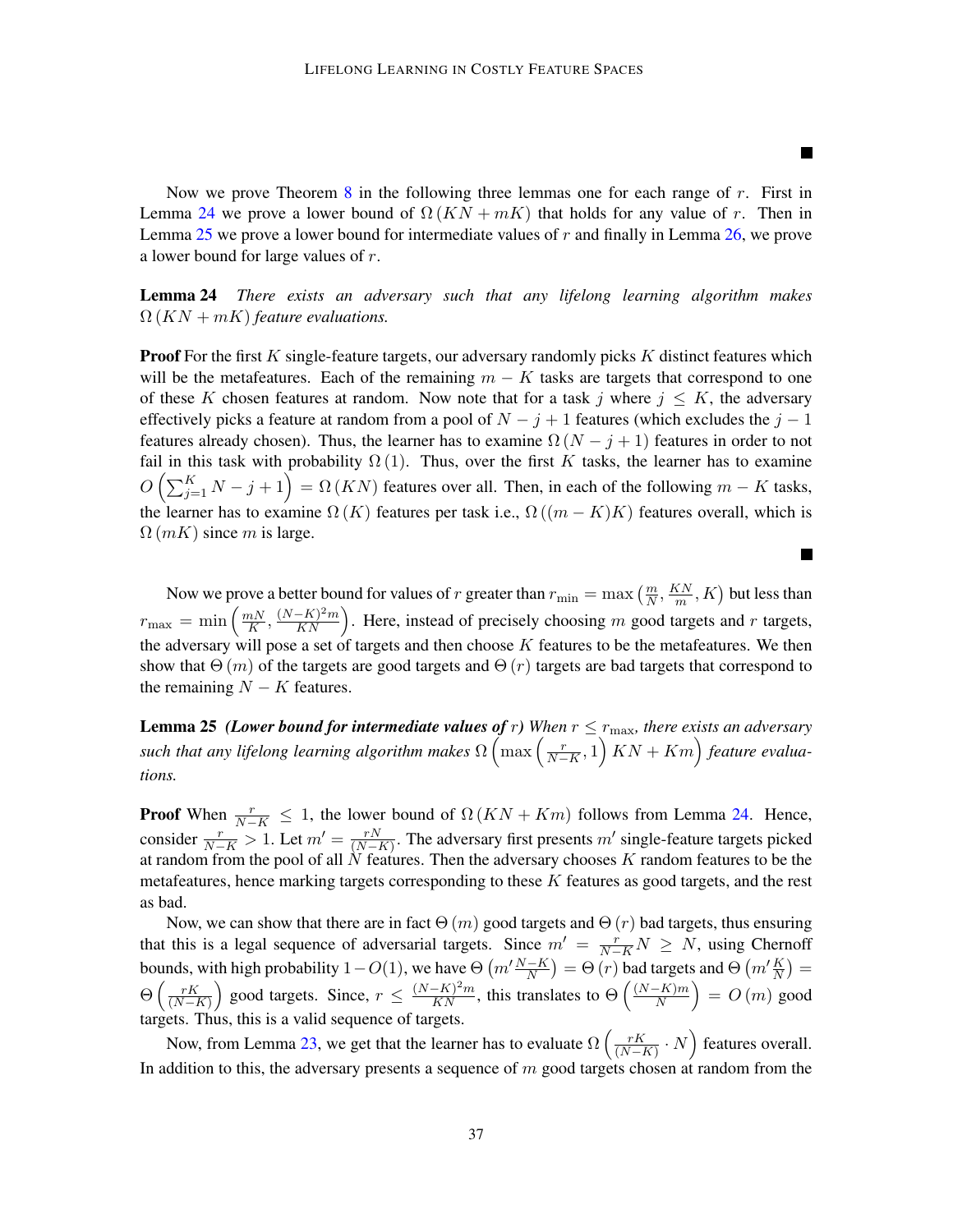■

Now we prove Theorem 8 in the following three lemmas one for each range of $r$. First in Lemma 24 we prove a lower bound of $\Omega(KN + mK)$ that holds for any value of $r$. Then in Lemma 25 we prove a lower bound for intermediate values of $r$ and finally in Lemma 26, we prove a lower bound for large values of $r$.

**Lemma 24** *There exists an adversary such that any lifelong learning algorithm makes $\Omega(KN + mK)$ feature evaluations.*

**Proof** For the first $K$ single-feature targets, our adversary randomly picks $K$ distinct features which will be the metafeatures. Each of the remaining $m - K$ tasks are targets that correspond to one of these $K$ chosen features at random. Now note that for a task $j$ where $j \leq K$, the adversary effectively picks a feature at random from a pool of $N - j + 1$ features (which excludes the $j - 1$ features already chosen). Thus, the learner has to examine $\Omega(N - j + 1)$ features in order to not fail in this task with probability $\Omega(1)$. Thus, over the first $K$ tasks, the learner has to examine $O\left(\sum_{j=1}^{K} N - j + 1\right) = \Omega(KN)$ features over all. Then, in each of the following $m - K$ tasks, the learner has to examine $\Omega(K)$ features per task i.e., $\Omega((m - K)K)$ features overall, which is $\Omega(mK)$ since $m$ is large. ■

Now we prove a better bound for values of $r$ greater than $r_{\min} = \max\left(\frac{m}{N}, \frac{KN}{m}, K\right)$ but less than $r_{\max} = \min\left(\frac{mN}{K}, \frac{(N-K)^2 m}{KN}\right)$. Here, instead of precisely choosing $m$ good targets and $r$ targets, the adversary will pose a set of targets and then choose $K$ features to be the metafeatures. We then show that $\Theta(m)$ of the targets are good targets and $\Theta(r)$ targets are bad targets that correspond to the remaining $N - K$ features.

**Lemma 25** ***(Lower bound for intermediate values of $r$)*** *When $r \leq r_{\max}$, there exists an adversary such that any lifelong learning algorithm makes $\Omega\left(\max\left(\frac{r}{N-K}, 1\right) KN + Km\right)$ feature evaluations.*

**Proof** When $\frac{r}{N-K} \leq 1$, the lower bound of $\Omega(KN + Km)$ follows from Lemma 24. Hence, consider $\frac{r}{N-K} > 1$. Let $m' = \frac{rN}{(N-K)}$. The adversary first presents $m'$ single-feature targets picked at random from the pool of all $N$ features. Then the adversary chooses $K$ random features to be the metafeatures, hence marking targets corresponding to these $K$ features as good targets, and the rest as bad.

Now, we can show that there are in fact $\Theta(m)$ good targets and $\Theta(r)$ bad targets, thus ensuring that this is a legal sequence of adversarial targets. Since $m' = \frac{r}{N-K} N \geq N$, using Chernoff bounds, with high probability $1 - O(1)$, we have $\Theta\left(m' \frac{N-K}{N}\right) = \Theta(r)$ bad targets and $\Theta\left(m' \frac{K}{N}\right) = \Theta\left(\frac{rK}{(N-K)}\right)$ good targets. Since, $r \leq \frac{(N-K)^2 m}{KN}$, this translates to $\Theta\left(\frac{(N-K)m}{N}\right) = O(m)$ good targets. Thus, this is a valid sequence of targets.

Now, from Lemma 23, we get that the learner has to evaluate $\Omega\left(\frac{rK}{(N-K)} \cdot N\right)$ features overall. In addition to this, the adversary presents a sequence of $m$ good targets chosen at random from the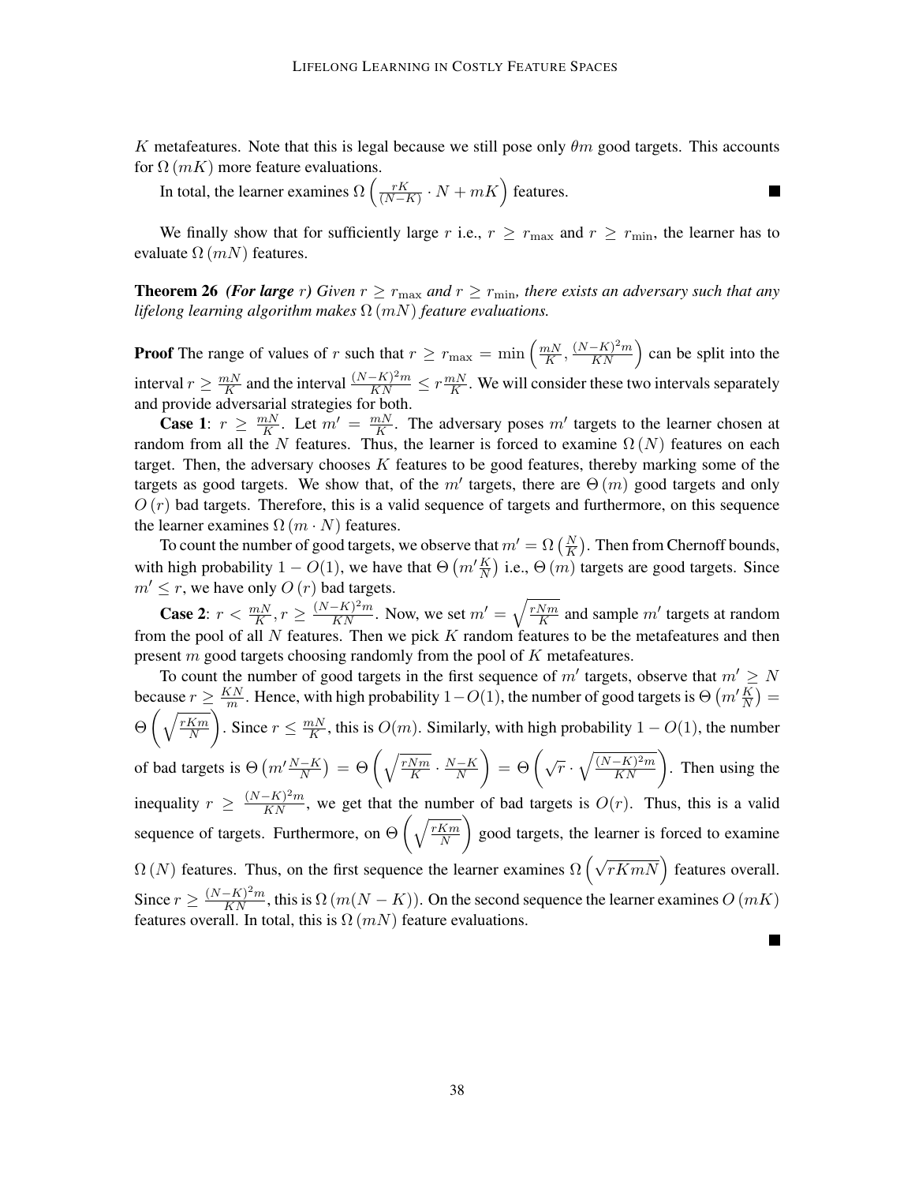$K$ metafeatures. Note that this is legal because we still pose only $\theta m$ good targets. This accounts for $\Omega(mK)$ more feature evaluations.

In total, the learner examines $\Omega\left(\frac{rK}{(N-K)} \cdot N + mK\right)$ features. ■

We finally show that for sufficiently large $r$ i.e., $r \geq r_{\max}$ and $r \geq r_{\min}$, the learner has to evaluate $\Omega(mN)$ features.

**Theorem 26** *(For large r) Given $r \geq r_{\max}$ and $r \geq r_{\min}$, there exists an adversary such that any lifelong learning algorithm makes $\Omega(mN)$ feature evaluations.*

**Proof** The range of values of $r$ such that $r \geq r_{\max} = \min\left(\frac{mN}{K}, \frac{(N-K)^2 m}{KN}\right)$ can be split into the interval $r \geq \frac{mN}{K}$ and the interval $\frac{(N-K)^2 m}{KN} \leq r \frac{mN}{K}$. We will consider these two intervals separately and provide adversarial strategies for both.

**Case 1**: $r \geq \frac{mN}{K}$. Let $m' = \frac{mN}{K}$. The adversary poses $m'$ targets to the learner chosen at random from all the $N$ features. Thus, the learner is forced to examine $\Omega(N)$ features on each target. Then, the adversary chooses $K$ features to be good features, thereby marking some of the targets as good targets. We show that, of the $m'$ targets, there are $\Theta(m)$ good targets and only $O(r)$ bad targets. Therefore, this is a valid sequence of targets and furthermore, on this sequence the learner examines $\Omega(m \cdot N)$ features.

To count the number of good targets, we observe that $m' = \Omega\left(\frac{N}{K}\right)$. Then from Chernoff bounds, with high probability $1 - O(1)$, we have that $\Theta\left(m' \frac{K}{N}\right)$ i.e., $\Theta(m)$ targets are good targets. Since $m' \leq r$, we have only $O(r)$ bad targets.

**Case 2**: $r < \frac{mN}{K}, r \geq \frac{(N-K)^2 m}{KN}$. Now, we set $m' = \sqrt{\frac{rNm}{K}}$ and sample $m'$ targets at random from the pool of all $N$ features. Then we pick $K$ random features to be the metafeatures and then present $m$ good targets choosing randomly from the pool of $K$ metafeatures.

To count the number of good targets in the first sequence of $m'$ targets, observe that $m' \geq N$ because $r \geq \frac{KN}{m}$. Hence, with high probability $1 - O(1)$, the number of good targets is $\Theta\left(m' \frac{K}{N}\right) = \Theta\left(\sqrt{\frac{rKm}{N}}\right)$. Since $r \leq \frac{mN}{K}$, this is $O(m)$. Similarly, with high probability $1 - O(1)$, the number of bad targets is $\Theta\left(m' \frac{N-K}{N}\right) = \Theta\left(\sqrt{\frac{rNm}{K}} \cdot \frac{N-K}{N}\right) = \Theta\left(\sqrt{r} \cdot \sqrt{\frac{(N-K)^2 m}{KN}}\right)$. Then using the inequality $r \geq \frac{(N-K)^2 m}{KN}$, we get that the number of bad targets is $O(r)$. Thus, this is a valid sequence of targets. Furthermore, on $\Theta\left(\sqrt{\frac{rKm}{N}}\right)$ good targets, the learner is forced to examine $\Omega(N)$ features. Thus, on the first sequence the learner examines $\Omega\left(\sqrt{rKmN}\right)$ features overall. Since $r \geq \frac{(N-K)^2 m}{KN}$, this is $\Omega(m(N-K))$. On the second sequence the learner examines $O(mK)$ features overall. In total, this is $\Omega(mN)$ feature evaluations. ■